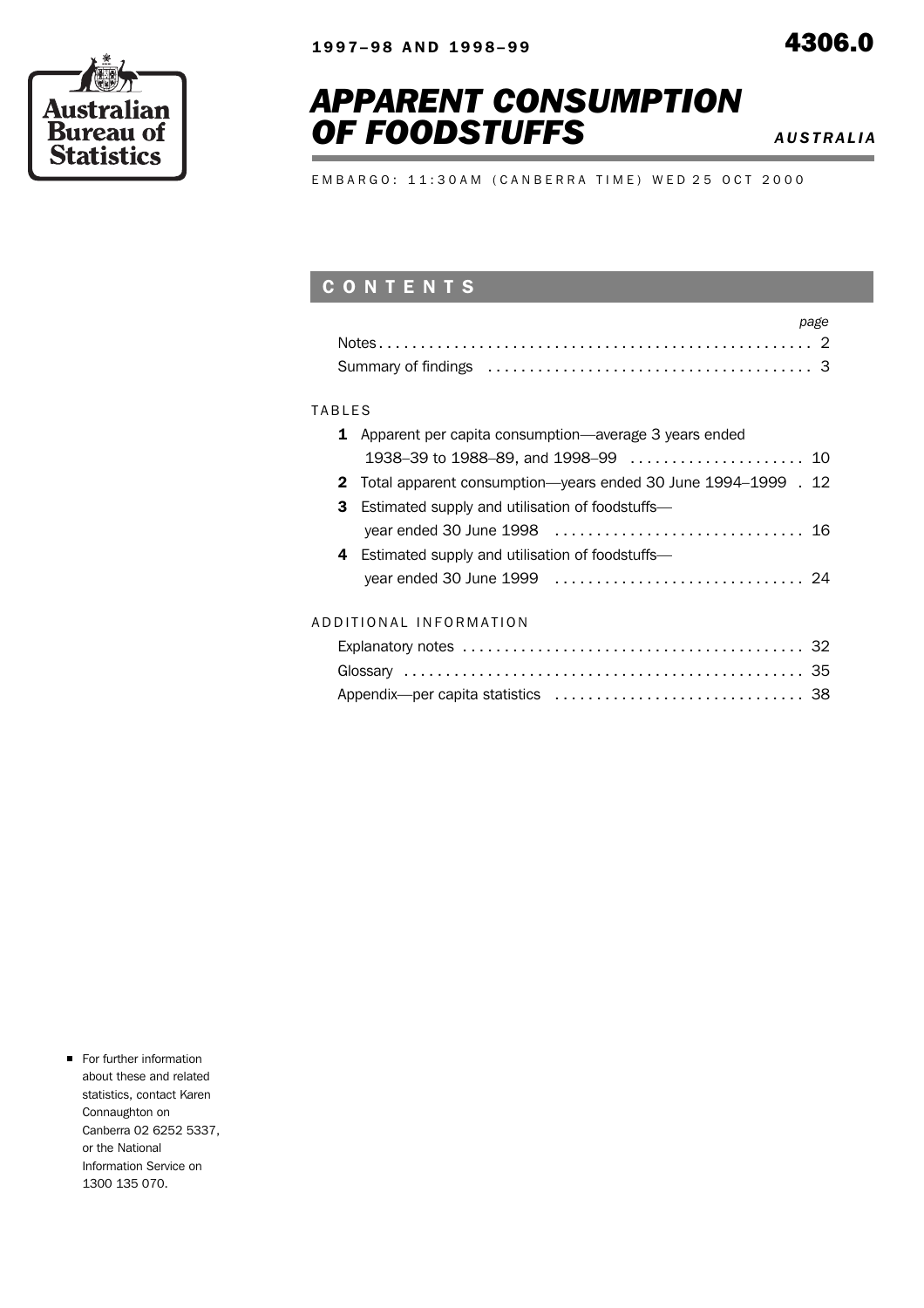Australian Bureau of Statistics

**1997–98 AND 1998–99**

**4306.0**

# *APPARENT CONSUMPTION OF FOODSTUFFS*

***AUSTRALIA***

EMBARGO: 11:30AM (CANBERRA TIME) WED 25 OCT 2000

## CONTENTS

| | page |
|---|---|
| Notes | 2 |
| Summary of findings | 3 |

TABLES

| | | page |
|---|---|---|
| **1** | Apparent per capita consumption—average 3 years ended 1938–39 to 1988–89, and 1998–99 | 10 |
| **2** | Total apparent consumption—years ended 30 June 1994–1999 | 12 |
| **3** | Estimated supply and utilisation of foodstuffs—year ended 30 June 1998 | 16 |
| **4** | Estimated supply and utilisation of foodstuffs—year ended 30 June 1999 | 24 |

ADDITIONAL INFORMATION

| | page |
|---|---|
| Explanatory notes | 32 |
| Glossary | 35 |
| Appendix—per capita statistics | 38 |

- For further information about these and related statistics, contact Karen Connaughton on Canberra 02 6252 5337, or the National Information Service on 1300 135 070.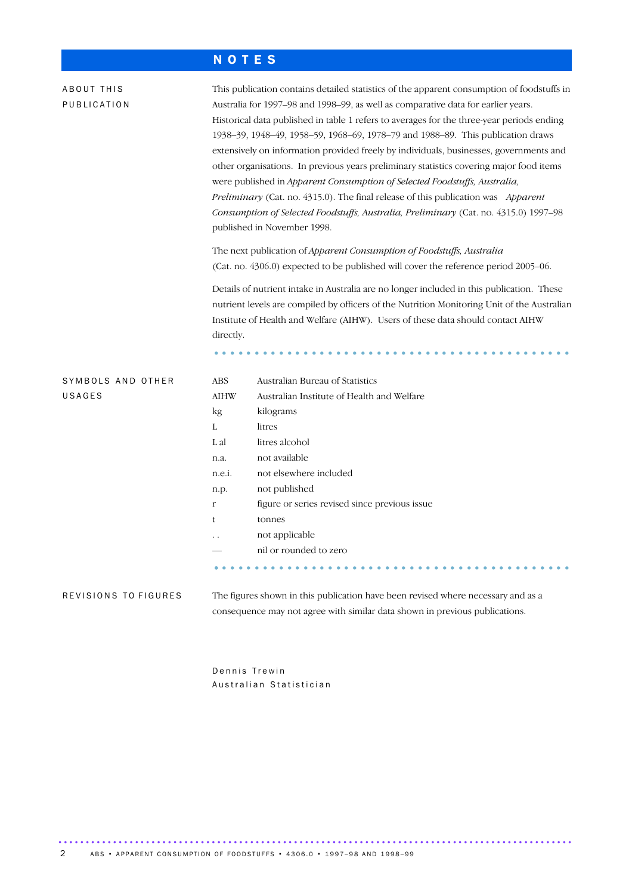# NOTES

## ABOUT THIS PUBLICATION

This publication contains detailed statistics of the apparent consumption of foodstuffs in Australia for 1997–98 and 1998–99, as well as comparative data for earlier years. Historical data published in table 1 refers to averages for the three-year periods ending 1938–39, 1948–49, 1958–59, 1968–69, 1978–79 and 1988–89. This publication draws extensively on information provided freely by individuals, businesses, governments and other organisations. In previous years preliminary statistics covering major food items were published in *Apparent Consumption of Selected Foodstuffs, Australia, Preliminary* (Cat. no. 4315.0). The final release of this publication was *Apparent Consumption of Selected Foodstuffs, Australia, Preliminary* (Cat. no. 4315.0) 1997–98 published in November 1998.

The next publication of *Apparent Consumption of Foodstuffs, Australia* (Cat. no. 4306.0) expected to be published will cover the reference period 2005–06.

Details of nutrient intake in Australia are no longer included in this publication. These nutrient levels are compiled by officers of the Nutrition Monitoring Unit of the Australian Institute of Health and Welfare (AIHW). Users of these data should contact AIHW directly.

## SYMBOLS AND OTHER USAGES

| | |
|---|---|
| ABS | Australian Bureau of Statistics |
| AIHW | Australian Institute of Health and Welfare |
| kg | kilograms |
| L | litres |
| L al | litres alcohol |
| n.a. | not available |
| n.e.i. | not elsewhere included |
| n.p. | not published |
| r | figure or series revised since previous issue |
| t | tonnes |
| . . | not applicable |
| — | nil or rounded to zero |

## REVISIONS TO FIGURES

The figures shown in this publication have been revised where necessary and as a consequence may not agree with similar data shown in previous publications.

Dennis Trewin
Australian Statistician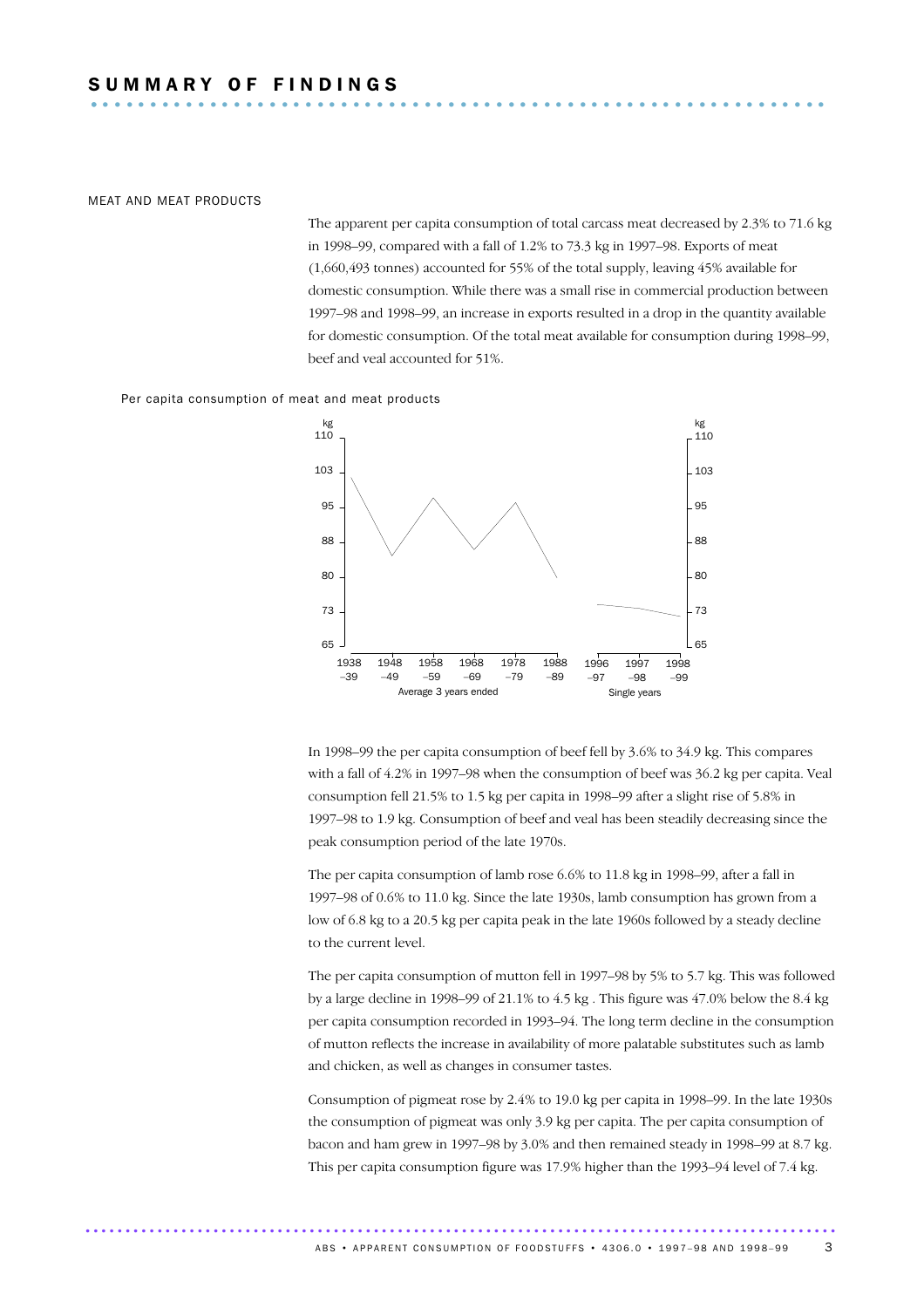# SUMMARY OF FINDINGS

## MEAT AND MEAT PRODUCTS

The apparent per capita consumption of total carcass meat decreased by 2.3% to 71.6 kg in 1998–99, compared with a fall of 1.2% to 73.3 kg in 1997–98. Exports of meat (1,660,493 tonnes) accounted for 55% of the total supply, leaving 45% available for domestic consumption. While there was a small rise in commercial production between 1997–98 and 1998–99, an increase in exports resulted in a drop in the quantity available for domestic consumption. Of the total meat available for consumption during 1998–99, beef and veal accounted for 51%.

Per capita consumption of meat and meat products

In 1998–99 the per capita consumption of beef fell by 3.6% to 34.9 kg. This compares with a fall of 4.2% in 1997–98 when the consumption of beef was 36.2 kg per capita. Veal consumption fell 21.5% to 1.5 kg per capita in 1998–99 after a slight rise of 5.8% in 1997–98 to 1.9 kg. Consumption of beef and veal has been steadily decreasing since the peak consumption period of the late 1970s.

The per capita consumption of lamb rose 6.6% to 11.8 kg in 1998–99, after a fall in 1997–98 of 0.6% to 11.0 kg. Since the late 1930s, lamb consumption has grown from a low of 6.8 kg to a 20.5 kg per capita peak in the late 1960s followed by a steady decline to the current level.

The per capita consumption of mutton fell in 1997–98 by 5% to 5.7 kg. This was followed by a large decline in 1998–99 of 21.1% to 4.5 kg . This figure was 47.0% below the 8.4 kg per capita consumption recorded in 1993–94. The long term decline in the consumption of mutton reflects the increase in availability of more palatable substitutes such as lamb and chicken, as well as changes in consumer tastes.

Consumption of pigmeat rose by 2.4% to 19.0 kg per capita in 1998–99. In the late 1930s the consumption of pigmeat was only 3.9 kg per capita. The per capita consumption of bacon and ham grew in 1997–98 by 3.0% and then remained steady in 1998–99 at 8.7 kg. This per capita consumption figure was 17.9% higher than the 1993–94 level of 7.4 kg.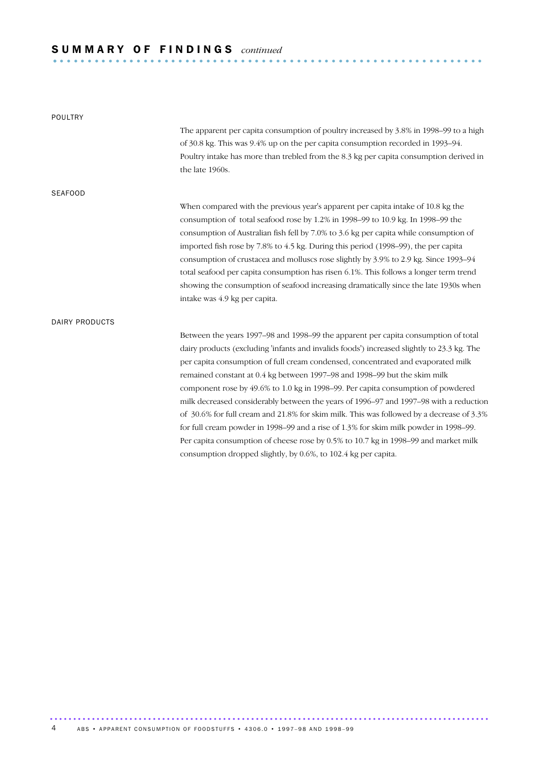# SUMMARY OF FINDINGS *continued*

## POULTRY

The apparent per capita consumption of poultry increased by 3.8% in 1998–99 to a high of 30.8 kg. This was 9.4% up on the per capita consumption recorded in 1993–94. Poultry intake has more than trebled from the 8.3 kg per capita consumption derived in the late 1960s.

## SEAFOOD

When compared with the previous year's apparent per capita intake of 10.8 kg the consumption of total seafood rose by 1.2% in 1998–99 to 10.9 kg. In 1998–99 the consumption of Australian fish fell by 7.0% to 3.6 kg per capita while consumption of imported fish rose by 7.8% to 4.5 kg. During this period (1998–99), the per capita consumption of crustacea and molluscs rose slightly by 3.9% to 2.9 kg. Since 1993–94 total seafood per capita consumption has risen 6.1%. This follows a longer term trend showing the consumption of seafood increasing dramatically since the late 1930s when intake was 4.9 kg per capita.

## DAIRY PRODUCTS

Between the years 1997–98 and 1998–99 the apparent per capita consumption of total dairy products (excluding 'infants and invalids foods') increased slightly to 23.3 kg. The per capita consumption of full cream condensed, concentrated and evaporated milk remained constant at 0.4 kg between 1997–98 and 1998–99 but the skim milk component rose by 49.6% to 1.0 kg in 1998–99. Per capita consumption of powdered milk decreased considerably between the years of 1996–97 and 1997–98 with a reduction of 30.6% for full cream and 21.8% for skim milk. This was followed by a decrease of 3.3% for full cream powder in 1998–99 and a rise of 1.3% for skim milk powder in 1998–99. Per capita consumption of cheese rose by 0.5% to 10.7 kg in 1998–99 and market milk consumption dropped slightly, by 0.6%, to 102.4 kg per capita.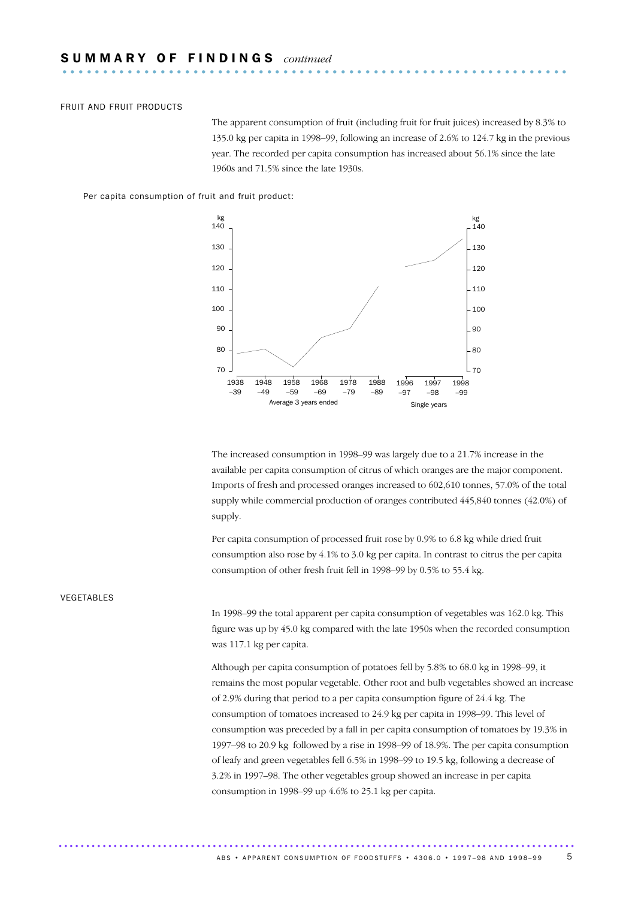## SUMMARY OF FINDINGS *continued*

### FRUIT AND FRUIT PRODUCTS

The apparent consumption of fruit (including fruit for fruit juices) increased by 8.3% to 135.0 kg per capita in 1998–99, following an increase of 2.6% to 124.7 kg in the previous year. The recorded per capita consumption has increased about 56.1% since the late 1960s and 71.5% since the late 1930s.

Per capita consumption of fruit and fruit product:

The increased consumption in 1998–99 was largely due to a 21.7% increase in the available per capita consumption of citrus of which oranges are the major component. Imports of fresh and processed oranges increased to 602,610 tonnes, 57.0% of the total supply while commercial production of oranges contributed 445,840 tonnes (42.0%) of supply.

Per capita consumption of processed fruit rose by 0.9% to 6.8 kg while dried fruit consumption also rose by 4.1% to 3.0 kg per capita. In contrast to citrus the per capita consumption of other fresh fruit fell in 1998–99 by 0.5% to 55.4 kg.

### VEGETABLES

In 1998–99 the total apparent per capita consumption of vegetables was 162.0 kg. This figure was up by 45.0 kg compared with the late 1950s when the recorded consumption was 117.1 kg per capita.

Although per capita consumption of potatoes fell by 5.8% to 68.0 kg in 1998–99, it remains the most popular vegetable. Other root and bulb vegetables showed an increase of 2.9% during that period to a per capita consumption figure of 24.4 kg. The consumption of tomatoes increased to 24.9 kg per capita in 1998–99. This level of consumption was preceded by a fall in per capita consumption of tomatoes by 19.3% in 1997–98 to 20.9 kg followed by a rise in 1998–99 of 18.9%. The per capita consumption of leafy and green vegetables fell 6.5% in 1998–99 to 19.5 kg, following a decrease of 3.2% in 1997–98. The other vegetables group showed an increase in per capita consumption in 1998–99 up 4.6% to 25.1 kg per capita.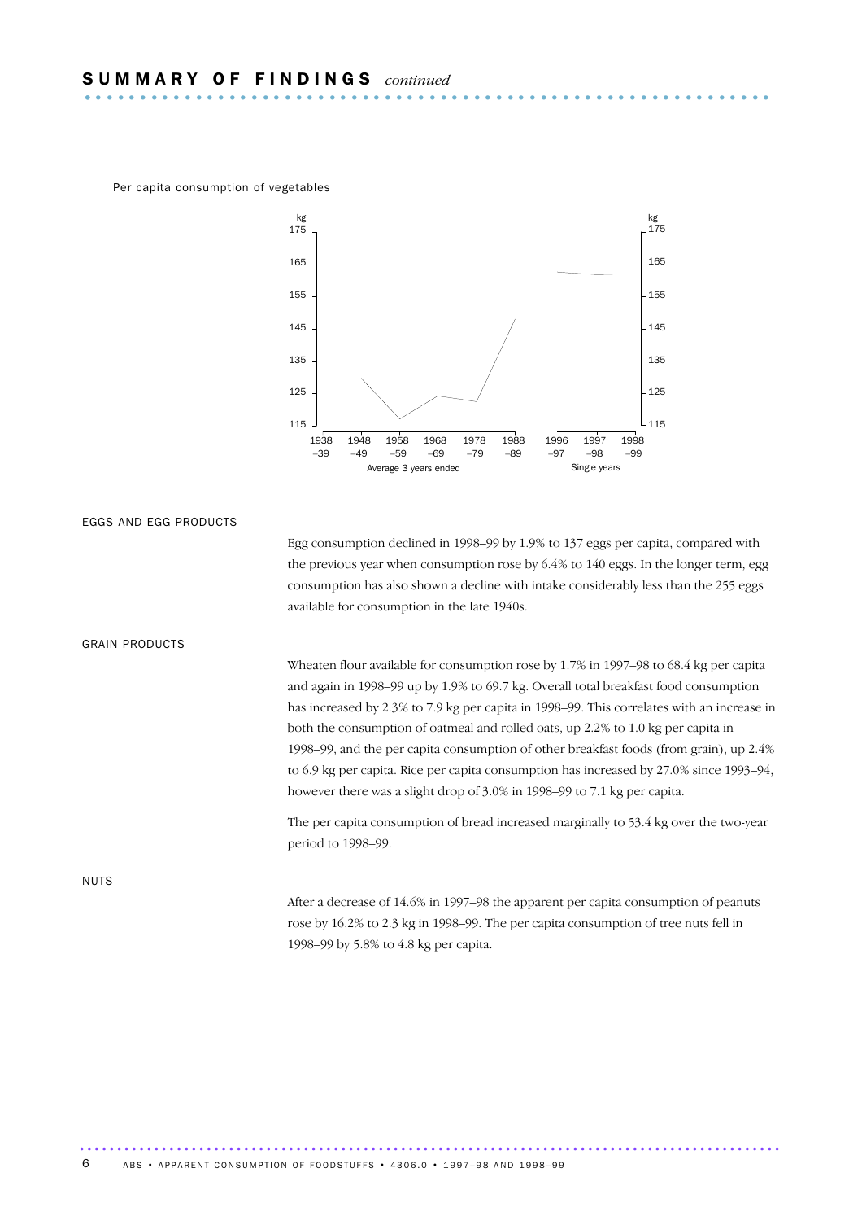## SUMMARY OF FINDINGS *continued*

Per capita consumption of vegetables

### EGGS AND EGG PRODUCTS

Egg consumption declined in 1998–99 by 1.9% to 137 eggs per capita, compared with the previous year when consumption rose by 6.4% to 140 eggs. In the longer term, egg consumption has also shown a decline with intake considerably less than the 255 eggs available for consumption in the late 1940s.

### GRAIN PRODUCTS

Wheaten flour available for consumption rose by 1.7% in 1997–98 to 68.4 kg per capita and again in 1998–99 up by 1.9% to 69.7 kg. Overall total breakfast food consumption has increased by 2.3% to 7.9 kg per capita in 1998–99. This correlates with an increase in both the consumption of oatmeal and rolled oats, up 2.2% to 1.0 kg per capita in 1998–99, and the per capita consumption of other breakfast foods (from grain), up 2.4% to 6.9 kg per capita. Rice per capita consumption has increased by 27.0% since 1993–94, however there was a slight drop of 3.0% in 1998–99 to 7.1 kg per capita.

The per capita consumption of bread increased marginally to 53.4 kg over the two-year period to 1998–99.

### NUTS

After a decrease of 14.6% in 1997–98 the apparent per capita consumption of peanuts rose by 16.2% to 2.3 kg in 1998–99. The per capita consumption of tree nuts fell in 1998–99 by 5.8% to 4.8 kg per capita.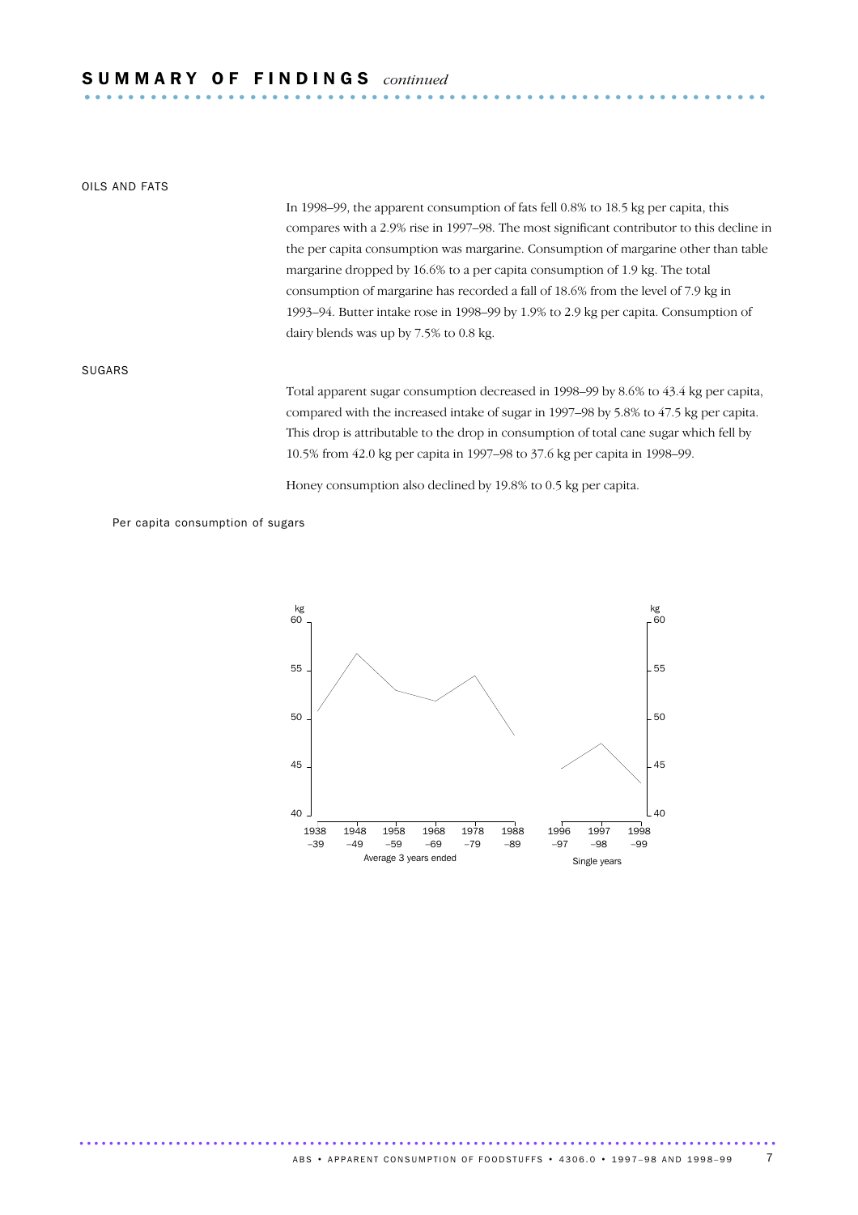## SUMMARY OF FINDINGS *continued*

### OILS AND FATS

In 1998–99, the apparent consumption of fats fell 0.8% to 18.5 kg per capita, this compares with a 2.9% rise in 1997–98. The most significant contributor to this decline in the per capita consumption was margarine. Consumption of margarine other than table margarine dropped by 16.6% to a per capita consumption of 1.9 kg. The total consumption of margarine has recorded a fall of 18.6% from the level of 7.9 kg in 1993–94. Butter intake rose in 1998–99 by 1.9% to 2.9 kg per capita. Consumption of dairy blends was up by 7.5% to 0.8 kg.

### SUGARS

Total apparent sugar consumption decreased in 1998–99 by 8.6% to 43.4 kg per capita, compared with the increased intake of sugar in 1997–98 by 5.8% to 47.5 kg per capita. This drop is attributable to the drop in consumption of total cane sugar which fell by 10.5% from 42.0 kg per capita in 1997–98 to 37.6 kg per capita in 1998–99.

Honey consumption also declined by 19.8% to 0.5 kg per capita.

Per capita consumption of sugars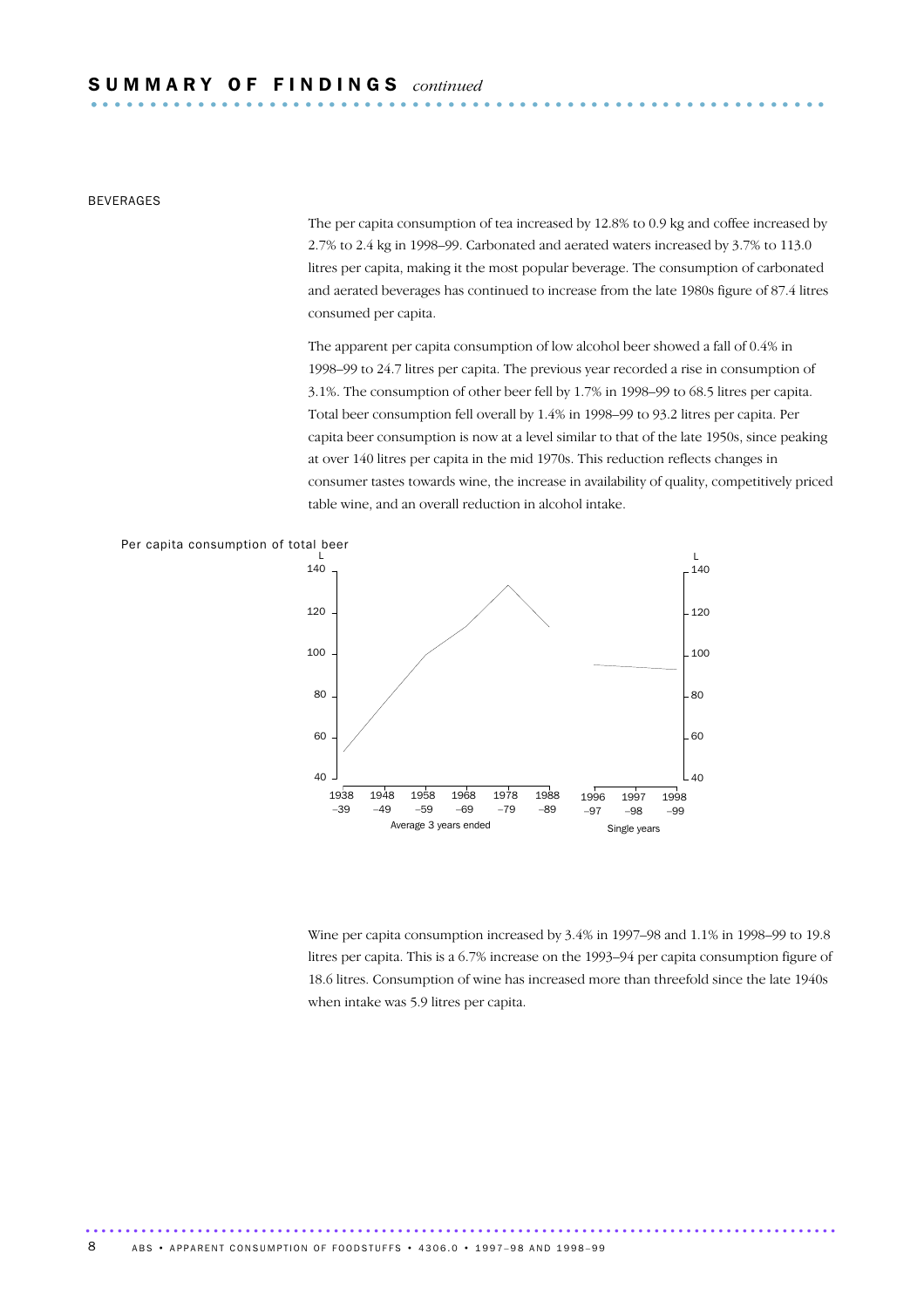## SUMMARY OF FINDINGS *continued*

### BEVERAGES

The per capita consumption of tea increased by 12.8% to 0.9 kg and coffee increased by 2.7% to 2.4 kg in 1998–99. Carbonated and aerated waters increased by 3.7% to 113.0 litres per capita, making it the most popular beverage. The consumption of carbonated and aerated beverages has continued to increase from the late 1980s figure of 87.4 litres consumed per capita.

The apparent per capita consumption of low alcohol beer showed a fall of 0.4% in 1998–99 to 24.7 litres per capita. The previous year recorded a rise in consumption of 3.1%. The consumption of other beer fell by 1.7% in 1998–99 to 68.5 litres per capita. Total beer consumption fell overall by 1.4% in 1998–99 to 93.2 litres per capita. Per capita beer consumption is now at a level similar to that of the late 1950s, since peaking at over 140 litres per capita in the mid 1970s. This reduction reflects changes in consumer tastes towards wine, the increase in availability of quality, competitively priced table wine, and an overall reduction in alcohol intake.

Per capita consumption of total beer

Wine per capita consumption increased by 3.4% in 1997–98 and 1.1% in 1998–99 to 19.8 litres per capita. This is a 6.7% increase on the 1993–94 per capita consumption figure of 18.6 litres. Consumption of wine has increased more than threefold since the late 1940s when intake was 5.9 litres per capita.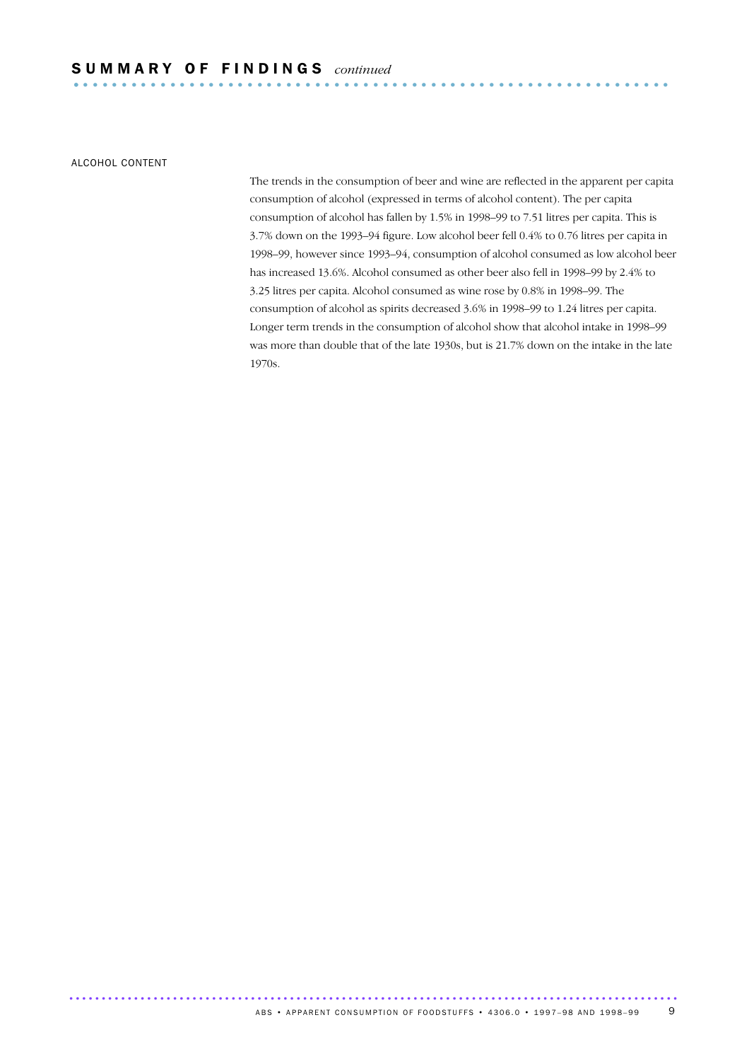## SUMMARY OF FINDINGS *continued*

### ALCOHOL CONTENT

The trends in the consumption of beer and wine are reflected in the apparent per capita consumption of alcohol (expressed in terms of alcohol content). The per capita consumption of alcohol has fallen by 1.5% in 1998–99 to 7.51 litres per capita. This is 3.7% down on the 1993–94 figure. Low alcohol beer fell 0.4% to 0.76 litres per capita in 1998–99, however since 1993–94, consumption of alcohol consumed as low alcohol beer has increased 13.6%. Alcohol consumed as other beer also fell in 1998–99 by 2.4% to 3.25 litres per capita. Alcohol consumed as wine rose by 0.8% in 1998–99. The consumption of alcohol as spirits decreased 3.6% in 1998–99 to 1.24 litres per capita. Longer term trends in the consumption of alcohol show that alcohol intake in 1998–99 was more than double that of the late 1930s, but is 21.7% down on the intake in the late 1970s.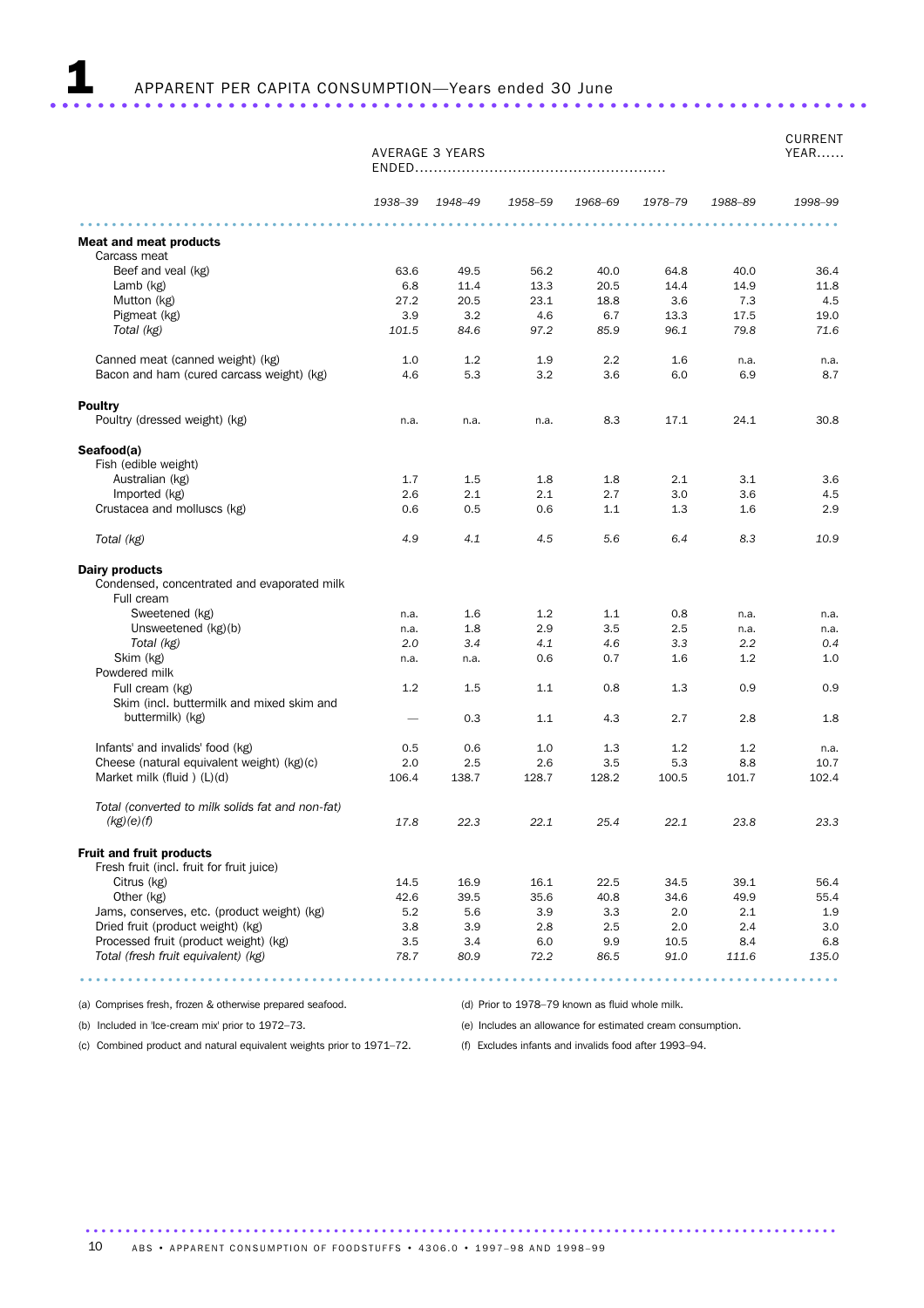# 1 APPARENT PER CAPITA CONSUMPTION—Years ended 30 June

| | AVERAGE 3 YEARS ENDED...... | | | | | | CURRENT YEAR...... |
|---|---|---|---|---|---|---|---|
| | *1938–39* | *1948–49* | *1958–59* | *1968–69* | *1978–79* | *1988–89* | *1998–99* |
| **Meat and meat products** | | | | | | | |
| Carcass meat | | | | | | | |
| Beef and veal (kg) | 63.6 | 49.5 | 56.2 | 40.0 | 64.8 | 40.0 | 36.4 |
| Lamb (kg) | 6.8 | 11.4 | 13.3 | 20.5 | 14.4 | 14.9 | 11.8 |
| Mutton (kg) | 27.2 | 20.5 | 23.1 | 18.8 | 3.6 | 7.3 | 4.5 |
| Pigmeat (kg) | 3.9 | 3.2 | 4.6 | 6.7 | 13.3 | 17.5 | 19.0 |
| *Total (kg)* | *101.5* | *84.6* | *97.2* | *85.9* | *96.1* | *79.8* | *71.6* |
| Canned meat (canned weight) (kg) | 1.0 | 1.2 | 1.9 | 2.2 | 1.6 | n.a. | n.a. |
| Bacon and ham (cured carcass weight) (kg) | 4.6 | 5.3 | 3.2 | 3.6 | 6.0 | 6.9 | 8.7 |
| **Poultry** | | | | | | | |
| Poultry (dressed weight) (kg) | n.a. | n.a. | n.a. | 8.3 | 17.1 | 24.1 | 30.8 |
| **Seafood(a)** | | | | | | | |
| Fish (edible weight) | | | | | | | |
| Australian (kg) | 1.7 | 1.5 | 1.8 | 1.8 | 2.1 | 3.1 | 3.6 |
| Imported (kg) | 2.6 | 2.1 | 2.1 | 2.7 | 3.0 | 3.6 | 4.5 |
| Crustacea and molluscs (kg) | 0.6 | 0.5 | 0.6 | 1.1 | 1.3 | 1.6 | 2.9 |
| *Total (kg)* | *4.9* | *4.1* | *4.5* | *5.6* | *6.4* | *8.3* | *10.9* |
| **Dairy products** | | | | | | | |
| Condensed, concentrated and evaporated milk | | | | | | | |
| Full cream | | | | | | | |
| Sweetened (kg) | n.a. | 1.6 | 1.2 | 1.1 | 0.8 | n.a. | n.a. |
| Unsweetened (kg)(b) | n.a. | 1.8 | 2.9 | 3.5 | 2.5 | n.a. | n.a. |
| *Total (kg)* | *2.0* | *3.4* | *4.1* | *4.6* | *3.3* | *2.2* | *0.4* |
| Skim (kg) | n.a. | n.a. | 0.6 | 0.7 | 1.6 | 1.2 | 1.0 |
| Powdered milk | | | | | | | |
| Full cream (kg) | 1.2 | 1.5 | 1.1 | 0.8 | 1.3 | 0.9 | 0.9 |
| Skim (incl. buttermilk and mixed skim and buttermilk) (kg) | — | 0.3 | 1.1 | 4.3 | 2.7 | 2.8 | 1.8 |
| Infants' and invalids' food (kg) | 0.5 | 0.6 | 1.0 | 1.3 | 1.2 | 1.2 | n.a. |
| Cheese (natural equivalent weight) (kg)(c) | 2.0 | 2.5 | 2.6 | 3.5 | 5.3 | 8.8 | 10.7 |
| Market milk (fluid ) (L)(d) | 106.4 | 138.7 | 128.7 | 128.2 | 100.5 | 101.7 | 102.4 |
| *Total (converted to milk solids fat and non-fat) (kg)(e)(f)* | *17.8* | *22.3* | *22.1* | *25.4* | *22.1* | *23.8* | *23.3* |
| **Fruit and fruit products** | | | | | | | |
| Fresh fruit (incl. fruit for fruit juice) | | | | | | | |
| Citrus (kg) | 14.5 | 16.9 | 16.1 | 22.5 | 34.5 | 39.1 | 56.4 |
| Other (kg) | 42.6 | 39.5 | 35.6 | 40.8 | 34.6 | 49.9 | 55.4 |
| Jams, conserves, etc. (product weight) (kg) | 5.2 | 5.6 | 3.9 | 3.3 | 2.0 | 2.1 | 1.9 |
| Dried fruit (product weight) (kg) | 3.8 | 3.9 | 2.8 | 2.5 | 2.0 | 2.4 | 3.0 |
| Processed fruit (product weight) (kg) | 3.5 | 3.4 | 6.0 | 9.9 | 10.5 | 8.4 | 6.8 |
| *Total (fresh fruit equivalent) (kg)* | *78.7* | *80.9* | *72.2* | *86.5* | *91.0* | *111.6* | *135.0* |

(a) Comprises fresh, frozen & otherwise prepared seafood.

(b) Included in 'Ice-cream mix' prior to 1972–73.

(c) Combined product and natural equivalent weights prior to 1971–72.

(d) Prior to 1978–79 known as fluid whole milk.

(e) Includes an allowance for estimated cream consumption.

(f) Excludes infants and invalids food after 1993–94.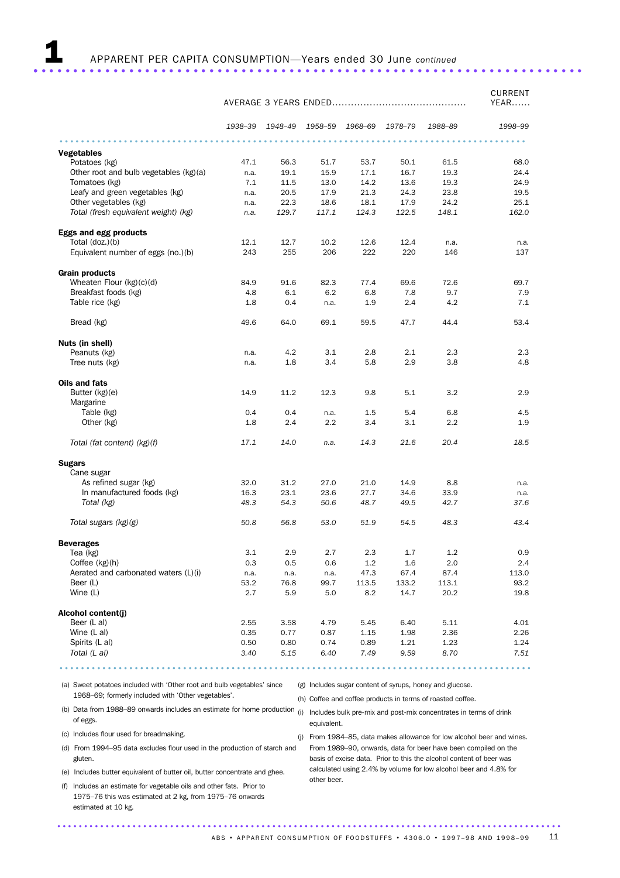# 1 APPARENT PER CAPITA CONSUMPTION—Years ended 30 June *continued*

| | AVERAGE 3 YEARS ENDED | | | | | | CURRENT YEAR |
|---|---|---|---|---|---|---|---|
| | *1938–39* | *1948–49* | *1958–59* | *1968–69* | *1978–79* | *1988–89* | *1998–99* |
| **Vegetables** | | | | | | | |
| Potatoes (kg) | 47.1 | 56.3 | 51.7 | 53.7 | 50.1 | 61.5 | 68.0 |
| Other root and bulb vegetables (kg)(a) | n.a. | 19.1 | 15.9 | 17.1 | 16.7 | 19.3 | 24.4 |
| Tomatoes (kg) | 7.1 | 11.5 | 13.0 | 14.2 | 13.6 | 19.3 | 24.9 |
| Leafy and green vegetables (kg) | n.a. | 20.5 | 17.9 | 21.3 | 24.3 | 23.8 | 19.5 |
| Other vegetables (kg) | n.a. | 22.3 | 18.6 | 18.1 | 17.9 | 24.2 | 25.1 |
| *Total (fresh equivalent weight) (kg)* | *n.a.* | *129.7* | *117.1* | *124.3* | *122.5* | *148.1* | *162.0* |
| **Eggs and egg products** | | | | | | | |
| Total (doz.)(b) | 12.1 | 12.7 | 10.2 | 12.6 | 12.4 | n.a. | n.a. |
| Equivalent number of eggs (no.)(b) | 243 | 255 | 206 | 222 | 220 | 146 | 137 |
| **Grain products** | | | | | | | |
| Wheaten Flour (kg)(c)(d) | 84.9 | 91.6 | 82.3 | 77.4 | 69.6 | 72.6 | 69.7 |
| Breakfast foods (kg) | 4.8 | 6.1 | 6.2 | 6.8 | 7.8 | 9.7 | 7.9 |
| Table rice (kg) | 1.8 | 0.4 | n.a. | 1.9 | 2.4 | 4.2 | 7.1 |
| Bread (kg) | 49.6 | 64.0 | 69.1 | 59.5 | 47.7 | 44.4 | 53.4 |
| **Nuts (in shell)** | | | | | | | |
| Peanuts (kg) | n.a. | 4.2 | 3.1 | 2.8 | 2.1 | 2.3 | 2.3 |
| Tree nuts (kg) | n.a. | 1.8 | 3.4 | 5.8 | 2.9 | 3.8 | 4.8 |
| **Oils and fats** | | | | | | | |
| Butter (kg)(e) | 14.9 | 11.2 | 12.3 | 9.8 | 5.1 | 3.2 | 2.9 |
| Margarine | | | | | | | |
| Table (kg) | 0.4 | 0.4 | n.a. | 1.5 | 5.4 | 6.8 | 4.5 |
| Other (kg) | 1.8 | 2.4 | 2.2 | 3.4 | 3.1 | 2.2 | 1.9 |
| *Total (fat content) (kg)(f)* | *17.1* | *14.0* | *n.a.* | *14.3* | *21.6* | *20.4* | *18.5* |
| **Sugars** | | | | | | | |
| Cane sugar | | | | | | | |
| As refined sugar (kg) | 32.0 | 31.2 | 27.0 | 21.0 | 14.9 | 8.8 | n.a. |
| In manufactured foods (kg) | 16.3 | 23.1 | 23.6 | 27.7 | 34.6 | 33.9 | n.a. |
| *Total (kg)* | *48.3* | *54.3* | *50.6* | *48.7* | *49.5* | *42.7* | *37.6* |
| *Total sugars (kg)(g)* | *50.8* | *56.8* | *53.0* | *51.9* | *54.5* | *48.3* | *43.4* |
| **Beverages** | | | | | | | |
| Tea (kg) | 3.1 | 2.9 | 2.7 | 2.3 | 1.7 | 1.2 | 0.9 |
| Coffee (kg)(h) | 0.3 | 0.5 | 0.6 | 1.2 | 1.6 | 2.0 | 2.4 |
| Aerated and carbonated waters (L)(i) | n.a. | n.a. | n.a. | 47.3 | 67.4 | 87.4 | 113.0 |
| Beer (L) | 53.2 | 76.8 | 99.7 | 113.5 | 133.2 | 113.1 | 93.2 |
| Wine (L) | 2.7 | 5.9 | 5.0 | 8.2 | 14.7 | 20.2 | 19.8 |
| **Alcohol content(j)** | | | | | | | |
| Beer (L al) | 2.55 | 3.58 | 4.79 | 5.45 | 6.40 | 5.11 | 4.01 |
| Wine (L al) | 0.35 | 0.77 | 0.87 | 1.15 | 1.98 | 2.36 | 2.26 |
| Spirits (L al) | 0.50 | 0.80 | 0.74 | 0.89 | 1.21 | 1.23 | 1.24 |
| *Total (L al)* | *3.40* | *5.15* | *6.40* | *7.49* | *9.59* | *8.70* | *7.51* |

(a) Sweet potatoes included with 'Other root and bulb vegetables' since 1968–69; formerly included with 'Other vegetables'.

(b) Data from 1988–89 onwards includes an estimate for home production of eggs.

(c) Includes flour used for breadmaking.

(d) From 1994–95 data excludes flour used in the production of starch and gluten.

(e) Includes butter equivalent of butter oil, butter concentrate and ghee.

(f) Includes an estimate for vegetable oils and other fats. Prior to 1975–76 this was estimated at 2 kg, from 1975–76 onwards estimated at 10 kg.

(g) Includes sugar content of syrups, honey and glucose.

(h) Coffee and coffee products in terms of roasted coffee.

(i) Includes bulk pre-mix and post-mix concentrates in terms of drink equivalent.

(j) From 1984–85, data makes allowance for low alcohol beer and wines. From 1989–90, onwards, data for beer have been compiled on the basis of excise data. Prior to this the alcohol content of beer was calculated using 2.4% by volume for low alcohol beer and 4.8% for other beer.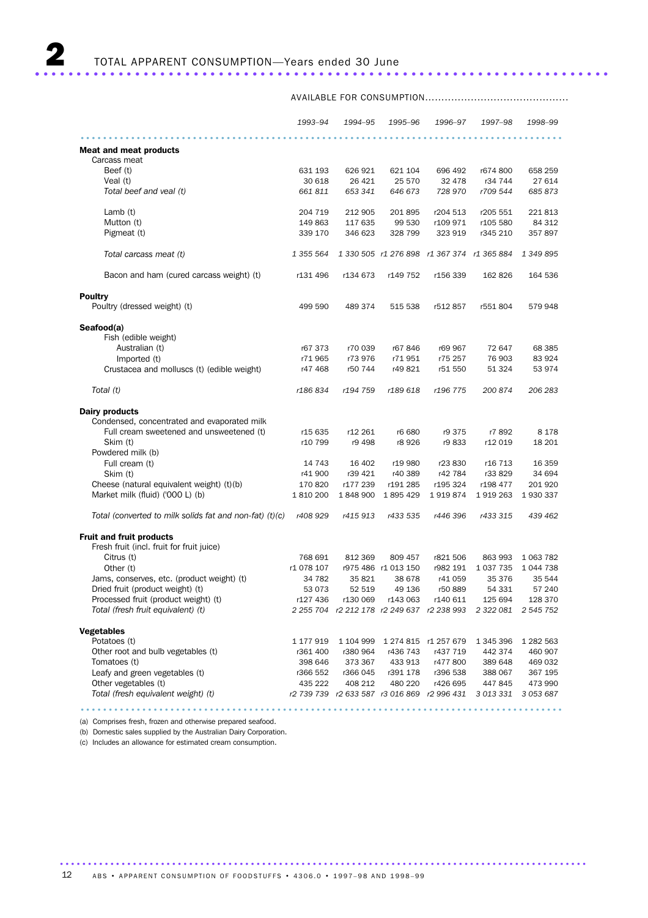# 2 TOTAL APPARENT CONSUMPTION—Years ended 30 June

| | AVAILABLE FOR CONSUMPTION | | | | | |
|---|---|---|---|---|---|---|
| | *1993–94* | *1994–95* | *1995–96* | *1996–97* | *1997–98* | *1998–99* |
| **Meat and meat products** | | | | | | |
| Carcass meat | | | | | | |
| Beef (t) | 631 193 | 626 921 | 621 104 | 696 492 | r674 800 | 658 259 |
| Veal (t) | 30 618 | 26 421 | 25 570 | 32 478 | r34 744 | 27 614 |
| *Total beef and veal (t)* | *661 811* | *653 341* | *646 673* | *728 970* | *r709 544* | *685 873* |
| Lamb (t) | 204 719 | 212 905 | 201 895 | r204 513 | r205 551 | 221 813 |
| Mutton (t) | 149 863 | 117 635 | 99 530 | r109 971 | r105 580 | 84 312 |
| Pigmeat (t) | 339 170 | 346 623 | 328 799 | 323 919 | r345 210 | 357 897 |
| *Total carcass meat (t)* | *1 355 564* | *1 330 505* | *r1 276 898* | *r1 367 374* | *r1 365 884* | *1 349 895* |
| Bacon and ham (cured carcass weight) (t) | r131 496 | r134 673 | r149 752 | r156 339 | 162 826 | 164 536 |
| **Poultry** | | | | | | |
| Poultry (dressed weight) (t) | 499 590 | 489 374 | 515 538 | r512 857 | r551 804 | 579 948 |
| **Seafood(a)** | | | | | | |
| Fish (edible weight) | | | | | | |
| Australian (t) | r67 373 | r70 039 | r67 846 | r69 967 | 72 647 | 68 385 |
| Imported (t) | r71 965 | r73 976 | r71 951 | r75 257 | 76 903 | 83 924 |
| Crustacea and molluscs (t) (edible weight) | r47 468 | r50 744 | r49 821 | r51 550 | 51 324 | 53 974 |
| *Total (t)* | *r186 834* | *r194 759* | *r189 618* | *r196 775* | *200 874* | *206 283* |
| **Dairy products** | | | | | | |
| Condensed, concentrated and evaporated milk | | | | | | |
| Full cream sweetened and unsweetened (t) | r15 635 | r12 261 | r6 680 | r9 375 | r7 892 | 8 178 |
| Skim (t) | r10 799 | r9 498 | r8 926 | r9 833 | r12 019 | 18 201 |
| Powdered milk (b) | | | | | | |
| Full cream (t) | 14 743 | 16 402 | r19 980 | r23 830 | r16 713 | 16 359 |
| Skim (t) | r41 900 | r39 421 | r40 389 | r42 784 | r33 829 | 34 694 |
| Cheese (natural equivalent weight) (t)(b) | 170 820 | r177 239 | r191 285 | r195 324 | r198 477 | 201 920 |
| Market milk (fluid) ('000 L) (b) | 1 810 200 | 1 848 900 | 1 895 429 | 1 919 874 | 1 919 263 | 1 930 337 |
| *Total (converted to milk solids fat and non-fat) (t)(c)* | *r408 929* | *r415 913* | *r433 535* | *r446 396* | *r433 315* | *439 462* |
| **Fruit and fruit products** | | | | | | |
| Fresh fruit (incl. fruit for fruit juice) | | | | | | |
| Citrus (t) | 768 691 | 812 369 | 809 457 | r821 506 | 863 993 | 1 063 782 |
| Other (t) | r1 078 107 | r975 486 | r1 013 150 | r982 191 | 1 037 735 | 1 044 738 |
| Jams, conserves, etc. (product weight) (t) | 34 782 | 35 821 | 38 678 | r41 059 | 35 376 | 35 544 |
| Dried fruit (product weight) (t) | 53 073 | 52 519 | 49 136 | r50 889 | 54 331 | 57 240 |
| Processed fruit (product weight) (t) | r127 436 | r130 069 | r143 063 | r140 611 | 125 694 | 128 370 |
| *Total (fresh fruit equivalent) (t)* | *2 255 704* | *r2 212 178* | *r2 249 637* | *r2 238 993* | *2 322 081* | *2 545 752* |
| **Vegetables** | | | | | | |
| Potatoes (t) | 1 177 919 | 1 104 999 | 1 274 815 | r1 257 679 | 1 345 396 | 1 282 563 |
| Other root and bulb vegetables (t) | r361 400 | r380 964 | r436 743 | r437 719 | 442 374 | 460 907 |
| Tomatoes (t) | 398 646 | 373 367 | 433 913 | r477 800 | 389 648 | 469 032 |
| Leafy and green vegetables (t) | r366 552 | r366 045 | r391 178 | r396 538 | 388 067 | 367 195 |
| Other vegetables (t) | 435 222 | 408 212 | 480 220 | r426 695 | 447 845 | 473 990 |
| *Total (fresh equivalent weight) (t)* | *r2 739 739* | *r2 633 587* | *r3 016 869* | *r2 996 431* | *3 013 331* | *3 053 687* |

(a) Comprises fresh, frozen and otherwise prepared seafood.
(b) Domestic sales supplied by the Australian Dairy Corporation.
(c) Includes an allowance for estimated cream consumption.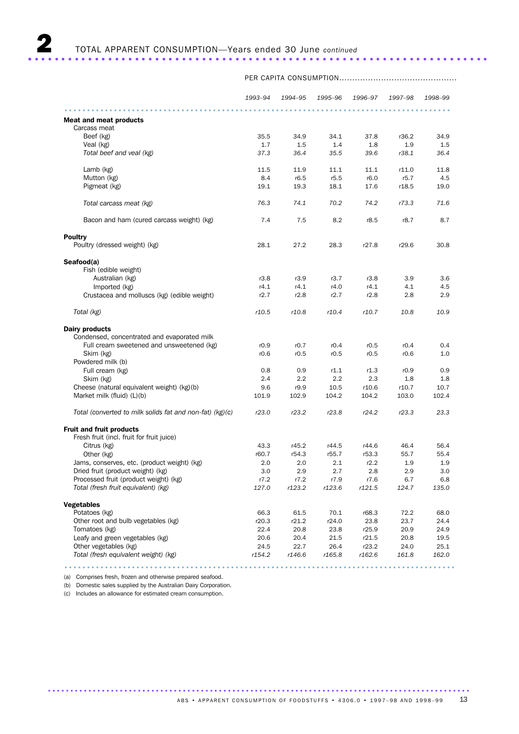## 2 TOTAL APPARENT CONSUMPTION—Years ended 30 June *continued*

| | PER CAPITA CONSUMPTION | | | | | |
|---|---|---|---|---|---|---|
| | *1993–94* | *1994–95* | *1995–96* | *1996–97* | *1997–98* | *1998–99* |
| **Meat and meat products** | | | | | | |
| Carcass meat | | | | | | |
| Beef (kg) | 35.5 | 34.9 | 34.1 | 37.8 | r36.2 | 34.9 |
| Veal (kg) | 1.7 | 1.5 | 1.4 | 1.8 | 1.9 | 1.5 |
| *Total beef and veal (kg)* | *37.3* | *36.4* | *35.5* | *39.6* | *r38.1* | *36.4* |
| Lamb (kg) | 11.5 | 11.9 | 11.1 | 11.1 | r11.0 | 11.8 |
| Mutton (kg) | 8.4 | r6.5 | r5.5 | r6.0 | r5.7 | 4.5 |
| Pigmeat (kg) | 19.1 | 19.3 | 18.1 | 17.6 | r18.5 | 19.0 |
| *Total carcass meat (kg)* | *76.3* | *74.1* | *70.2* | *74.2* | *r73.3* | *71.6* |
| Bacon and ham (cured carcass weight) (kg) | 7.4 | 7.5 | 8.2 | r8.5 | r8.7 | 8.7 |
| **Poultry** | | | | | | |
| Poultry (dressed weight) (kg) | 28.1 | 27.2 | 28.3 | r27.8 | r29.6 | 30.8 |
| **Seafood(a)** | | | | | | |
| Fish (edible weight) | | | | | | |
| Australian (kg) | r3.8 | r3.9 | r3.7 | r3.8 | 3.9 | 3.6 |
| Imported (kg) | r4.1 | r4.1 | r4.0 | r4.1 | 4.1 | 4.5 |
| Crustacea and molluscs (kg) (edible weight) | r2.7 | r2.8 | r2.7 | r2.8 | 2.8 | 2.9 |
| *Total (kg)* | *r10.5* | *r10.8* | *r10.4* | *r10.7* | *10.8* | *10.9* |
| **Dairy products** | | | | | | |
| Condensed, concentrated and evaporated milk | | | | | | |
| Full cream sweetened and unsweetened (kg) | r0.9 | r0.7 | r0.4 | r0.5 | r0.4 | 0.4 |
| Skim (kg) | r0.6 | r0.5 | r0.5 | r0.5 | r0.6 | 1.0 |
| Powdered milk (b) | | | | | | |
| Full cream (kg) | 0.8 | 0.9 | r1.1 | r1.3 | r0.9 | 0.9 |
| Skim (kg) | 2.4 | 2.2 | 2.2 | 2.3 | 1.8 | 1.8 |
| Cheese (natural equivalent weight) (kg)(b) | 9.6 | r9.9 | 10.5 | r10.6 | r10.7 | 10.7 |
| Market milk (fluid) (L)(b) | 101.9 | 102.9 | 104.2 | 104.2 | 103.0 | 102.4 |
| *Total (converted to milk solids fat and non-fat) (kg)(c)* | *r23.0* | *r23.2* | *r23.8* | *r24.2* | *r23.3* | *23.3* |
| **Fruit and fruit products** | | | | | | |
| Fresh fruit (incl. fruit for fruit juice) | | | | | | |
| Citrus (kg) | 43.3 | r45.2 | r44.5 | r44.6 | 46.4 | 56.4 |
| Other (kg) | r60.7 | r54.3 | r55.7 | r53.3 | 55.7 | 55.4 |
| Jams, conserves, etc. (product weight) (kg) | 2.0 | 2.0 | 2.1 | r2.2 | 1.9 | 1.9 |
| Dried fruit (product weight) (kg) | 3.0 | 2.9 | 2.7 | 2.8 | 2.9 | 3.0 |
| Processed fruit (product weight) (kg) | r7.2 | r7.2 | r7.9 | r7.6 | 6.7 | 6.8 |
| *Total (fresh fruit equivalent) (kg)* | *127.0* | *r123.2* | *r123.6* | *r121.5* | *124.7* | *135.0* |
| **Vegetables** | | | | | | |
| Potatoes (kg) | 66.3 | 61.5 | 70.1 | r68.3 | 72.2 | 68.0 |
| Other root and bulb vegetables (kg) | r20.3 | r21.2 | r24.0 | 23.8 | 23.7 | 24.4 |
| Tomatoes (kg) | 22.4 | 20.8 | 23.8 | r25.9 | 20.9 | 24.9 |
| Leafy and green vegetables (kg) | 20.6 | 20.4 | 21.5 | r21.5 | 20.8 | 19.5 |
| Other vegetables (kg) | 24.5 | 22.7 | 26.4 | r23.2 | 24.0 | 25.1 |
| *Total (fresh equivalent weight) (kg)* | *r154.2* | *r146.6* | *r165.8* | *r162.6* | *161.8* | *162.0* |

(a) Comprises fresh, frozen and otherwise prepared seafood.
(b) Domestic sales supplied by the Australian Dairy Corporation.
(c) Includes an allowance for estimated cream consumption.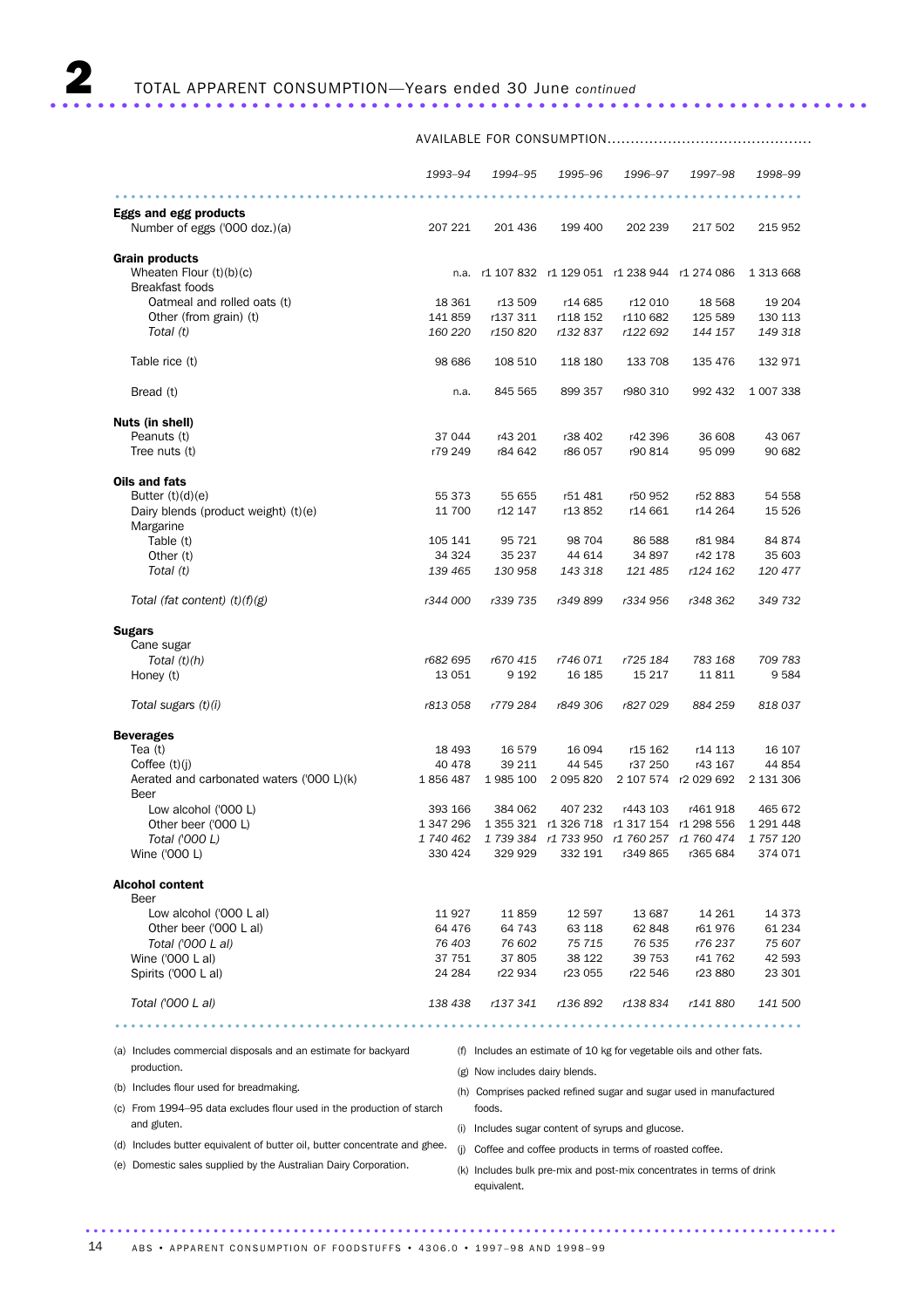# 2 TOTAL APPARENT CONSUMPTION—Years ended 30 June *continued*

| | AVAILABLE FOR CONSUMPTION | | | | | |
|---|---|---|---|---|---|---|
| | *1993–94* | *1994–95* | *1995–96* | *1996–97* | *1997–98* | *1998–99* |
| **Eggs and egg products** | | | | | | |
| Number of eggs ('000 doz.)(a) | 207 221 | 201 436 | 199 400 | 202 239 | 217 502 | 215 952 |
| **Grain products** | | | | | | |
| Wheaten Flour (t)(b)(c) | n.a. | r1 107 832 | r1 129 051 | r1 238 944 | r1 274 086 | 1 313 668 |
| Breakfast foods | | | | | | |
| Oatmeal and rolled oats (t) | 18 361 | r13 509 | r14 685 | r12 010 | 18 568 | 19 204 |
| Other (from grain) (t) | 141 859 | r137 311 | r118 152 | r110 682 | 125 589 | 130 113 |
| *Total (t)* | *160 220* | *r150 820* | *r132 837* | *r122 692* | *144 157* | *149 318* |
| Table rice (t) | 98 686 | 108 510 | 118 180 | 133 708 | 135 476 | 132 971 |
| Bread (t) | n.a. | 845 565 | 899 357 | r980 310 | 992 432 | 1 007 338 |
| **Nuts (in shell)** | | | | | | |
| Peanuts (t) | 37 044 | r43 201 | r38 402 | r42 396 | 36 608 | 43 067 |
| Tree nuts (t) | r79 249 | r84 642 | r86 057 | r90 814 | 95 099 | 90 682 |
| **Oils and fats** | | | | | | |
| Butter (t)(d)(e) | 55 373 | 55 655 | r51 481 | r50 952 | r52 883 | 54 558 |
| Dairy blends (product weight) (t)(e) | 11 700 | r12 147 | r13 852 | r14 661 | r14 264 | 15 526 |
| Margarine | | | | | | |
| Table (t) | 105 141 | 95 721 | 98 704 | 86 588 | r81 984 | 84 874 |
| Other (t) | 34 324 | 35 237 | 44 614 | 34 897 | r42 178 | 35 603 |
| *Total (t)* | *139 465* | *130 958* | *143 318* | *121 485* | *r124 162* | *120 477* |
| *Total (fat content) (t)(f)(g)* | *r344 000* | *r339 735* | *r349 899* | *r334 956* | *r348 362* | *349 732* |
| **Sugars** | | | | | | |
| Cane sugar | | | | | | |
| *Total (t)(h)* | *r682 695* | *r670 415* | *r746 071* | *r725 184* | *783 168* | *709 783* |
| Honey (t) | 13 051 | 9 192 | 16 185 | 15 217 | 11 811 | 9 584 |
| *Total sugars (t)(i)* | *r813 058* | *r779 284* | *r849 306* | *r827 029* | *884 259* | *818 037* |
| **Beverages** | | | | | | |
| Tea (t) | 18 493 | 16 579 | 16 094 | r15 162 | r14 113 | 16 107 |
| Coffee (t)(j) | 40 478 | 39 211 | 44 545 | r37 250 | r43 167 | 44 854 |
| Aerated and carbonated waters ('000 L)(k) | 1 856 487 | 1 985 100 | 2 095 820 | 2 107 574 | r2 029 692 | 2 131 306 |
| Beer | | | | | | |
| Low alcohol ('000 L) | 393 166 | 384 062 | 407 232 | r443 103 | r461 918 | 465 672 |
| Other beer ('000 L) | 1 347 296 | 1 355 321 | r1 326 718 | r1 317 154 | r1 298 556 | 1 291 448 |
| *Total ('000 L)* | *1 740 462* | *1 739 384* | *r1 733 950* | *r1 760 257* | *r1 760 474* | *1 757 120* |
| Wine ('000 L) | 330 424 | 329 929 | 332 191 | r349 865 | r365 684 | 374 071 |
| **Alcohol content** | | | | | | |
| Beer | | | | | | |
| Low alcohol ('000 L al) | 11 927 | 11 859 | 12 597 | 13 687 | 14 261 | 14 373 |
| Other beer ('000 L al) | 64 476 | 64 743 | 63 118 | 62 848 | r61 976 | 61 234 |
| *Total ('000 L al)* | *76 403* | *76 602* | *75 715* | *76 535* | *r76 237* | *75 607* |
| Wine ('000 L al) | 37 751 | 37 805 | 38 122 | 39 753 | r41 762 | 42 593 |
| Spirits ('000 L al) | 24 284 | r22 934 | r23 055 | r22 546 | r23 880 | 23 301 |
| *Total ('000 L al)* | *138 438* | *r137 341* | *r136 892* | *r138 834* | *r141 880* | *141 500* |

(a) Includes commercial disposals and an estimate for backyard production.

(b) Includes flour used for breadmaking.

(c) From 1994–95 data excludes flour used in the production of starch and gluten.

(d) Includes butter equivalent of butter oil, butter concentrate and ghee.

(e) Domestic sales supplied by the Australian Dairy Corporation.

(f) Includes an estimate of 10 kg for vegetable oils and other fats.

(g) Now includes dairy blends.

(h) Comprises packed refined sugar and sugar used in manufactured foods.

(i) Includes sugar content of syrups and glucose.

(j) Coffee and coffee products in terms of roasted coffee.

(k) Includes bulk pre-mix and post-mix concentrates in terms of drink equivalent.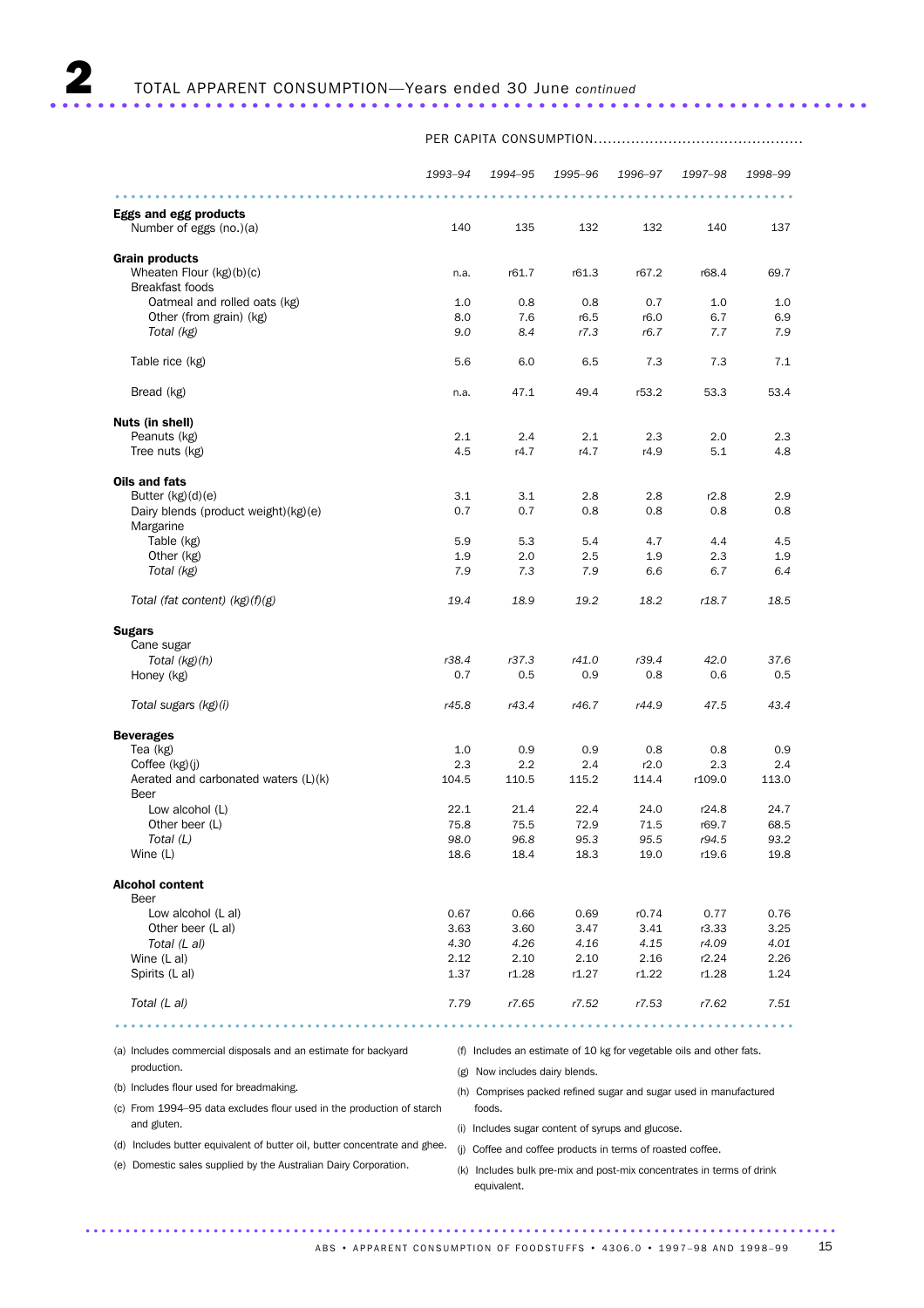## 2 TOTAL APPARENT CONSUMPTION—Years ended 30 June *continued*

| | PER CAPITA CONSUMPTION | | | | | |
|---|---|---|---|---|---|---|
| | *1993–94* | *1994–95* | *1995–96* | *1996–97* | *1997–98* | *1998–99* |
| **Eggs and egg products** | | | | | | |
| Number of eggs (no.)(a) | 140 | 135 | 132 | 132 | 140 | 137 |
| **Grain products** | | | | | | |
| Wheaten Flour (kg)(b)(c) | n.a. | r61.7 | r61.3 | r67.2 | r68.4 | 69.7 |
| Breakfast foods | | | | | | |
| Oatmeal and rolled oats (kg) | 1.0 | 0.8 | 0.8 | 0.7 | 1.0 | 1.0 |
| Other (from grain) (kg) | 8.0 | 7.6 | r6.5 | r6.0 | 6.7 | 6.9 |
| *Total (kg)* | *9.0* | *8.4* | *r7.3* | *r6.7* | *7.7* | *7.9* |
| Table rice (kg) | 5.6 | 6.0 | 6.5 | 7.3 | 7.3 | 7.1 |
| Bread (kg) | n.a. | 47.1 | 49.4 | r53.2 | 53.3 | 53.4 |
| **Nuts (in shell)** | | | | | | |
| Peanuts (kg) | 2.1 | 2.4 | 2.1 | 2.3 | 2.0 | 2.3 |
| Tree nuts (kg) | 4.5 | r4.7 | r4.7 | r4.9 | 5.1 | 4.8 |
| **Oils and fats** | | | | | | |
| Butter (kg)(d)(e) | 3.1 | 3.1 | 2.8 | 2.8 | r2.8 | 2.9 |
| Dairy blends (product weight)(kg)(e) | 0.7 | 0.7 | 0.8 | 0.8 | 0.8 | 0.8 |
| Margarine | | | | | | |
| Table (kg) | 5.9 | 5.3 | 5.4 | 4.7 | 4.4 | 4.5 |
| Other (kg) | 1.9 | 2.0 | 2.5 | 1.9 | 2.3 | 1.9 |
| *Total (kg)* | *7.9* | *7.3* | *7.9* | *6.6* | *6.7* | *6.4* |
| *Total (fat content) (kg)(f)(g)* | *19.4* | *18.9* | *19.2* | *18.2* | *r18.7* | *18.5* |
| **Sugars** | | | | | | |
| Cane sugar | | | | | | |
| *Total (kg)(h)* | *r38.4* | *r37.3* | *r41.0* | *r39.4* | *42.0* | *37.6* |
| Honey (kg) | 0.7 | 0.5 | 0.9 | 0.8 | 0.6 | 0.5 |
| *Total sugars (kg)(i)* | *r45.8* | *r43.4* | *r46.7* | *r44.9* | *47.5* | *43.4* |
| **Beverages** | | | | | | |
| Tea (kg) | 1.0 | 0.9 | 0.9 | 0.8 | 0.8 | 0.9 |
| Coffee (kg)(j) | 2.3 | 2.2 | 2.4 | r2.0 | 2.3 | 2.4 |
| Aerated and carbonated waters (L)(k) | 104.5 | 110.5 | 115.2 | 114.4 | r109.0 | 113.0 |
| Beer | | | | | | |
| Low alcohol (L) | 22.1 | 21.4 | 22.4 | 24.0 | r24.8 | 24.7 |
| Other beer (L) | 75.8 | 75.5 | 72.9 | 71.5 | r69.7 | 68.5 |
| *Total (L)* | *98.0* | *96.8* | *95.3* | *95.5* | *r94.5* | *93.2* |
| Wine (L) | 18.6 | 18.4 | 18.3 | 19.0 | r19.6 | 19.8 |
| **Alcohol content** | | | | | | |
| Beer | | | | | | |
| Low alcohol (L al) | 0.67 | 0.66 | 0.69 | r0.74 | 0.77 | 0.76 |
| Other beer (L al) | 3.63 | 3.60 | 3.47 | 3.41 | r3.33 | 3.25 |
| *Total (L al)* | *4.30* | *4.26* | *4.16* | *4.15* | *r4.09* | *4.01* |
| Wine (L al) | 2.12 | 2.10 | 2.10 | 2.16 | r2.24 | 2.26 |
| Spirits (L al) | 1.37 | r1.28 | r1.27 | r1.22 | r1.28 | 1.24 |
| *Total (L al)* | *7.79* | *r7.65* | *r7.52* | *r7.53* | *r7.62* | *7.51* |

(a) Includes commercial disposals and an estimate for backyard production.

(b) Includes flour used for breadmaking.

(c) From 1994–95 data excludes flour used in the production of starch and gluten.

(d) Includes butter equivalent of butter oil, butter concentrate and ghee.

(e) Domestic sales supplied by the Australian Dairy Corporation.

(f) Includes an estimate of 10 kg for vegetable oils and other fats.

(g) Now includes dairy blends.

(h) Comprises packed refined sugar and sugar used in manufactured foods.

(i) Includes sugar content of syrups and glucose.

(j) Coffee and coffee products in terms of roasted coffee.

(k) Includes bulk pre-mix and post-mix concentrates in terms of drink equivalent.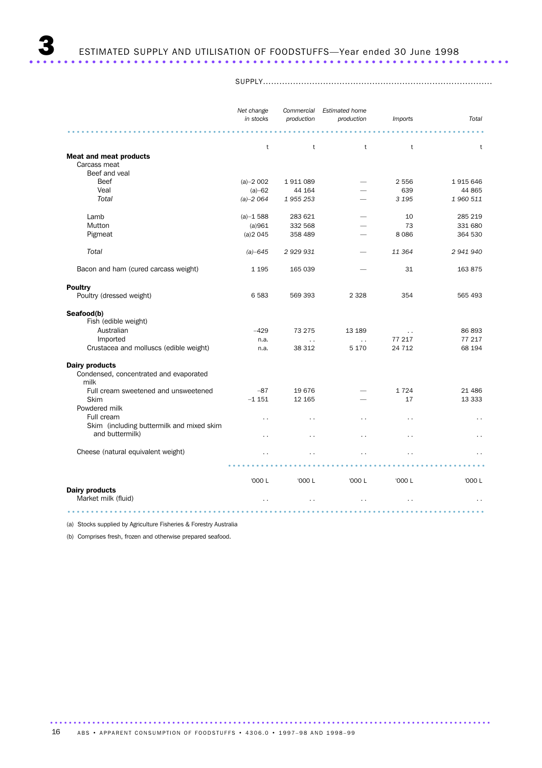# 3 ESTIMATED SUPPLY AND UTILISATION OF FOODSTUFFS—Year ended 30 June 1998

SUPPLY

| | Net change in stocks | Commercial production | Estimated home production | Imports | Total |
|---|---|---|---|---|---|
| | t | t | t | t | t |
| **Meat and meat products** | | | | | |
| Carcass meat | | | | | |
| Beef and veal | | | | | |
| Beef | (a)–2 002 | 1 911 089 | — | 2 556 | 1 915 646 |
| Veal | (a)–62 | 44 164 | — | 639 | 44 865 |
| *Total* | *(a)–2 064* | *1 955 253* | — | *3 195* | *1 960 511* |
| Lamb | (a)–1 588 | 283 621 | — | 10 | 285 219 |
| Mutton | (a)961 | 332 568 | — | 73 | 331 680 |
| Pigmeat | (a)2 045 | 358 489 | — | 8 086 | 364 530 |
| *Total* | *(a)–645* | *2 929 931* | — | *11 364* | *2 941 940* |
| Bacon and ham (cured carcass weight) | 1 195 | 165 039 | — | 31 | 163 875 |
| **Poultry** | | | | | |
| Poultry (dressed weight) | 6 583 | 569 393 | 2 328 | 354 | 565 493 |
| **Seafood(b)** | | | | | |
| Fish (edible weight) | | | | | |
| Australian | –429 | 73 275 | 13 189 | . . | 86 893 |
| Imported | n.a. | . . | . . | 77 217 | 77 217 |
| Crustacea and molluscs (edible weight) | n.a. | 38 312 | 5 170 | 24 712 | 68 194 |
| **Dairy products** | | | | | |
| Condensed, concentrated and evaporated milk | | | | | |
| Full cream sweetened and unsweetened | –87 | 19 676 | — | 1 724 | 21 486 |
| Skim | –1 151 | 12 165 | — | 17 | 13 333 |
| Powdered milk | | | | | |
| Full cream | . . | . . | . . | . . | . . |
| Skim (including buttermilk and mixed skim and buttermilk) | . . | . . | . . | . . | . . |
| Cheese (natural equivalent weight) | . . | . . | . . | . . | . . |
| | '000 L | '000 L | '000 L | '000 L | '000 L |
| **Dairy products** | | | | | |
| Market milk (fluid) | . . | . . | . . | . . | . . |

(a) Stocks supplied by Agriculture Fisheries & Forestry Australia

(b) Comprises fresh, frozen and otherwise prepared seafood.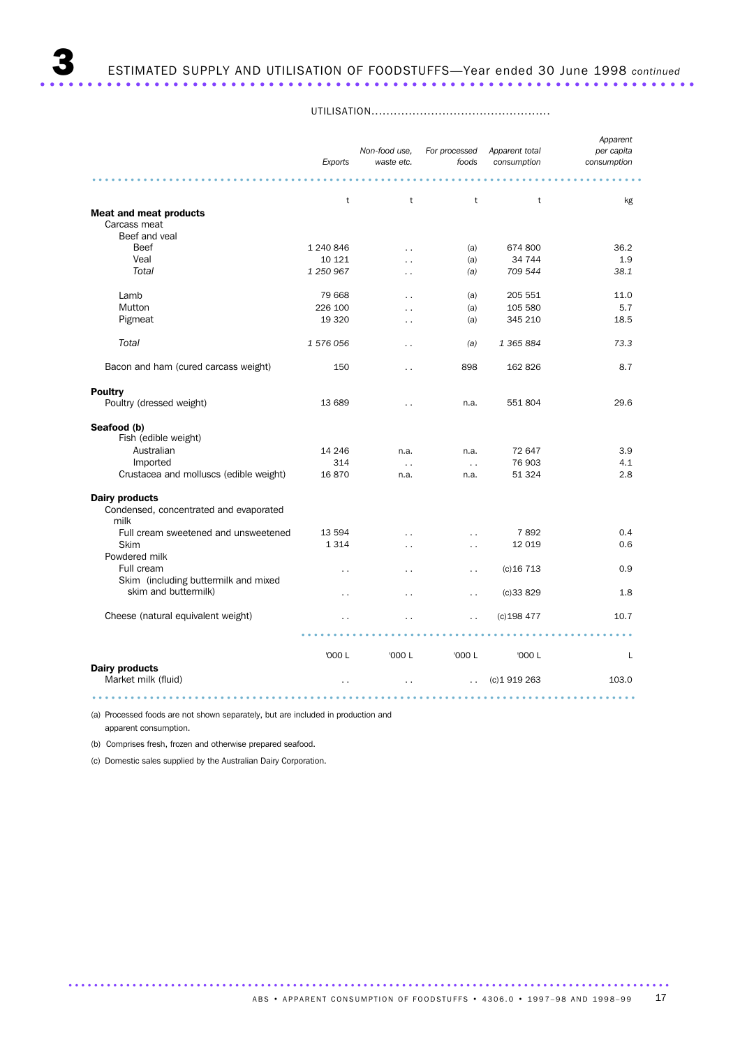# 3 ESTIMATED SUPPLY AND UTILISATION OF FOODSTUFFS—Year ended 30 June 1998 *continued*

| | UTILISATION | | | | |
|---|---|---|---|---|---|
| | *Exports* | *Non-food use, waste etc.* | *For processed foods* | *Apparent total consumption* | *Apparent per capita consumption* |
| | t | t | t | t | kg |
| **Meat and meat products** | | | | | |
| Carcass meat | | | | | |
| Beef and veal | | | | | |
| Beef | 1 240 846 | . . | (a) | 674 800 | 36.2 |
| Veal | 10 121 | . . | (a) | 34 744 | 1.9 |
| *Total* | *1 250 967* | . . | *(a)* | *709 544* | *38.1* |
| Lamb | 79 668 | . . | (a) | 205 551 | 11.0 |
| Mutton | 226 100 | . . | (a) | 105 580 | 5.7 |
| Pigmeat | 19 320 | . . | (a) | 345 210 | 18.5 |
| *Total* | *1 576 056* | . . | *(a)* | *1 365 884* | *73.3* |
| Bacon and ham (cured carcass weight) | 150 | . . | 898 | 162 826 | 8.7 |
| **Poultry** | | | | | |
| Poultry (dressed weight) | 13 689 | . . | n.a. | 551 804 | 29.6 |
| **Seafood (b)** | | | | | |
| Fish (edible weight) | | | | | |
| Australian | 14 246 | n.a. | n.a. | 72 647 | 3.9 |
| Imported | 314 | . . | . . | 76 903 | 4.1 |
| Crustacea and molluscs (edible weight) | 16 870 | n.a. | n.a. | 51 324 | 2.8 |
| **Dairy products** | | | | | |
| Condensed, concentrated and evaporated milk | | | | | |
| Full cream sweetened and unsweetened | 13 594 | . . | . . | 7 892 | 0.4 |
| Skim | 1 314 | . . | . . | 12 019 | 0.6 |
| Powdered milk | | | | | |
| Full cream | . . | . . | . . | (c)16 713 | 0.9 |
| Skim (including buttermilk and mixed skim and buttermilk) | . . | . . | . . | (c)33 829 | 1.8 |
| Cheese (natural equivalent weight) | . . | . . | . . | (c)198 477 | 10.7 |
| | '000 L | '000 L | '000 L | '000 L | L |
| **Dairy products** | | | | | |
| Market milk (fluid) | . . | . . | . . | (c)1 919 263 | 103.0 |

(a) Processed foods are not shown separately, but are included in production and apparent consumption.

(b) Comprises fresh, frozen and otherwise prepared seafood.

(c) Domestic sales supplied by the Australian Dairy Corporation.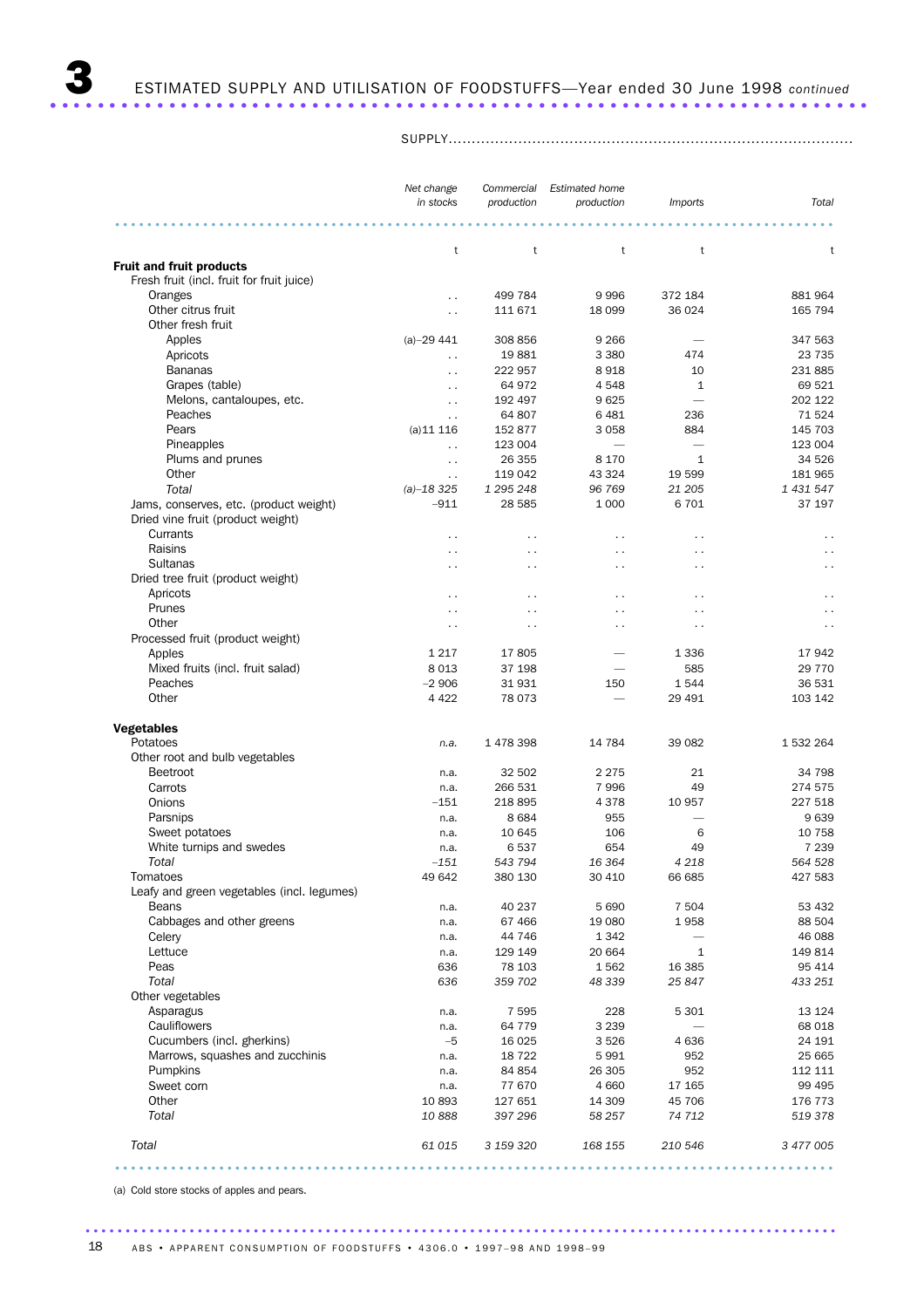# 3 ESTIMATED SUPPLY AND UTILISATION OF FOODSTUFFS—Year ended 30 June 1998 *continued*

SUPPLY

| | Net change in stocks | Commercial production | Estimated home production | Imports | Total |
|---|---|---|---|---|---|
| | t | t | t | t | t |
| **Fruit and fruit products** | | | | | |
| Fresh fruit (incl. fruit for fruit juice) | | | | | |
| Oranges | . . | 499 784 | 9 996 | 372 184 | 881 964 |
| Other citrus fruit | . . | 111 671 | 18 099 | 36 024 | 165 794 |
| Other fresh fruit | | | | | |
| Apples | (a)–29 441 | 308 856 | 9 266 | — | 347 563 |
| Apricots | . . | 19 881 | 3 380 | 474 | 23 735 |
| Bananas | . . | 222 957 | 8 918 | 10 | 231 885 |
| Grapes (table) | . . | 64 972 | 4 548 | 1 | 69 521 |
| Melons, cantaloupes, etc. | . . | 192 497 | 9 625 | — | 202 122 |
| Peaches | . . | 64 807 | 6 481 | 236 | 71 524 |
| Pears | (a)11 116 | 152 877 | 3 058 | 884 | 145 703 |
| Pineapples | . . | 123 004 | — | — | 123 004 |
| Plums and prunes | . . | 26 355 | 8 170 | 1 | 34 526 |
| Other | . . | 119 042 | 43 324 | 19 599 | 181 965 |
| *Total* | *(a)–18 325* | *1 295 248* | *96 769* | *21 205* | *1 431 547* |
| Jams, conserves, etc. (product weight) | –911 | 28 585 | 1 000 | 6 701 | 37 197 |
| Dried vine fruit (product weight) | | | | | |
| Currants | . . | . . | . . | . . | . . |
| Raisins | . . | . . | . . | . . | . . |
| Sultanas | . . | . . | . . | . . | . . |
| Dried tree fruit (product weight) | | | | | |
| Apricots | . . | . . | . . | . . | . . |
| Prunes | . . | . . | . . | . . | . . |
| Other | . . | . . | . . | . . | . . |
| Processed fruit (product weight) | | | | | |
| Apples | 1 217 | 17 805 | — | 1 336 | 17 942 |
| Mixed fruits (incl. fruit salad) | 8 013 | 37 198 | — | 585 | 29 770 |
| Peaches | –2 906 | 31 931 | 150 | 1 544 | 36 531 |
| Other | 4 422 | 78 073 | — | 29 491 | 103 142 |
| **Vegetables** | | | | | |
| Potatoes | *n.a.* | 1 478 398 | 14 784 | 39 082 | 1 532 264 |
| Other root and bulb vegetables | | | | | |
| Beetroot | n.a. | 32 502 | 2 275 | 21 | 34 798 |
| Carrots | n.a. | 266 531 | 7 996 | 49 | 274 575 |
| Onions | –151 | 218 895 | 4 378 | 10 957 | 227 518 |
| Parsnips | n.a. | 8 684 | 955 | — | 9 639 |
| Sweet potatoes | n.a. | 10 645 | 106 | 6 | 10 758 |
| White turnips and swedes | n.a. | 6 537 | 654 | 49 | 7 239 |
| *Total* | *–151* | *543 794* | *16 364* | *4 218* | *564 528* |
| Tomatoes | 49 642 | 380 130 | 30 410 | 66 685 | 427 583 |
| Leafy and green vegetables (incl. legumes) | | | | | |
| Beans | n.a. | 40 237 | 5 690 | 7 504 | 53 432 |
| Cabbages and other greens | n.a. | 67 466 | 19 080 | 1 958 | 88 504 |
| Celery | n.a. | 44 746 | 1 342 | — | 46 088 |
| Lettuce | n.a. | 129 149 | 20 664 | 1 | 149 814 |
| Peas | 636 | 78 103 | 1 562 | 16 385 | 95 414 |
| *Total* | *636* | *359 702* | *48 339* | *25 847* | *433 251* |
| Other vegetables | | | | | |
| Asparagus | n.a. | 7 595 | 228 | 5 301 | 13 124 |
| Cauliflowers | n.a. | 64 779 | 3 239 | — | 68 018 |
| Cucumbers (incl. gherkins) | –5 | 16 025 | 3 526 | 4 636 | 24 191 |
| Marrows, squashes and zucchinis | n.a. | 18 722 | 5 991 | 952 | 25 665 |
| Pumpkins | n.a. | 84 854 | 26 305 | 952 | 112 111 |
| Sweet corn | n.a. | 77 670 | 4 660 | 17 165 | 99 495 |
| Other | 10 893 | 127 651 | 14 309 | 45 706 | 176 773 |
| *Total* | *10 888* | *397 296* | *58 257* | *74 712* | *519 378* |
| *Total* | *61 015* | *3 159 320* | *168 155* | *210 546* | *3 477 005* |

(a) Cold store stocks of apples and pears.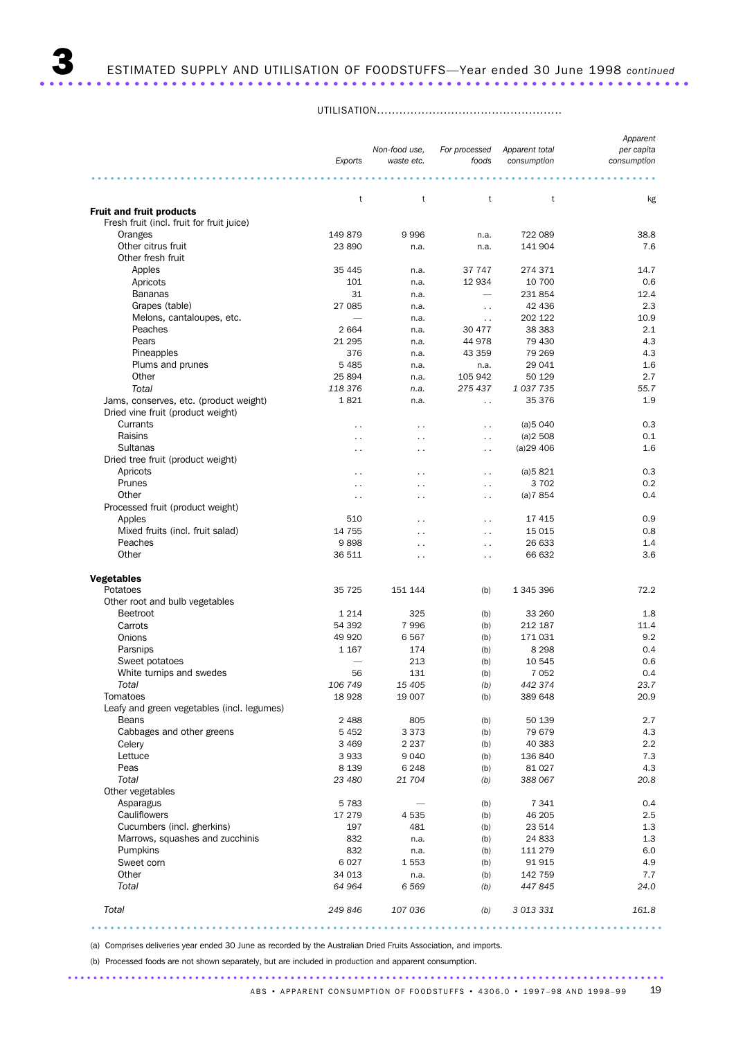# 3 ESTIMATED SUPPLY AND UTILISATION OF FOODSTUFFS—Year ended 30 June 1998 *continued*

UTILISATION

| | Exports | Non-food use, waste etc. | For processed foods | Apparent total consumption | Apparent per capita consumption |
|---|---|---|---|---|---|
| | t | t | t | t | kg |
| **Fruit and fruit products** | | | | | |
| Fresh fruit (incl. fruit for fruit juice) | | | | | |
| Oranges | 149 879 | 9 996 | n.a. | 722 089 | 38.8 |
| Other citrus fruit | 23 890 | n.a. | n.a. | 141 904 | 7.6 |
| Other fresh fruit | | | | | |
| Apples | 35 445 | n.a. | 37 747 | 274 371 | 14.7 |
| Apricots | 101 | n.a. | 12 934 | 10 700 | 0.6 |
| Bananas | 31 | n.a. | — | 231 854 | 12.4 |
| Grapes (table) | 27 085 | n.a. | . . | 42 436 | 2.3 |
| Melons, cantaloupes, etc. | — | n.a. | . . | 202 122 | 10.9 |
| Peaches | 2 664 | n.a. | 30 477 | 38 383 | 2.1 |
| Pears | 21 295 | n.a. | 44 978 | 79 430 | 4.3 |
| Pineapples | 376 | n.a. | 43 359 | 79 269 | 4.3 |
| Plums and prunes | 5 485 | n.a. | n.a. | 29 041 | 1.6 |
| Other | 25 894 | n.a. | 105 942 | 50 129 | 2.7 |
| *Total* | *118 376* | *n.a.* | *275 437* | *1 037 735* | *55.7* |
| Jams, conserves, etc. (product weight) | 1 821 | n.a. | . . | 35 376 | 1.9 |
| Dried vine fruit (product weight) | | | | | |
| Currants | . . | . . | . . | (a)5 040 | 0.3 |
| Raisins | . . | . . | . . | (a)2 508 | 0.1 |
| Sultanas | . . | . . | . . | (a)29 406 | 1.6 |
| Dried tree fruit (product weight) | | | | | |
| Apricots | . . | . . | . . | (a)5 821 | 0.3 |
| Prunes | . . | . . | . . | 3 702 | 0.2 |
| Other | . . | . . | . . | (a)7 854 | 0.4 |
| Processed fruit (product weight) | | | | | |
| Apples | 510 | . . | . . | 17 415 | 0.9 |
| Mixed fruits (incl. fruit salad) | 14 755 | . . | . . | 15 015 | 0.8 |
| Peaches | 9 898 | . . | . . | 26 633 | 1.4 |
| Other | 36 511 | . . | . . | 66 632 | 3.6 |
| **Vegetables** | | | | | |
| Potatoes | 35 725 | 151 144 | (b) | 1 345 396 | 72.2 |
| Other root and bulb vegetables | | | | | |
| Beetroot | 1 214 | 325 | (b) | 33 260 | 1.8 |
| Carrots | 54 392 | 7 996 | (b) | 212 187 | 11.4 |
| Onions | 49 920 | 6 567 | (b) | 171 031 | 9.2 |
| Parsnips | 1 167 | 174 | (b) | 8 298 | 0.4 |
| Sweet potatoes | — | 213 | (b) | 10 545 | 0.6 |
| White turnips and swedes | 56 | 131 | (b) | 7 052 | 0.4 |
| *Total* | *106 749* | *15 405* | *(b)* | *442 374* | *23.7* |
| Tomatoes | 18 928 | 19 007 | (b) | 389 648 | 20.9 |
| Leafy and green vegetables (incl. legumes) | | | | | |
| Beans | 2 488 | 805 | (b) | 50 139 | 2.7 |
| Cabbages and other greens | 5 452 | 3 373 | (b) | 79 679 | 4.3 |
| Celery | 3 469 | 2 237 | (b) | 40 383 | 2.2 |
| Lettuce | 3 933 | 9 040 | (b) | 136 840 | 7.3 |
| Peas | 8 139 | 6 248 | (b) | 81 027 | 4.3 |
| *Total* | *23 480* | *21 704* | *(b)* | *388 067* | *20.8* |
| Other vegetables | | | | | |
| Asparagus | 5 783 | — | (b) | 7 341 | 0.4 |
| Cauliflowers | 17 279 | 4 535 | (b) | 46 205 | 2.5 |
| Cucumbers (incl. gherkins) | 197 | 481 | (b) | 23 514 | 1.3 |
| Marrows, squashes and zucchinis | 832 | n.a. | (b) | 24 833 | 1.3 |
| Pumpkins | 832 | n.a. | (b) | 111 279 | 6.0 |
| Sweet corn | 6 027 | 1 553 | (b) | 91 915 | 4.9 |
| Other | 34 013 | n.a. | (b) | 142 759 | 7.7 |
| *Total* | *64 964* | *6 569* | *(b)* | *447 845* | *24.0* |
| *Total* | *249 846* | *107 036* | *(b)* | *3 013 331* | *161.8* |

(a) Comprises deliveries year ended 30 June as recorded by the Australian Dried Fruits Association, and imports.

(b) Processed foods are not shown separately, but are included in production and apparent consumption.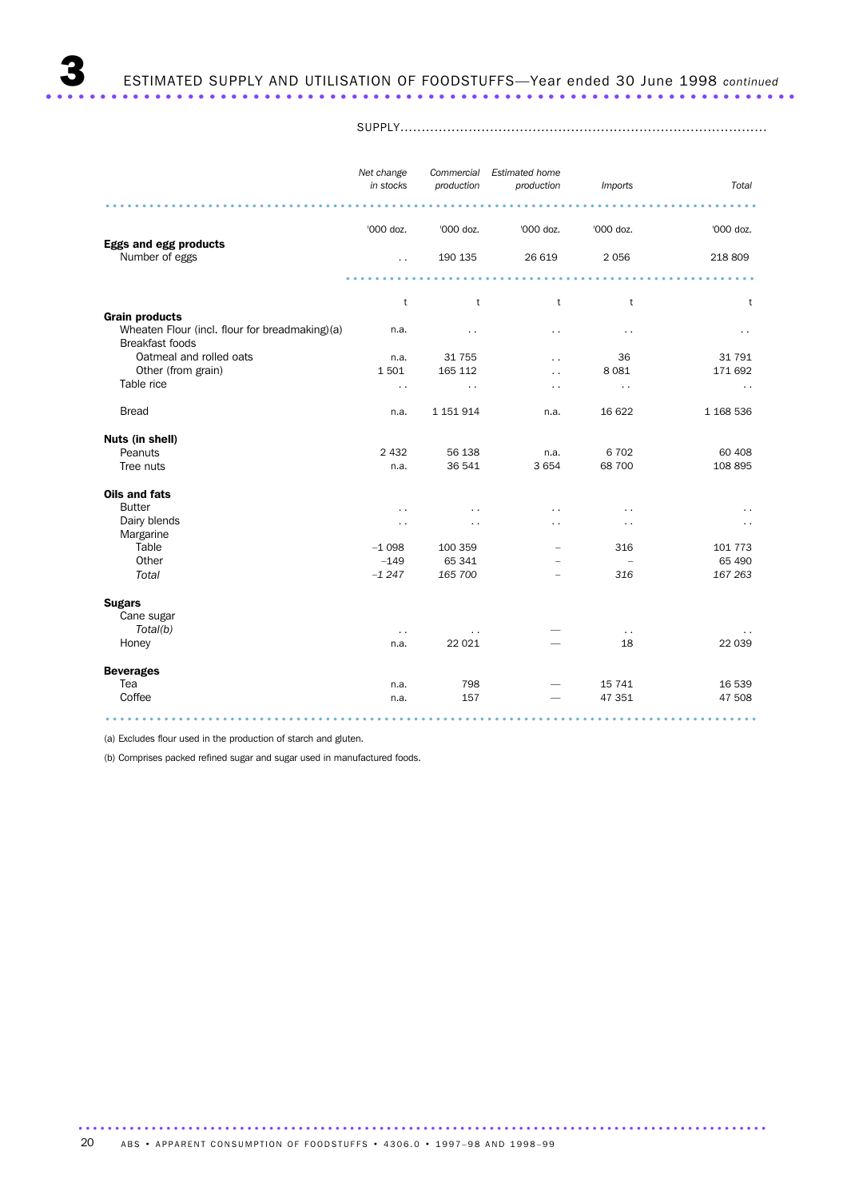# 3 ESTIMATED SUPPLY AND UTILISATION OF FOODSTUFFS—Year ended 30 June 1998 *continued*

| | SUPPLY | | | | |
|---|---|---|---|---|---|
| | *Net change in stocks* | *Commercial production* | *Estimated home production* | *Imports* | *Total* |
| | '000 doz. | '000 doz. | '000 doz. | '000 doz. | '000 doz. |
| **Eggs and egg products** | | | | | |
| Number of eggs | . . | 190 135 | 26 619 | 2 056 | 218 809 |
| | t | t | t | t | t |
| **Grain products** | | | | | |
| Wheaten Flour (incl. flour for breadmaking)(a) | n.a. | . . | . . | . . | . . |
| Breakfast foods | | | | | |
| Oatmeal and rolled oats | n.a. | 31 755 | . . | 36 | 31 791 |
| Other (from grain) | 1 501 | 165 112 | . . | 8 081 | 171 692 |
| Table rice | . . | . . | . . | . . | . . |
| Bread | n.a. | 1 151 914 | n.a. | 16 622 | 1 168 536 |
| **Nuts (in shell)** | | | | | |
| Peanuts | 2 432 | 56 138 | n.a. | 6 702 | 60 408 |
| Tree nuts | n.a. | 36 541 | 3 654 | 68 700 | 108 895 |
| **Oils and fats** | | | | | |
| Butter | . . | . . | . . | . . | . . |
| Dairy blends | . . | . . | . . | . . | . . |
| Margarine | | | | | |
| Table | –1 098 | 100 359 | – | 316 | 101 773 |
| Other | –149 | 65 341 | – | – | 65 490 |
| *Total* | *–1 247* | *165 700* | – | *316* | *167 263* |
| **Sugars** | | | | | |
| Cane sugar | | | | | |
| *Total(b)* | . . | . . | — | . . | . . |
| Honey | n.a. | 22 021 | — | 18 | 22 039 |
| **Beverages** | | | | | |
| Tea | n.a. | 798 | — | 15 741 | 16 539 |
| Coffee | n.a. | 157 | — | 47 351 | 47 508 |

(a) Excludes flour used in the production of starch and gluten.

(b) Comprises packed refined sugar and sugar used in manufactured foods.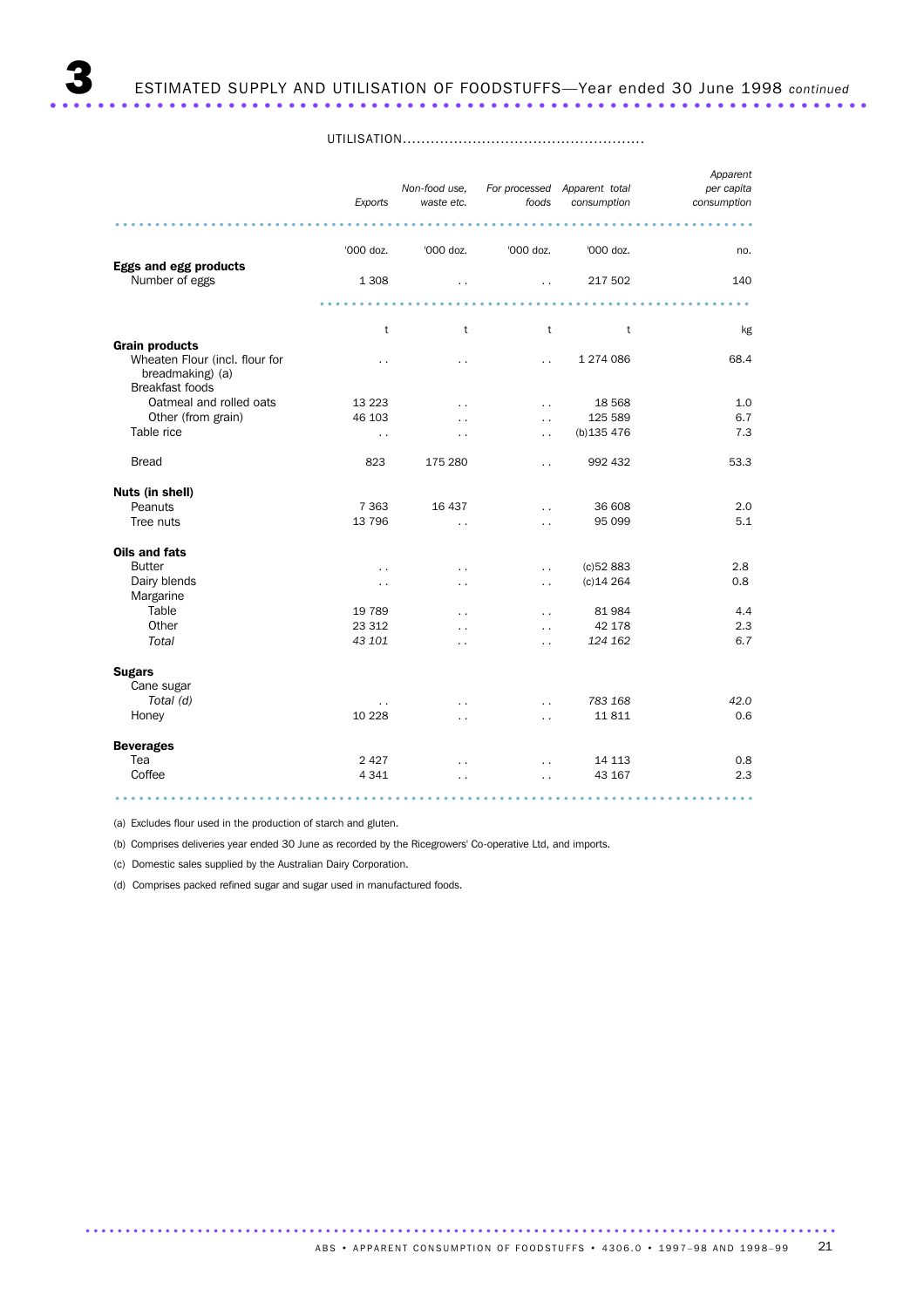# 3 ESTIMATED SUPPLY AND UTILISATION OF FOODSTUFFS—Year ended 30 June 1998 *continued*

UTILISATION

| | *Exports* | *Non-food use, waste etc.* | *For processed foods* | *Apparent total consumption* | *Apparent per capita consumption* |
|---|---|---|---|---|---|
| | '000 doz. | '000 doz. | '000 doz. | '000 doz. | no. |
| **Eggs and egg products** | | | | | |
| Number of eggs | 1 308 | . . | . . | 217 502 | 140 |
| | t | t | t | t | kg |
| **Grain products** | | | | | |
| Wheaten Flour (incl. flour for breadmaking) (a) | . . | . . | . . | 1 274 086 | 68.4 |
| Breakfast foods | | | | | |
| Oatmeal and rolled oats | 13 223 | . . | . . | 18 568 | 1.0 |
| Other (from grain) | 46 103 | . . | . . | 125 589 | 6.7 |
| Table rice | . . | . . | . . | (b)135 476 | 7.3 |
| Bread | 823 | 175 280 | . . | 992 432 | 53.3 |
| **Nuts (in shell)** | | | | | |
| Peanuts | 7 363 | 16 437 | . . | 36 608 | 2.0 |
| Tree nuts | 13 796 | . . | . . | 95 099 | 5.1 |
| **Oils and fats** | | | | | |
| Butter | . . | . . | . . | (c)52 883 | 2.8 |
| Dairy blends | . . | . . | . . | (c)14 264 | 0.8 |
| Margarine | | | | | |
| Table | 19 789 | . . | . . | 81 984 | 4.4 |
| Other | 23 312 | . . | . . | 42 178 | 2.3 |
| *Total* | *43 101* | . . | . . | *124 162* | *6.7* |
| **Sugars** | | | | | |
| Cane sugar | | | | | |
| *Total (d)* | . . | . . | . . | *783 168* | *42.0* |
| Honey | 10 228 | . . | . . | 11 811 | 0.6 |
| **Beverages** | | | | | |
| Tea | 2 427 | . . | . . | 14 113 | 0.8 |
| Coffee | 4 341 | . . | . . | 43 167 | 2.3 |

(a) Excludes flour used in the production of starch and gluten.

(b) Comprises deliveries year ended 30 June as recorded by the Ricegrowers' Co-operative Ltd, and imports.

(c) Domestic sales supplied by the Australian Dairy Corporation.

(d) Comprises packed refined sugar and sugar used in manufactured foods.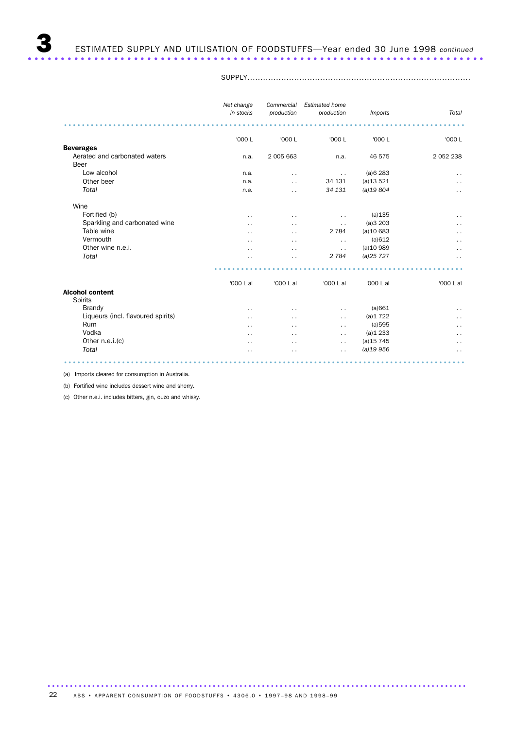# 3 ESTIMATED SUPPLY AND UTILISATION OF FOODSTUFFS—Year ended 30 June 1998 *continued*

SUPPLY

| | *Net change in stocks* | *Commercial production* | *Estimated home production* | *Imports* | *Total* |
|---|---|---|---|---|---|
| | '000 L | '000 L | '000 L | '000 L | '000 L |
| **Beverages** | | | | | |
| Aerated and carbonated waters | n.a. | 2 005 663 | n.a. | 46 575 | 2 052 238 |
| Beer | | | | | |
| Low alcohol | n.a. | . . | . . | (a)6 283 | . . |
| Other beer | n.a. | . . | 34 131 | (a)13 521 | . . |
| *Total* | *n.a.* | . . | *34 131* | *(a)19 804* | . . |
| Wine | | | | | |
| Fortified (b) | . . | . . | . . | (a)135 | . . |
| Sparkling and carbonated wine | . . | . . | . . | (a)3 203 | . . |
| Table wine | . . | . . | 2 784 | (a)10 683 | . . |
| Vermouth | . . | . . | . . | (a)612 | . . |
| Other wine n.e.i. | . . | . . | . . | (a)10 989 | . . |
| *Total* | . . | . . | *2 784* | *(a)25 727* | . . |
| | '000 L al | '000 L al | '000 L al | '000 L al | '000 L al |
| **Alcohol content** | | | | | |
| Spirits | | | | | |
| Brandy | . . | . . | . . | (a)661 | . . |
| Liqueurs (incl. flavoured spirits) | . . | . . | . . | (a)1 722 | . . |
| Rum | . . | . . | . . | (a)595 | . . |
| Vodka | . . | . . | . . | (a)1 233 | . . |
| Other n.e.i.(c) | . . | . . | . . | (a)15 745 | . . |
| *Total* | . . | . . | . . | *(a)19 956* | . . |

(a) Imports cleared for consumption in Australia.

(b) Fortified wine includes dessert wine and sherry.

(c) Other n.e.i. includes bitters, gin, ouzo and whisky.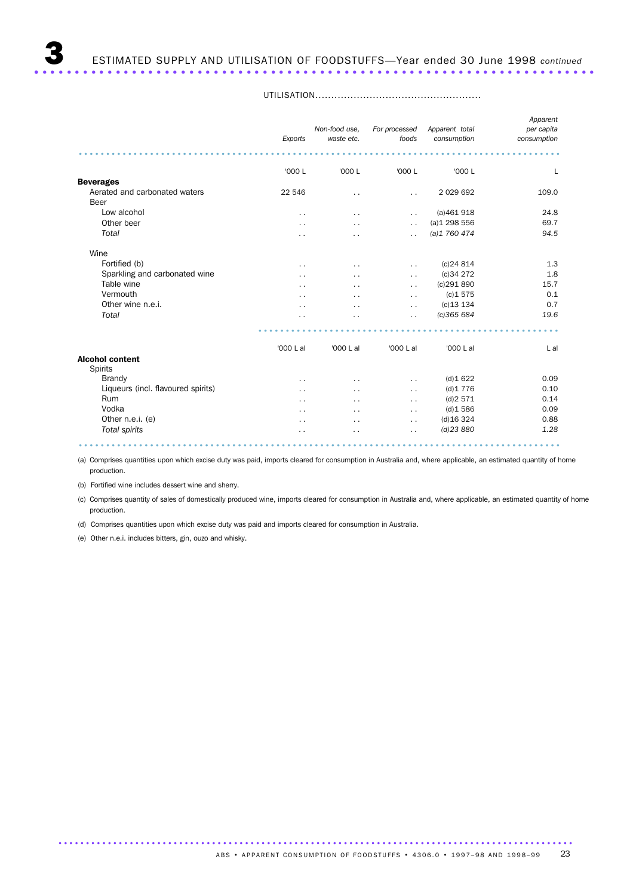# 3 ESTIMATED SUPPLY AND UTILISATION OF FOODSTUFFS—Year ended 30 June 1998 *continued*

UTILISATION

| | *Exports* | *Non-food use, waste etc.* | *For processed foods* | *Apparent total consumption* | *Apparent per capita consumption* |
|---|---|---|---|---|---|
| | '000 L | '000 L | '000 L | '000 L | L |
| **Beverages** | | | | | |
| Aerated and carbonated waters | 22 546 | . . | . . | 2 029 692 | 109.0 |
| Beer | | | | | |
| Low alcohol | . . | . . | . . | (a)461 918 | 24.8 |
| Other beer | . . | . . | . . | (a)1 298 556 | 69.7 |
| *Total* | . . | . . | . . | *(a)1 760 474* | *94.5* |
| Wine | | | | | |
| Fortified (b) | . . | . . | . . | (c)24 814 | 1.3 |
| Sparkling and carbonated wine | . . | . . | . . | (c)34 272 | 1.8 |
| Table wine | . . | . . | . . | (c)291 890 | 15.7 |
| Vermouth | . . | . . | . . | (c)1 575 | 0.1 |
| Other wine n.e.i. | . . | . . | . . | (c)13 134 | 0.7 |
| *Total* | . . | . . | . . | *(c)365 684* | *19.6* |
| | '000 L al | '000 L al | '000 L al | '000 L al | L al |
| **Alcohol content** | | | | | |
| Spirits | | | | | |
| Brandy | . . | . . | . . | (d)1 622 | 0.09 |
| Liqueurs (incl. flavoured spirits) | . . | . . | . . | (d)1 776 | 0.10 |
| Rum | . . | . . | . . | (d)2 571 | 0.14 |
| Vodka | . . | . . | . . | (d)1 586 | 0.09 |
| Other n.e.i. (e) | . . | . . | . . | (d)16 324 | 0.88 |
| *Total spirits* | . . | . . | . . | *(d)23 880* | *1.28* |

(a) Comprises quantities upon which excise duty was paid, imports cleared for consumption in Australia and, where applicable, an estimated quantity of home production.

(b) Fortified wine includes dessert wine and sherry.

(c) Comprises quantity of sales of domestically produced wine, imports cleared for consumption in Australia and, where applicable, an estimated quantity of home production.

(d) Comprises quantities upon which excise duty was paid and imports cleared for consumption in Australia.

(e) Other n.e.i. includes bitters, gin, ouzo and whisky.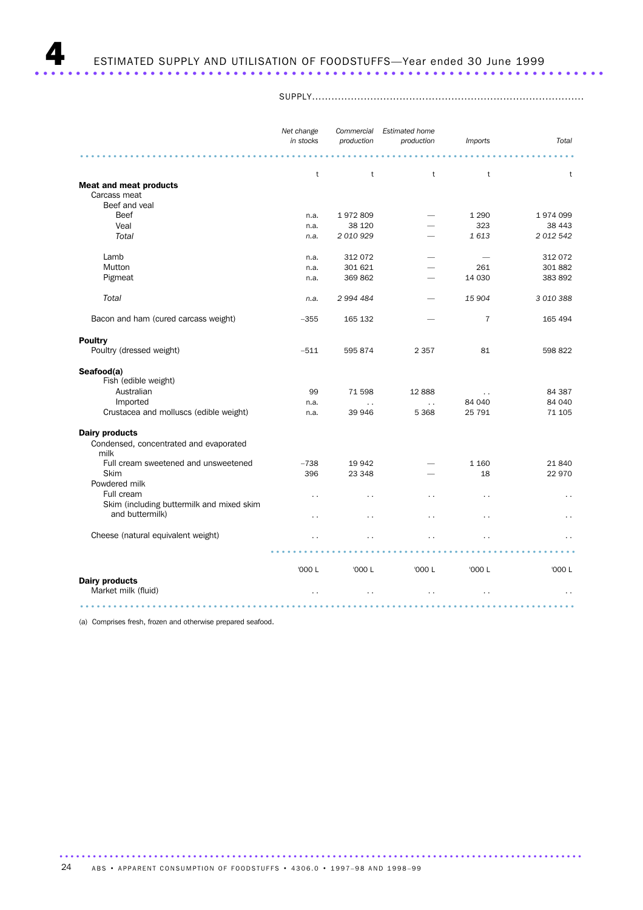# 4 ESTIMATED SUPPLY AND UTILISATION OF FOODSTUFFS—Year ended 30 June 1999

| | SUPPLY | | | | |
|---|---|---|---|---|---|
| | *Net change in stocks* | *Commercial production* | *Estimated home production* | *Imports* | *Total* |
| | t | t | t | t | t |
| **Meat and meat products** | | | | | |
| Carcass meat | | | | | |
| Beef and veal | | | | | |
| Beef | n.a. | 1 972 809 | — | 1 290 | 1 974 099 |
| Veal | n.a. | 38 120 | — | 323 | 38 443 |
| *Total* | *n.a.* | *2 010 929* | — | *1 613* | *2 012 542* |
| Lamb | n.a. | 312 072 | — | — | 312 072 |
| Mutton | n.a. | 301 621 | — | 261 | 301 882 |
| Pigmeat | n.a. | 369 862 | — | 14 030 | 383 892 |
| *Total* | *n.a.* | *2 994 484* | — | *15 904* | *3 010 388* |
| Bacon and ham (cured carcass weight) | −355 | 165 132 | — | 7 | 165 494 |
| **Poultry** | | | | | |
| Poultry (dressed weight) | −511 | 595 874 | 2 357 | 81 | 598 822 |
| **Seafood(a)** | | | | | |
| Fish (edible weight) | | | | | |
| Australian | 99 | 71 598 | 12 888 | . . | 84 387 |
| Imported | n.a. | . . | . . | 84 040 | 84 040 |
| Crustacea and molluscs (edible weight) | n.a. | 39 946 | 5 368 | 25 791 | 71 105 |
| **Dairy products** | | | | | |
| Condensed, concentrated and evaporated milk | | | | | |
| Full cream sweetened and unsweetened | −738 | 19 942 | — | 1 160 | 21 840 |
| Skim | 396 | 23 348 | — | 18 | 22 970 |
| Powdered milk | | | | | |
| Full cream | . . | . . | . . | . . | . . |
| Skim (including buttermilk and mixed skim and buttermilk) | . . | . . | . . | . . | . . |
| Cheese (natural equivalent weight) | . . | . . | . . | . . | . . |
| | '000 L | '000 L | '000 L | '000 L | '000 L |
| **Dairy products** | | | | | |
| Market milk (fluid) | . . | . . | . . | . . | . . |

(a) Comprises fresh, frozen and otherwise prepared seafood.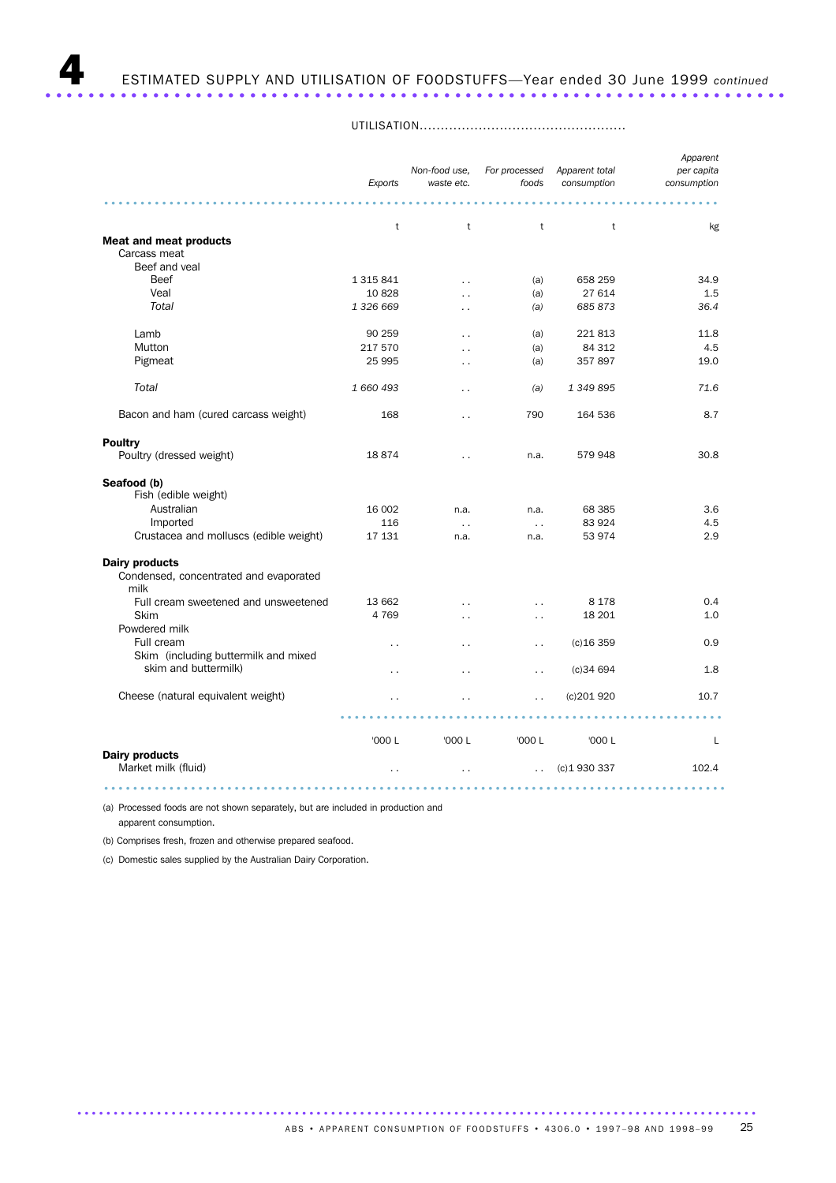# 4 ESTIMATED SUPPLY AND UTILISATION OF FOODSTUFFS—Year ended 30 June 1999 *continued*

| | UTILISATION | | | | |
|---|---|---|---|---|---|
| | *Exports* | *Non-food use, waste etc.* | *For processed foods* | *Apparent total consumption* | *Apparent per capita consumption* |
| | t | t | t | t | kg |
| **Meat and meat products** | | | | | |
| Carcass meat | | | | | |
| Beef and veal | | | | | |
| Beef | 1 315 841 | . . | (a) | 658 259 | 34.9 |
| Veal | 10 828 | . . | (a) | 27 614 | 1.5 |
| *Total* | *1 326 669* | . . | *(a)* | *685 873* | *36.4* |
| Lamb | 90 259 | . . | (a) | 221 813 | 11.8 |
| Mutton | 217 570 | . . | (a) | 84 312 | 4.5 |
| Pigmeat | 25 995 | . . | (a) | 357 897 | 19.0 |
| *Total* | *1 660 493* | . . | *(a)* | *1 349 895* | *71.6* |
| Bacon and ham (cured carcass weight) | 168 | . . | 790 | 164 536 | 8.7 |
| **Poultry** | | | | | |
| Poultry (dressed weight) | 18 874 | . . | n.a. | 579 948 | 30.8 |
| **Seafood (b)** | | | | | |
| Fish (edible weight) | | | | | |
| Australian | 16 002 | n.a. | n.a. | 68 385 | 3.6 |
| Imported | 116 | . . | . . | 83 924 | 4.5 |
| Crustacea and molluscs (edible weight) | 17 131 | n.a. | n.a. | 53 974 | 2.9 |
| **Dairy products** | | | | | |
| Condensed, concentrated and evaporated milk | | | | | |
| Full cream sweetened and unsweetened | 13 662 | . . | . . | 8 178 | 0.4 |
| Skim | 4 769 | . . | . . | 18 201 | 1.0 |
| Powdered milk | | | | | |
| Full cream | . . | . . | . . | (c)16 359 | 0.9 |
| Skim (including buttermilk and mixed skim and buttermilk) | . . | . . | . . | (c)34 694 | 1.8 |
| Cheese (natural equivalent weight) | . . | . . | . . | (c)201 920 | 10.7 |
| | '000 L | '000 L | '000 L | '000 L | L |
| **Dairy products** | | | | | |
| Market milk (fluid) | . . | . . | . . | (c)1 930 337 | 102.4 |

(a) Processed foods are not shown separately, but are included in production and apparent consumption.

(b) Comprises fresh, frozen and otherwise prepared seafood.

(c) Domestic sales supplied by the Australian Dairy Corporation.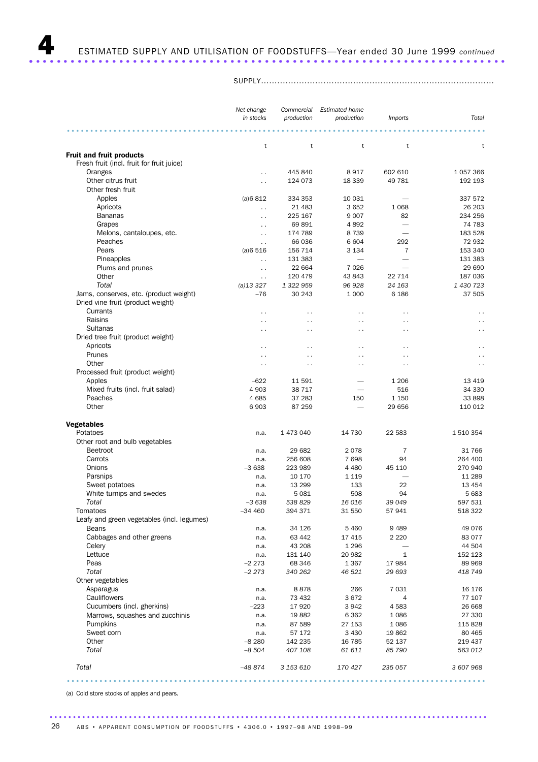# 4 ESTIMATED SUPPLY AND UTILISATION OF FOODSTUFFS—Year ended 30 June 1999 *continued*

| | SUPPLY | | | | |
|---|---|---|---|---|---|
| | *Net change in stocks* | *Commercial production* | *Estimated home production* | *Imports* | *Total* |
| | t | t | t | t | t |
| **Fruit and fruit products** | | | | | |
| Fresh fruit (incl. fruit for fruit juice) | | | | | |
| Oranges | .. | 445 840 | 8 917 | 602 610 | 1 057 366 |
| Other citrus fruit | .. | 124 073 | 18 339 | 49 781 | 192 193 |
| Other fresh fruit | | | | | |
| Apples | (a)6 812 | 334 353 | 10 031 | — | 337 572 |
| Apricots | .. | 21 483 | 3 652 | 1 068 | 26 203 |
| Bananas | .. | 225 167 | 9 007 | 82 | 234 256 |
| Grapes | .. | 69 891 | 4 892 | — | 74 783 |
| Melons, cantaloupes, etc. | .. | 174 789 | 8 739 | — | 183 528 |
| Peaches | .. | 66 036 | 6 604 | 292 | 72 932 |
| Pears | (a)6 516 | 156 714 | 3 134 | 7 | 153 340 |
| Pineapples | .. | 131 383 | — | — | 131 383 |
| Plums and prunes | .. | 22 664 | 7 026 | — | 29 690 |
| Other | .. | 120 479 | 43 843 | 22 714 | 187 036 |
| *Total* | *(a)13 327* | *1 322 959* | *96 928* | *24 163* | *1 430 723* |
| Jams, conserves, etc. (product weight) | –76 | 30 243 | 1 000 | 6 186 | 37 505 |
| Dried vine fruit (product weight) | | | | | |
| Currants | .. | .. | .. | .. | .. |
| Raisins | .. | .. | .. | .. | .. |
| Sultanas | .. | .. | .. | .. | .. |
| Dried tree fruit (product weight) | | | | | |
| Apricots | .. | .. | .. | .. | .. |
| Prunes | .. | .. | .. | .. | .. |
| Other | .. | .. | .. | .. | .. |
| Processed fruit (product weight) | | | | | |
| Apples | –622 | 11 591 | — | 1 206 | 13 419 |
| Mixed fruits (incl. fruit salad) | 4 903 | 38 717 | — | 516 | 34 330 |
| Peaches | 4 685 | 37 283 | 150 | 1 150 | 33 898 |
| Other | 6 903 | 87 259 | — | 29 656 | 110 012 |
| **Vegetables** | | | | | |
| Potatoes | n.a. | 1 473 040 | 14 730 | 22 583 | 1 510 354 |
| Other root and bulb vegetables | | | | | |
| Beetroot | n.a. | 29 682 | 2 078 | 7 | 31 766 |
| Carrots | n.a. | 256 608 | 7 698 | 94 | 264 400 |
| Onions | –3 638 | 223 989 | 4 480 | 45 110 | 270 940 |
| Parsnips | n.a. | 10 170 | 1 119 | — | 11 289 |
| Sweet potatoes | n.a. | 13 299 | 133 | 22 | 13 454 |
| White turnips and swedes | n.a. | 5 081 | 508 | 94 | 5 683 |
| *Total* | *–3 638* | *538 829* | *16 016* | *39 049* | *597 531* |
| Tomatoes | –34 460 | 394 371 | 31 550 | 57 941 | 518 322 |
| Leafy and green vegetables (incl. legumes) | | | | | |
| Beans | n.a. | 34 126 | 5 460 | 9 489 | 49 076 |
| Cabbages and other greens | n.a. | 63 442 | 17 415 | 2 220 | 83 077 |
| Celery | n.a. | 43 208 | 1 296 | — | 44 504 |
| Lettuce | n.a. | 131 140 | 20 982 | 1 | 152 123 |
| Peas | –2 273 | 68 346 | 1 367 | 17 984 | 89 969 |
| *Total* | *–2 273* | *340 262* | *46 521* | *29 693* | *418 749* |
| Other vegetables | | | | | |
| Asparagus | n.a. | 8 878 | 266 | 7 031 | 16 176 |
| Cauliflowers | n.a. | 73 432 | 3 672 | 4 | 77 107 |
| Cucumbers (incl. gherkins) | –223 | 17 920 | 3 942 | 4 583 | 26 668 |
| Marrows, squashes and zucchinis | n.a. | 19 882 | 6 362 | 1 086 | 27 330 |
| Pumpkins | n.a. | 87 589 | 27 153 | 1 086 | 115 828 |
| Sweet corn | n.a. | 57 172 | 3 430 | 19 862 | 80 465 |
| Other | –8 280 | 142 235 | 16 785 | 52 137 | 219 437 |
| *Total* | *–8 504* | *407 108* | *61 611* | *85 790* | *563 012* |
| *Total* | *–48 874* | *3 153 610* | *170 427* | *235 057* | *3 607 968* |

(a) Cold store stocks of apples and pears.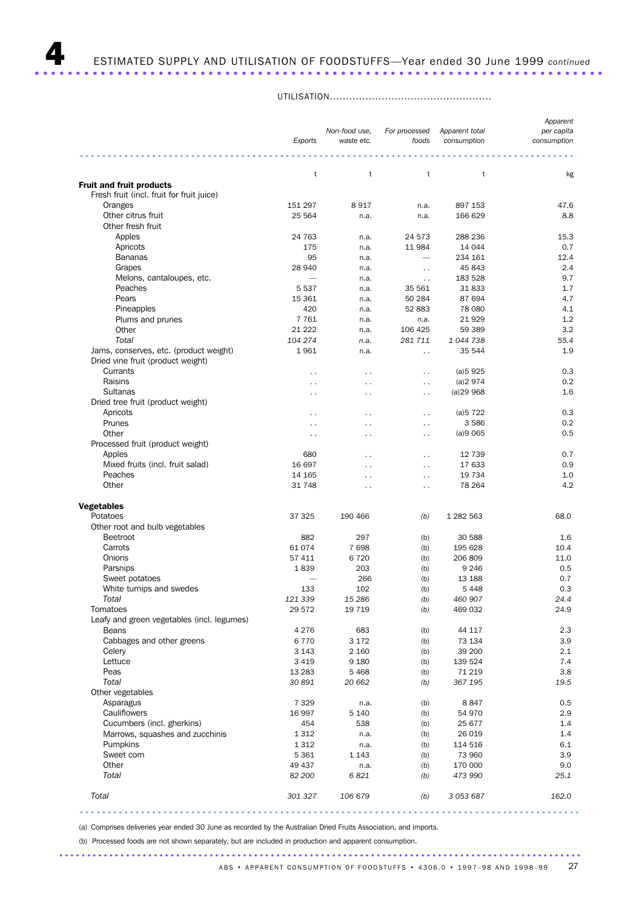# 4 ESTIMATED SUPPLY AND UTILISATION OF FOODSTUFFS—Year ended 30 June 1999 *continued*

UTILISATION

| | Exports | Non-food use, waste etc. | For processed foods | Apparent total consumption | Apparent per capita consumption |
|---|---|---|---|---|---|
| | t | t | t | t | kg |
| **Fruit and fruit products** | | | | | |
| Fresh fruit (incl. fruit for fruit juice) | | | | | |
| Oranges | 151 297 | 8 917 | n.a. | 897 153 | 47.6 |
| Other citrus fruit | 25 564 | n.a. | n.a. | 166 629 | 8.8 |
| Other fresh fruit | | | | | |
| Apples | 24 763 | n.a. | 24 573 | 288 236 | 15.3 |
| Apricots | 175 | n.a. | 11 984 | 14 044 | 0.7 |
| Bananas | 95 | n.a. | — | 234 161 | 12.4 |
| Grapes | 28 940 | n.a. | . . | 45 843 | 2.4 |
| Melons, cantaloupes, etc. | — | n.a. | . . | 183 528 | 9.7 |
| Peaches | 5 537 | n.a. | 35 561 | 31 833 | 1.7 |
| Pears | 15 361 | n.a. | 50 284 | 87 694 | 4.7 |
| Pineapples | 420 | n.a. | 52 883 | 78 080 | 4.1 |
| Plums and prunes | 7 761 | n.a. | n.a. | 21 929 | 1.2 |
| Other | 21 222 | n.a. | 106 425 | 59 389 | 3.2 |
| *Total* | *104 274* | *n.a.* | *281 711* | *1 044 738* | *55.4* |
| Jams, conserves, etc. (product weight) | 1 961 | n.a. | . . | 35 544 | 1.9 |
| Dried vine fruit (product weight) | | | | | |
| Currants | . . | . . | . . | (a)5 925 | 0.3 |
| Raisins | . . | . . | . . | (a)2 974 | 0.2 |
| Sultanas | . . | . . | . . | (a)29 968 | 1.6 |
| Dried tree fruit (product weight) | | | | | |
| Apricots | . . | . . | . . | (a)5 722 | 0.3 |
| Prunes | . . | . . | . . | 3 586 | 0.2 |
| Other | . . | . . | . . | (a)9 065 | 0.5 |
| Processed fruit (product weight) | | | | | |
| Apples | 680 | . . | . . | 12 739 | 0.7 |
| Mixed fruits (incl. fruit salad) | 16 697 | . . | . . | 17 633 | 0.9 |
| Peaches | 14 165 | . . | . . | 19 734 | 1.0 |
| Other | 31 748 | . . | . . | 78 264 | 4.2 |
| **Vegetables** | | | | | |
| Potatoes | 37 325 | 190 466 | (b) | 1 282 563 | 68.0 |
| Other root and bulb vegetables | | | | | |
| Beetroot | 882 | 297 | (b) | 30 588 | 1.6 |
| Carrots | 61 074 | 7 698 | (b) | 195 628 | 10.4 |
| Onions | 57 411 | 6 720 | (b) | 206 809 | 11.0 |
| Parsnips | 1 839 | 203 | (b) | 9 246 | 0.5 |
| Sweet potatoes | — | 266 | (b) | 13 188 | 0.7 |
| White turnips and swedes | 133 | 102 | (b) | 5 448 | 0.3 |
| *Total* | *121 339* | *15 286* | *(b)* | *460 907* | *24.4* |
| Tomatoes | 29 572 | 19 719 | (b) | 469 032 | 24.9 |
| Leafy and green vegetables (incl. legumes) | | | | | |
| Beans | 4 276 | 683 | (b) | 44 117 | 2.3 |
| Cabbages and other greens | 6 770 | 3 172 | (b) | 73 134 | 3.9 |
| Celery | 3 143 | 2 160 | (b) | 39 200 | 2.1 |
| Lettuce | 3 419 | 9 180 | (b) | 139 524 | 7.4 |
| Peas | 13 283 | 5 468 | (b) | 71 219 | 3.8 |
| *Total* | *30 891* | *20 662* | *(b)* | *367 195* | *19.5* |
| Other vegetables | | | | | |
| Asparagus | 7 329 | n.a. | (b) | 8 847 | 0.5 |
| Cauliflowers | 16 997 | 5 140 | (b) | 54 970 | 2.9 |
| Cucumbers (incl. gherkins) | 454 | 538 | (b) | 25 677 | 1.4 |
| Marrows, squashes and zucchinis | 1 312 | n.a. | (b) | 26 019 | 1.4 |
| Pumpkins | 1 312 | n.a. | (b) | 114 516 | 6.1 |
| Sweet corn | 5 361 | 1 143 | (b) | 73 960 | 3.9 |
| Other | 49 437 | n.a. | (b) | 170 000 | 9.0 |
| *Total* | *82 200* | *6 821* | *(b)* | *473 990* | *25.1* |
| *Total* | *301 327* | *106 679* | *(b)* | *3 053 687* | *162.0* |

(a) Comprises deliveries year ended 30 June as recorded by the Australian Dried Fruits Association, and imports.

(b) Processed foods are not shown separately, but are included in production and apparent consumption.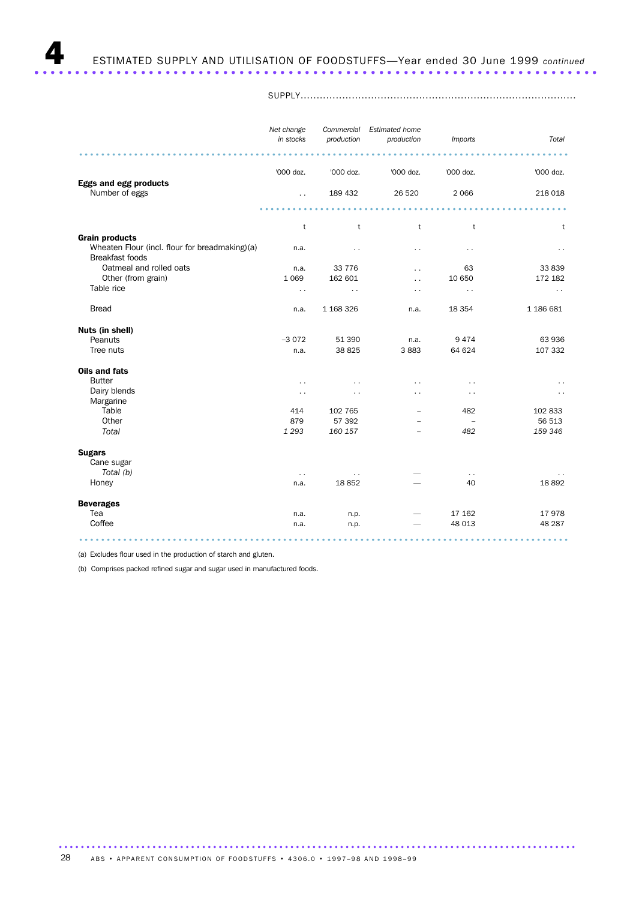# 4 ESTIMATED SUPPLY AND UTILISATION OF FOODSTUFFS—Year ended 30 June 1999 *continued*

| | SUPPLY | | | | |
|---|---|---|---|---|---|
| | *Net change in stocks* | *Commercial production* | *Estimated home production* | *Imports* | *Total* |
| | '000 doz. | '000 doz. | '000 doz. | '000 doz. | '000 doz. |
| **Eggs and egg products** | | | | | |
| Number of eggs | . . | 189 432 | 26 520 | 2 066 | 218 018 |
| | t | t | t | t | t |
| **Grain products** | | | | | |
| Wheaten Flour (incl. flour for breadmaking)(a) | n.a. | . . | . . | . . | . . |
| Breakfast foods | | | | | |
| Oatmeal and rolled oats | n.a. | 33 776 | . . | 63 | 33 839 |
| Other (from grain) | 1 069 | 162 601 | . . | 10 650 | 172 182 |
| Table rice | . . | . . | . . | . . | . . |
| Bread | n.a. | 1 168 326 | n.a. | 18 354 | 1 186 681 |
| **Nuts (in shell)** | | | | | |
| Peanuts | –3 072 | 51 390 | n.a. | 9 474 | 63 936 |
| Tree nuts | n.a. | 38 825 | 3 883 | 64 624 | 107 332 |
| **Oils and fats** | | | | | |
| Butter | . . | . . | . . | . . | . . |
| Dairy blends | . . | . . | . . | . . | . . |
| Margarine | | | | | |
| Table | 414 | 102 765 | – | 482 | 102 833 |
| Other | 879 | 57 392 | – | – | 56 513 |
| *Total* | *1 293* | *160 157* | – | *482* | *159 346* |
| **Sugars** | | | | | |
| Cane sugar | | | | | |
| *Total (b)* | . . | . . | — | . . | . . |
| Honey | n.a. | 18 852 | — | 40 | 18 892 |
| **Beverages** | | | | | |
| Tea | n.a. | n.p. | — | 17 162 | 17 978 |
| Coffee | n.a. | n.p. | — | 48 013 | 48 287 |

(a) Excludes flour used in the production of starch and gluten.

(b) Comprises packed refined sugar and sugar used in manufactured foods.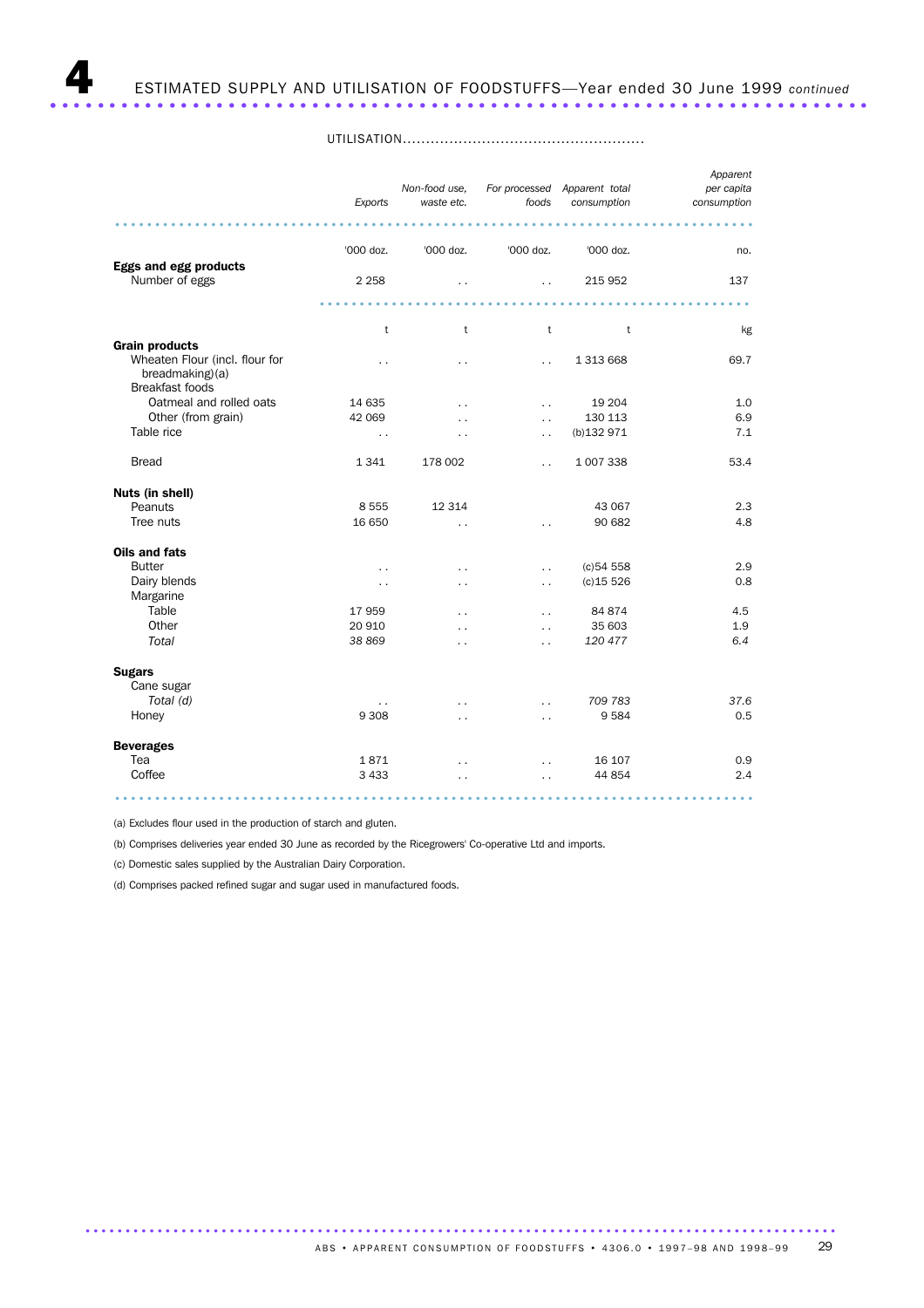# 4 ESTIMATED SUPPLY AND UTILISATION OF FOODSTUFFS—Year ended 30 June 1999 *continued*

UTILISATION

| | *Exports* | *Non-food use, waste etc.* | *For processed foods* | *Apparent total consumption* | *Apparent per capita consumption* |
|---|---|---|---|---|---|
| | '000 doz. | '000 doz. | '000 doz. | '000 doz. | no. |
| **Eggs and egg products** | | | | | |
| Number of eggs | 2 258 | . . | . . | 215 952 | 137 |
| | t | t | t | t | kg |
| **Grain products** | | | | | |
| Wheaten Flour (incl. flour for breadmaking)(a) | . . | . . | . . | 1 313 668 | 69.7 |
| Breakfast foods | | | | | |
| Oatmeal and rolled oats | 14 635 | . . | . . | 19 204 | 1.0 |
| Other (from grain) | 42 069 | . . | . . | 130 113 | 6.9 |
| Table rice | . . | . . | . . | (b)132 971 | 7.1 |
| Bread | 1 341 | 178 002 | . . | 1 007 338 | 53.4 |
| **Nuts (in shell)** | | | | | |
| Peanuts | 8 555 | 12 314 | | 43 067 | 2.3 |
| Tree nuts | 16 650 | . . | . . | 90 682 | 4.8 |
| **Oils and fats** | | | | | |
| Butter | . . | . . | . . | (c)54 558 | 2.9 |
| Dairy blends | . . | . . | . . | (c)15 526 | 0.8 |
| Margarine | | | | | |
| Table | 17 959 | . . | . . | 84 874 | 4.5 |
| Other | 20 910 | . . | . . | 35 603 | 1.9 |
| *Total* | *38 869* | . . | . . | *120 477* | *6.4* |
| **Sugars** | | | | | |
| Cane sugar | | | | | |
| *Total (d)* | . . | . . | . . | *709 783* | *37.6* |
| Honey | 9 308 | . . | . . | 9 584 | 0.5 |
| **Beverages** | | | | | |
| Tea | 1 871 | . . | . . | 16 107 | 0.9 |
| Coffee | 3 433 | . . | . . | 44 854 | 2.4 |

(a) Excludes flour used in the production of starch and gluten.

(b) Comprises deliveries year ended 30 June as recorded by the Ricegrowers' Co-operative Ltd and imports.

(c) Domestic sales supplied by the Australian Dairy Corporation.

(d) Comprises packed refined sugar and sugar used in manufactured foods.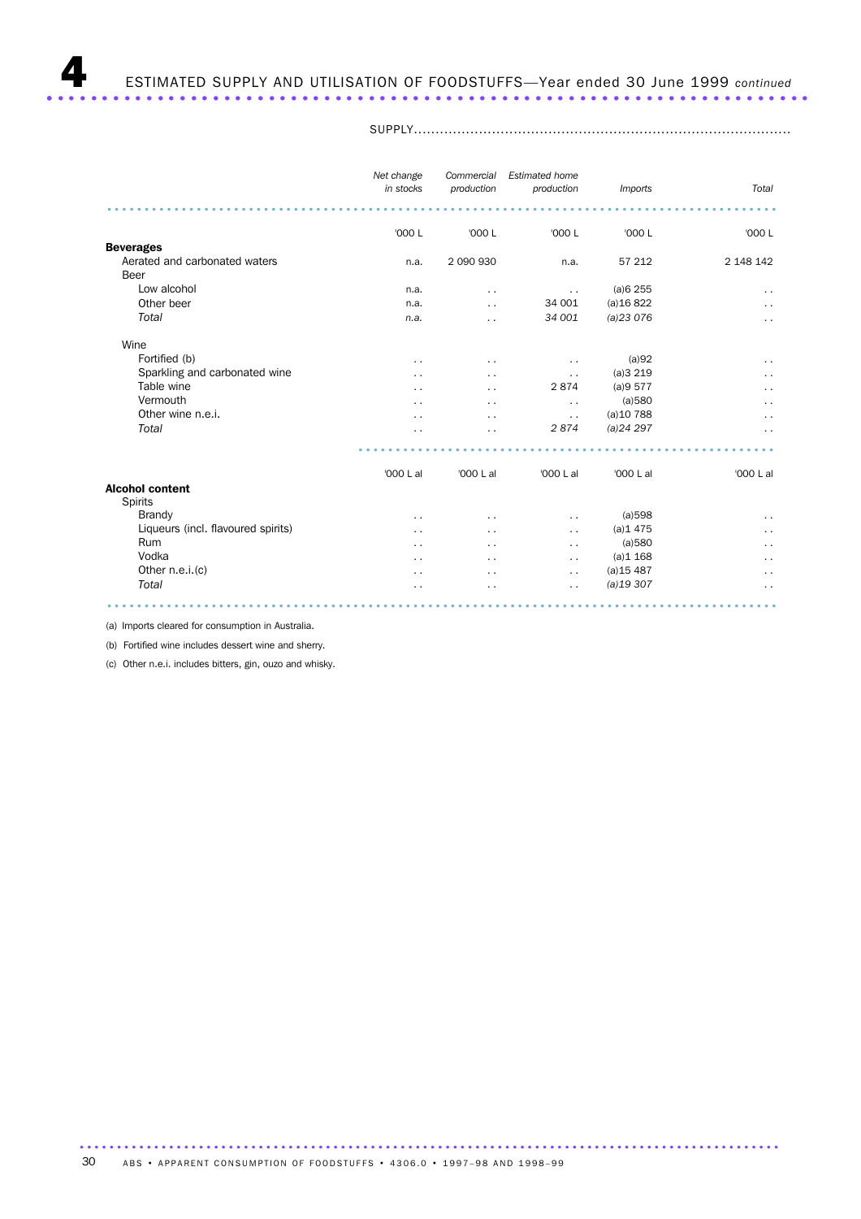# 4 ESTIMATED SUPPLY AND UTILISATION OF FOODSTUFFS—Year ended 30 June 1999 *continued*

| | SUPPLY | | | | |
|---|---|---|---|---|---|
| | *Net change in stocks* | *Commercial production* | *Estimated home production* | *Imports* | *Total* |
| | '000 L | '000 L | '000 L | '000 L | '000 L |
| **Beverages** | | | | | |
| Aerated and carbonated waters | n.a. | 2 090 930 | n.a. | 57 212 | 2 148 142 |
| Beer | | | | | |
| Low alcohol | n.a. | . . | . . | (a)6 255 | . . |
| Other beer | n.a. | . . | 34 001 | (a)16 822 | . . |
| *Total* | *n.a.* | . . | *34 001* | *(a)23 076* | . . |
| Wine | | | | | |
| Fortified (b) | . . | . . | . . | (a)92 | . . |
| Sparkling and carbonated wine | . . | . . | . . | (a)3 219 | . . |
| Table wine | . . | . . | 2 874 | (a)9 577 | . . |
| Vermouth | . . | . . | . . | (a)580 | . . |
| Other wine n.e.i. | . . | . . | . . | (a)10 788 | . . |
| *Total* | . . | . . | *2 874* | *(a)24 297* | . . |
| | '000 L al | '000 L al | '000 L al | '000 L al | '000 L al |
| **Alcohol content** | | | | | |
| Spirits | | | | | |
| Brandy | . . | . . | . . | (a)598 | . . |
| Liqueurs (incl. flavoured spirits) | . . | . . | . . | (a)1 475 | . . |
| Rum | . . | . . | . . | (a)580 | . . |
| Vodka | . . | . . | . . | (a)1 168 | . . |
| Other n.e.i.(c) | . . | . . | . . | (a)15 487 | . . |
| *Total* | . . | . . | . . | *(a)19 307* | . . |

(a) Imports cleared for consumption in Australia.

(b) Fortified wine includes dessert wine and sherry.

(c) Other n.e.i. includes bitters, gin, ouzo and whisky.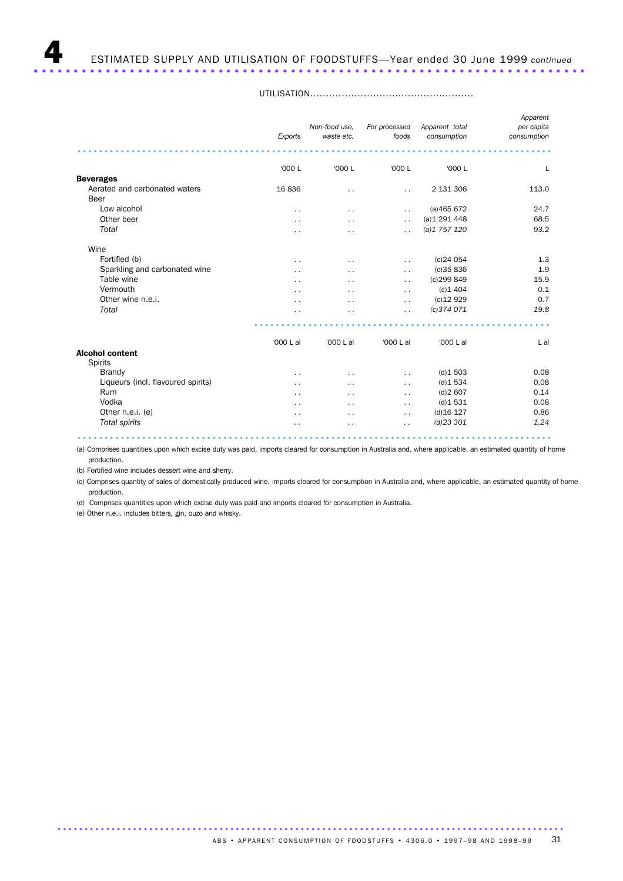## 4 ESTIMATED SUPPLY AND UTILISATION OF FOODSTUFFS—Year ended 30 June 1999 *continued*

UTILISATION

| | *Exports* | *Non-food use, waste etc.* | *For processed foods* | *Apparent total consumption* | *Apparent per capita consumption* |
|---|---|---|---|---|---|
| | '000 L | '000 L | '000 L | '000 L | L |
| **Beverages** | | | | | |
| Aerated and carbonated waters | 16 836 | . . | . . | 2 131 306 | 113.0 |
| Beer | | | | | |
| Low alcohol | . . | . . | . . | (a)465 672 | 24.7 |
| Other beer | . . | . . | . . | (a)1 291 448 | 68.5 |
| *Total* | . . | . . | . . | *(a)1 757 120* | *93.2* |
| Wine | | | | | |
| Fortified (b) | . . | . . | . . | (c)24 054 | 1.3 |
| Sparkling and carbonated wine | . . | . . | . . | (c)35 836 | 1.9 |
| Table wine | . . | . . | . . | (c)299 849 | 15.9 |
| Vermouth | . . | . . | . . | (c)1 404 | 0.1 |
| Other wine n.e.i. | . . | . . | . . | (c)12 929 | 0.7 |
| *Total* | . . | . . | . . | *(c)374 071* | *19.8* |
| | '000 L al | '000 L al | '000 L al | '000 L al | L al |
| **Alcohol content** | | | | | |
| Spirits | | | | | |
| Brandy | . . | . . | . . | (d)1 503 | 0.08 |
| Liqueurs (incl. flavoured spirits) | . . | . . | . . | (d)1 534 | 0.08 |
| Rum | . . | . . | . . | (d)2 607 | 0.14 |
| Vodka | . . | . . | . . | (d)1 531 | 0.08 |
| Other n.e.i. (e) | . . | . . | . . | (d)16 127 | 0.86 |
| *Total spirits* | . . | . . | . . | *(d)23 301* | *1.24* |

(a) Comprises quantities upon which excise duty was paid, imports cleared for consumption in Australia and, where applicable, an estimated quantity of home production.

(b) Fortified wine includes dessert wine and sherry.

(c) Comprises quantity of sales of domestically produced wine, imports cleared for consumption in Australia and, where applicable, an estimated quantity of home production.

(d) Comprises quantities upon which excise duty was paid and imports cleared for consumption in Australia.

(e) Other n.e.i. includes bitters, gin, ouzo and whisky.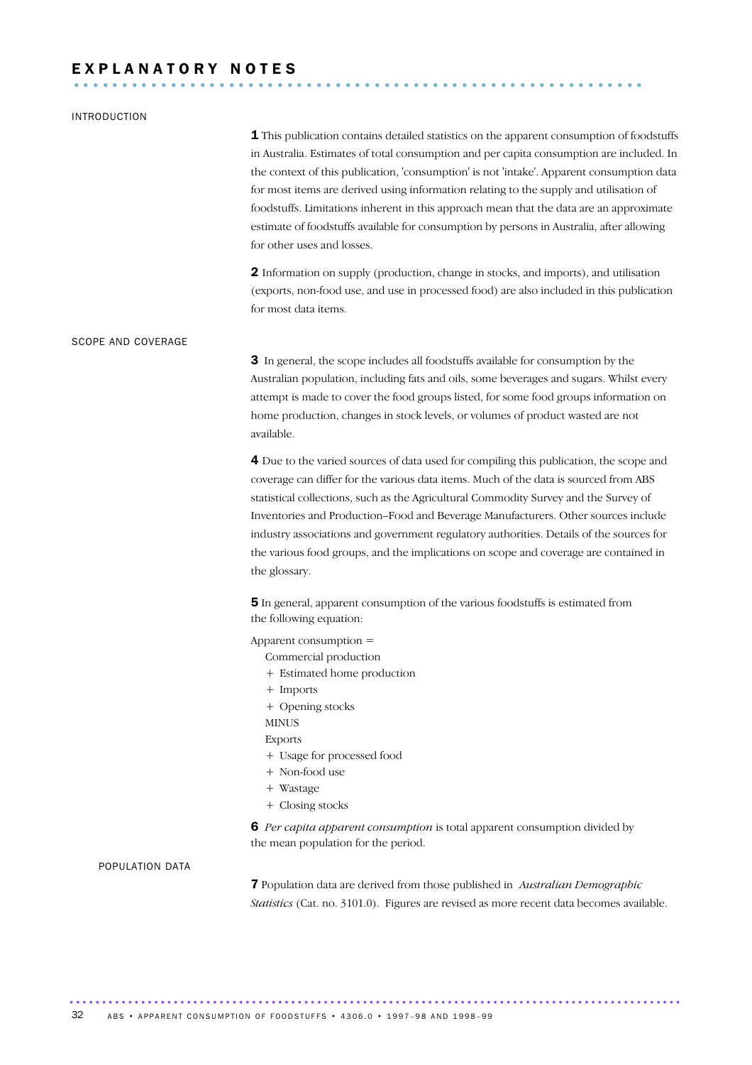# EXPLANATORY NOTES

## INTRODUCTION

**1** This publication contains detailed statistics on the apparent consumption of foodstuffs in Australia. Estimates of total consumption and per capita consumption are included. In the context of this publication, 'consumption' is not 'intake'. Apparent consumption data for most items are derived using information relating to the supply and utilisation of foodstuffs. Limitations inherent in this approach mean that the data are an approximate estimate of foodstuffs available for consumption by persons in Australia, after allowing for other uses and losses.

**2** Information on supply (production, change in stocks, and imports), and utilisation (exports, non-food use, and use in processed food) are also included in this publication for most data items.

## SCOPE AND COVERAGE

**3** In general, the scope includes all foodstuffs available for consumption by the Australian population, including fats and oils, some beverages and sugars. Whilst every attempt is made to cover the food groups listed, for some food groups information on home production, changes in stock levels, or volumes of product wasted are not available.

**4** Due to the varied sources of data used for compiling this publication, the scope and coverage can differ for the various data items. Much of the data is sourced from ABS statistical collections, such as the Agricultural Commodity Survey and the Survey of Inventories and Production–Food and Beverage Manufacturers. Other sources include industry associations and government regulatory authorities. Details of the sources for the various food groups, and the implications on scope and coverage are contained in the glossary.

**5** In general, apparent consumption of the various foodstuffs is estimated from the following equation:

Apparent consumption =
  Commercial production
  + Estimated home production
  + Imports
  + Opening stocks
  MINUS
  Exports
  + Usage for processed food
  + Non-food use
  + Wastage
  + Closing stocks

**6** *Per capita apparent consumption* is total apparent consumption divided by the mean population for the period.

## POPULATION DATA

**7** Population data are derived from those published in *Australian Demographic Statistics* (Cat. no. 3101.0). Figures are revised as more recent data becomes available.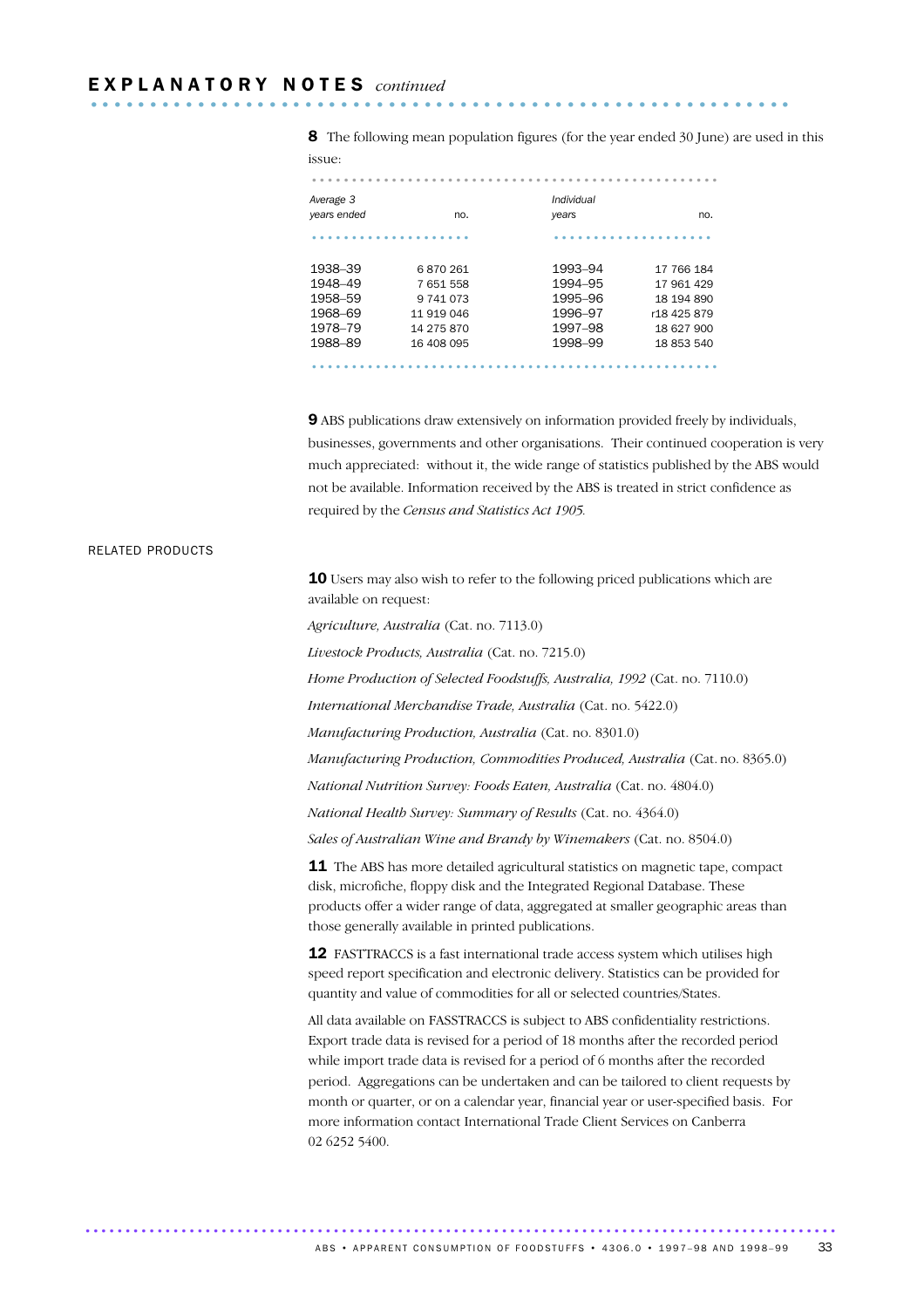## EXPLANATORY NOTES *continued*

**8** The following mean population figures (for the year ended 30 June) are used in this issue:

| *Average 3 years ended* | no. | *Individual years* | no. |
|---|---|---|---|
| 1938–39 | 6 870 261 | 1993–94 | 17 766 184 |
| 1948–49 | 7 651 558 | 1994–95 | 17 961 429 |
| 1958–59 | 9 741 073 | 1995–96 | 18 194 890 |
| 1968–69 | 11 919 046 | 1996–97 | r18 425 879 |
| 1978–79 | 14 275 870 | 1997–98 | 18 627 900 |
| 1988–89 | 16 408 095 | 1998–99 | 18 853 540 |

**9** ABS publications draw extensively on information provided freely by individuals, businesses, governments and other organisations. Their continued cooperation is very much appreciated: without it, the wide range of statistics published by the ABS would not be available. Information received by the ABS is treated in strict confidence as required by the *Census and Statistics Act 1905.*

### RELATED PRODUCTS

**10** Users may also wish to refer to the following priced publications which are available on request:

*Agriculture, Australia* (Cat. no. 7113.0)

*Livestock Products, Australia* (Cat. no. 7215.0)

*Home Production of Selected Foodstuffs, Australia, 1992* (Cat. no. 7110.0)

*International Merchandise Trade, Australia* (Cat. no. 5422.0)

*Manufacturing Production, Australia* (Cat. no. 8301.0)

*Manufacturing Production, Commodities Produced, Australia* (Cat. no. 8365.0)

*National Nutrition Survey: Foods Eaten, Australia* (Cat. no. 4804.0)

*National Health Survey: Summary of Results* (Cat. no. 4364.0)

*Sales of Australian Wine and Brandy by Winemakers* (Cat. no. 8504.0)

**11** The ABS has more detailed agricultural statistics on magnetic tape, compact disk, microfiche, floppy disk and the Integrated Regional Database. These products offer a wider range of data, aggregated at smaller geographic areas than those generally available in printed publications.

**12** FASTTRACCS is a fast international trade access system which utilises high speed report specification and electronic delivery. Statistics can be provided for quantity and value of commodities for all or selected countries/States.

All data available on FASSTRACCS is subject to ABS confidentiality restrictions. Export trade data is revised for a period of 18 months after the recorded period while import trade data is revised for a period of 6 months after the recorded period. Aggregations can be undertaken and can be tailored to client requests by month or quarter, or on a calendar year, financial year or user-specified basis. For more information contact International Trade Client Services on Canberra 02 6252 5400.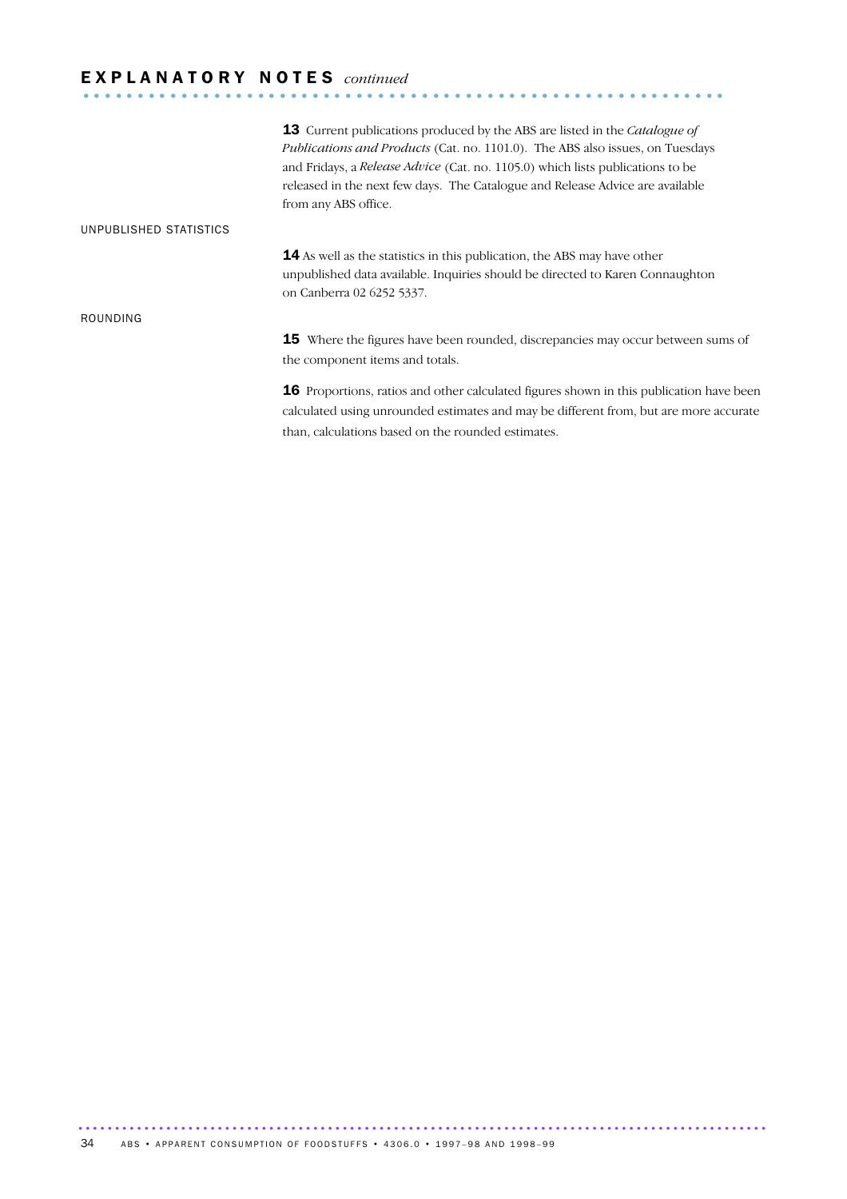# EXPLANATORY NOTES *continued*

**13** Current publications produced by the ABS are listed in the *Catalogue of Publications and Products* (Cat. no. 1101.0). The ABS also issues, on Tuesdays and Fridays, a *Release Advice* (Cat. no. 1105.0) which lists publications to be released in the next few days. The Catalogue and Release Advice are available from any ABS office.

## UNPUBLISHED STATISTICS

**14** As well as the statistics in this publication, the ABS may have other unpublished data available. Inquiries should be directed to Karen Connaughton on Canberra 02 6252 5337.

## ROUNDING

**15** Where the figures have been rounded, discrepancies may occur between sums of the component items and totals.

**16** Proportions, ratios and other calculated figures shown in this publication have been calculated using unrounded estimates and may be different from, but are more accurate than, calculations based on the rounded estimates.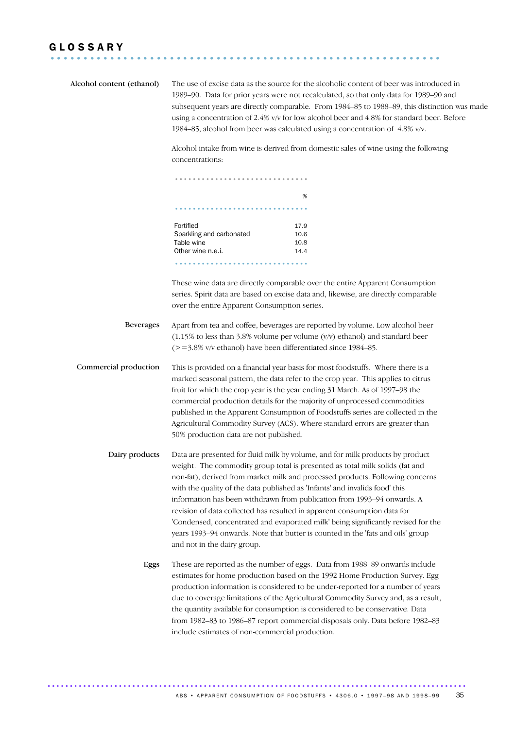# GLOSSARY

**Alcohol content (ethanol)**

The use of excise data as the source for the alcoholic content of beer was introduced in 1989–90. Data for prior years were not recalculated, so that only data for 1989–90 and subsequent years are directly comparable. From 1984–85 to 1988–89, this distinction was made using a concentration of 2.4% v/v for low alcohol beer and 4.8% for standard beer. Before 1984–85, alcohol from beer was calculated using a concentration of 4.8% v/v.

Alcohol intake from wine is derived from domestic sales of wine using the following concentrations:

| | % |
|---|---|
| Fortified | 17.9 |
| Sparkling and carbonated | 10.6 |
| Table wine | 10.8 |
| Other wine n.e.i. | 14.4 |

These wine data are directly comparable over the entire Apparent Consumption series. Spirit data are based on excise data and, likewise, are directly comparable over the entire Apparent Consumption series.

**Beverages**

Apart from tea and coffee, beverages are reported by volume. Low alcohol beer (1.15% to less than 3.8% volume per volume (v/v) ethanol) and standard beer (>=3.8% v/v ethanol) have been differentiated since 1984–85.

**Commercial production**

This is provided on a financial year basis for most foodstuffs. Where there is a marked seasonal pattern, the data refer to the crop year. This applies to citrus fruit for which the crop year is the year ending 31 March. As of 1997–98 the commercial production details for the majority of unprocessed commodities published in the Apparent Consumption of Foodstuffs series are collected in the Agricultural Commodity Survey (ACS). Where standard errors are greater than 50% production data are not published.

**Dairy products**

Data are presented for fluid milk by volume, and for milk products by product weight. The commodity group total is presented as total milk solids (fat and non-fat), derived from market milk and processed products. Following concerns with the quality of the data published as 'Infants' and invalids food' this information has been withdrawn from publication from 1993–94 onwards. A revision of data collected has resulted in apparent consumption data for 'Condensed, concentrated and evaporated milk' being significantly revised for the years 1993–94 onwards. Note that butter is counted in the 'fats and oils' group and not in the dairy group.

**Eggs**

These are reported as the number of eggs. Data from 1988–89 onwards include estimates for home production based on the 1992 Home Production Survey. Egg production information is considered to be under-reported for a number of years due to coverage limitations of the Agricultural Commodity Survey and, as a result, the quantity available for consumption is considered to be conservative. Data from 1982–83 to 1986–87 report commercial disposals only. Data before 1982–83 include estimates of non-commercial production.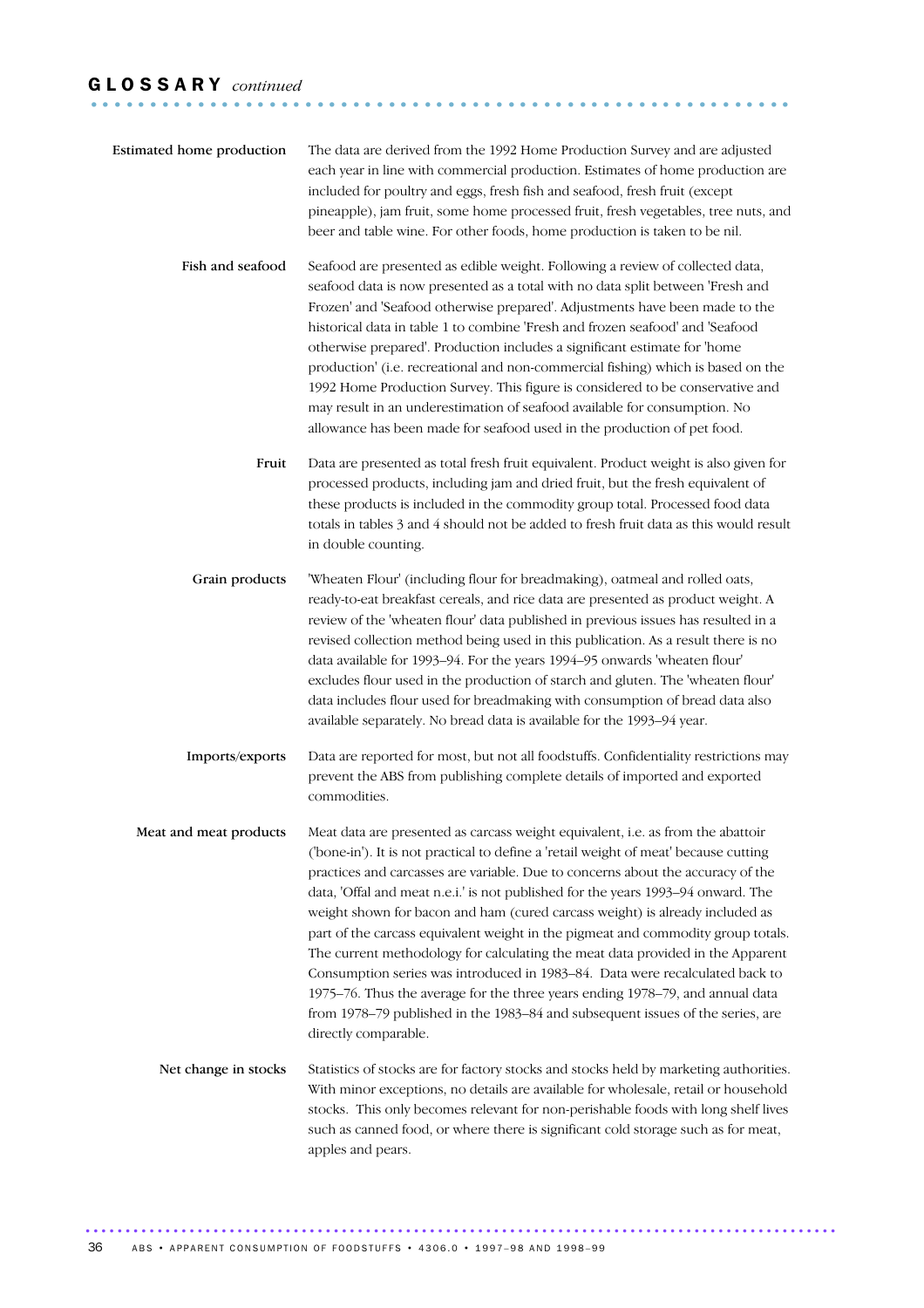## GLOSSARY *continued*

**Estimated home production**

The data are derived from the 1992 Home Production Survey and are adjusted each year in line with commercial production. Estimates of home production are included for poultry and eggs, fresh fish and seafood, fresh fruit (except pineapple), jam fruit, some home processed fruit, fresh vegetables, tree nuts, and beer and table wine. For other foods, home production is taken to be nil.

**Fish and seafood**

Seafood are presented as edible weight. Following a review of collected data, seafood data is now presented as a total with no data split between 'Fresh and Frozen' and 'Seafood otherwise prepared'. Adjustments have been made to the historical data in table 1 to combine 'Fresh and frozen seafood' and 'Seafood otherwise prepared'. Production includes a significant estimate for 'home production' (i.e. recreational and non-commercial fishing) which is based on the 1992 Home Production Survey. This figure is considered to be conservative and may result in an underestimation of seafood available for consumption. No allowance has been made for seafood used in the production of pet food.

**Fruit**

Data are presented as total fresh fruit equivalent. Product weight is also given for processed products, including jam and dried fruit, but the fresh equivalent of these products is included in the commodity group total. Processed food data totals in tables 3 and 4 should not be added to fresh fruit data as this would result in double counting.

**Grain products**

'Wheaten Flour' (including flour for breadmaking), oatmeal and rolled oats, ready-to-eat breakfast cereals, and rice data are presented as product weight. A review of the 'wheaten flour' data published in previous issues has resulted in a revised collection method being used in this publication. As a result there is no data available for 1993–94. For the years 1994–95 onwards 'wheaten flour' excludes flour used in the production of starch and gluten. The 'wheaten flour' data includes flour used for breadmaking with consumption of bread data also available separately. No bread data is available for the 1993–94 year.

**Imports/exports**

Data are reported for most, but not all foodstuffs. Confidentiality restrictions may prevent the ABS from publishing complete details of imported and exported commodities.

**Meat and meat products**

Meat data are presented as carcass weight equivalent, i.e. as from the abattoir ('bone-in'). It is not practical to define a 'retail weight of meat' because cutting practices and carcasses are variable. Due to concerns about the accuracy of the data, 'Offal and meat n.e.i.' is not published for the years 1993–94 onward. The weight shown for bacon and ham (cured carcass weight) is already included as part of the carcass equivalent weight in the pigmeat and commodity group totals. The current methodology for calculating the meat data provided in the Apparent Consumption series was introduced in 1983–84. Data were recalculated back to 1975–76. Thus the average for the three years ending 1978–79, and annual data from 1978–79 published in the 1983–84 and subsequent issues of the series, are directly comparable.

**Net change in stocks**

Statistics of stocks are for factory stocks and stocks held by marketing authorities. With minor exceptions, no details are available for wholesale, retail or household stocks. This only becomes relevant for non-perishable foods with long shelf lives such as canned food, or where there is significant cold storage such as for meat, apples and pears.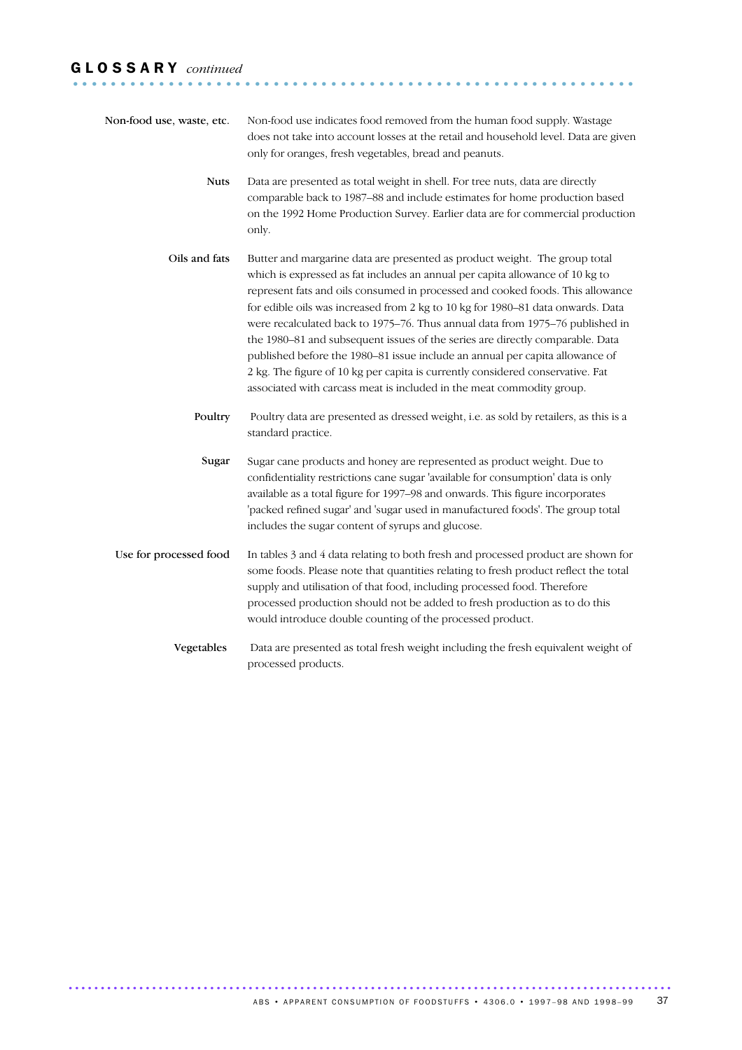## GLOSSARY *continued*

**Non-food use, waste, etc.** Non-food use indicates food removed from the human food supply. Wastage does not take into account losses at the retail and household level. Data are given only for oranges, fresh vegetables, bread and peanuts.

**Nuts** Data are presented as total weight in shell. For tree nuts, data are directly comparable back to 1987–88 and include estimates for home production based on the 1992 Home Production Survey. Earlier data are for commercial production only.

**Oils and fats** Butter and margarine data are presented as product weight. The group total which is expressed as fat includes an annual per capita allowance of 10 kg to represent fats and oils consumed in processed and cooked foods. This allowance for edible oils was increased from 2 kg to 10 kg for 1980–81 data onwards. Data were recalculated back to 1975–76. Thus annual data from 1975–76 published in the 1980–81 and subsequent issues of the series are directly comparable. Data published before the 1980–81 issue include an annual per capita allowance of 2 kg. The figure of 10 kg per capita is currently considered conservative. Fat associated with carcass meat is included in the meat commodity group.

**Poultry** Poultry data are presented as dressed weight, i.e. as sold by retailers, as this is a standard practice.

**Sugar** Sugar cane products and honey are represented as product weight. Due to confidentiality restrictions cane sugar 'available for consumption' data is only available as a total figure for 1997–98 and onwards. This figure incorporates 'packed refined sugar' and 'sugar used in manufactured foods'. The group total includes the sugar content of syrups and glucose.

**Use for processed food** In tables 3 and 4 data relating to both fresh and processed product are shown for some foods. Please note that quantities relating to fresh product reflect the total supply and utilisation of that food, including processed food. Therefore processed production should not be added to fresh production as to do this would introduce double counting of the processed product.

**Vegetables** Data are presented as total fresh weight including the fresh equivalent weight of processed products.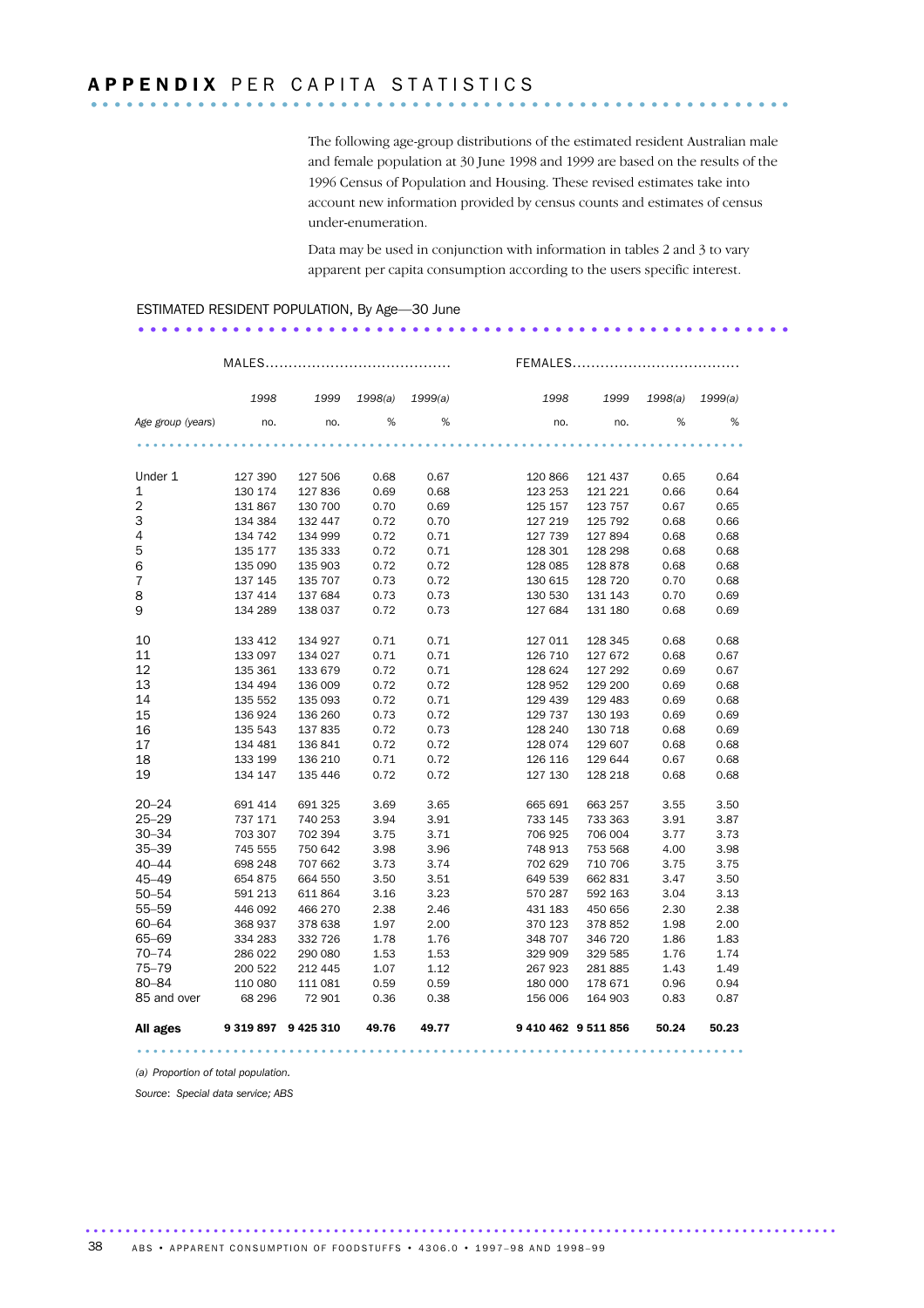# APPENDIX PER CAPITA STATISTICS

The following age-group distributions of the estimated resident Australian male and female population at 30 June 1998 and 1999 are based on the results of the 1996 Census of Population and Housing. These revised estimates take into account new information provided by census counts and estimates of census under-enumeration.

Data may be used in conjunction with information in tables 2 and 3 to vary apparent per capita consumption according to the users specific interest.

ESTIMATED RESIDENT POPULATION, By Age—30 June

| | MALES | | | | FEMALES | | | |
|---|---|---|---|---|---|---|---|---|
| | *1998* | *1999* | *1998(a)* | *1999(a)* | *1998* | *1999* | *1998(a)* | *1999(a)* |
| *Age group (years)* | no. | no. | % | % | no. | no. | % | % |
| Under 1 | 127 390 | 127 506 | 0.68 | 0.67 | 120 866 | 121 437 | 0.65 | 0.64 |
| 1 | 130 174 | 127 836 | 0.69 | 0.68 | 123 253 | 121 221 | 0.66 | 0.64 |
| 2 | 131 867 | 130 700 | 0.70 | 0.69 | 125 157 | 123 757 | 0.67 | 0.65 |
| 3 | 134 384 | 132 447 | 0.72 | 0.70 | 127 219 | 125 792 | 0.68 | 0.66 |
| 4 | 134 742 | 134 999 | 0.72 | 0.71 | 127 739 | 127 894 | 0.68 | 0.68 |
| 5 | 135 177 | 135 333 | 0.72 | 0.71 | 128 301 | 128 298 | 0.68 | 0.68 |
| 6 | 135 090 | 135 903 | 0.72 | 0.72 | 128 085 | 128 878 | 0.68 | 0.68 |
| 7 | 137 145 | 135 707 | 0.73 | 0.72 | 130 615 | 128 720 | 0.70 | 0.68 |
| 8 | 137 414 | 137 684 | 0.73 | 0.73 | 130 530 | 131 143 | 0.70 | 0.69 |
| 9 | 134 289 | 138 037 | 0.72 | 0.73 | 127 684 | 131 180 | 0.68 | 0.69 |
| 10 | 133 412 | 134 927 | 0.71 | 0.71 | 127 011 | 128 345 | 0.68 | 0.68 |
| 11 | 133 097 | 134 027 | 0.71 | 0.71 | 126 710 | 127 672 | 0.68 | 0.67 |
| 12 | 135 361 | 133 679 | 0.72 | 0.71 | 128 624 | 127 292 | 0.69 | 0.67 |
| 13 | 134 494 | 136 009 | 0.72 | 0.72 | 128 952 | 129 200 | 0.69 | 0.68 |
| 14 | 135 552 | 135 093 | 0.72 | 0.71 | 129 439 | 129 483 | 0.69 | 0.68 |
| 15 | 136 924 | 136 260 | 0.73 | 0.72 | 129 737 | 130 193 | 0.69 | 0.69 |
| 16 | 135 543 | 137 835 | 0.72 | 0.73 | 128 240 | 130 718 | 0.68 | 0.69 |
| 17 | 134 481 | 136 841 | 0.72 | 0.72 | 128 074 | 129 607 | 0.68 | 0.68 |
| 18 | 133 199 | 136 210 | 0.71 | 0.72 | 126 116 | 129 644 | 0.67 | 0.68 |
| 19 | 134 147 | 135 446 | 0.72 | 0.72 | 127 130 | 128 218 | 0.68 | 0.68 |
| 20–24 | 691 414 | 691 325 | 3.69 | 3.65 | 665 691 | 663 257 | 3.55 | 3.50 |
| 25–29 | 737 171 | 740 253 | 3.94 | 3.91 | 733 145 | 733 363 | 3.91 | 3.87 |
| 30–34 | 703 307 | 702 394 | 3.75 | 3.71 | 706 925 | 706 004 | 3.77 | 3.73 |
| 35–39 | 745 555 | 750 642 | 3.98 | 3.96 | 748 913 | 753 568 | 4.00 | 3.98 |
| 40–44 | 698 248 | 707 662 | 3.73 | 3.74 | 702 629 | 710 706 | 3.75 | 3.75 |
| 45–49 | 654 875 | 664 550 | 3.50 | 3.51 | 649 539 | 662 831 | 3.47 | 3.50 |
| 50–54 | 591 213 | 611 864 | 3.16 | 3.23 | 570 287 | 592 163 | 3.04 | 3.13 |
| 55–59 | 446 092 | 466 270 | 2.38 | 2.46 | 431 183 | 450 656 | 2.30 | 2.38 |
| 60–64 | 368 937 | 378 638 | 1.97 | 2.00 | 370 123 | 378 852 | 1.98 | 2.00 |
| 65–69 | 334 283 | 332 726 | 1.78 | 1.76 | 348 707 | 346 720 | 1.86 | 1.83 |
| 70–74 | 286 022 | 290 080 | 1.53 | 1.53 | 329 909 | 329 585 | 1.76 | 1.74 |
| 75–79 | 200 522 | 212 445 | 1.07 | 1.12 | 267 923 | 281 885 | 1.43 | 1.49 |
| 80–84 | 110 080 | 111 081 | 0.59 | 0.59 | 180 000 | 178 671 | 0.96 | 0.94 |
| 85 and over | 68 296 | 72 901 | 0.36 | 0.38 | 156 006 | 164 903 | 0.83 | 0.87 |
| **All ages** | **9 319 897** | **9 425 310** | **49.76** | **49.77** | **9 410 462** | **9 511 856** | **50.24** | **50.23** |

*(a) Proportion of total population.*

*Source: Special data service; ABS*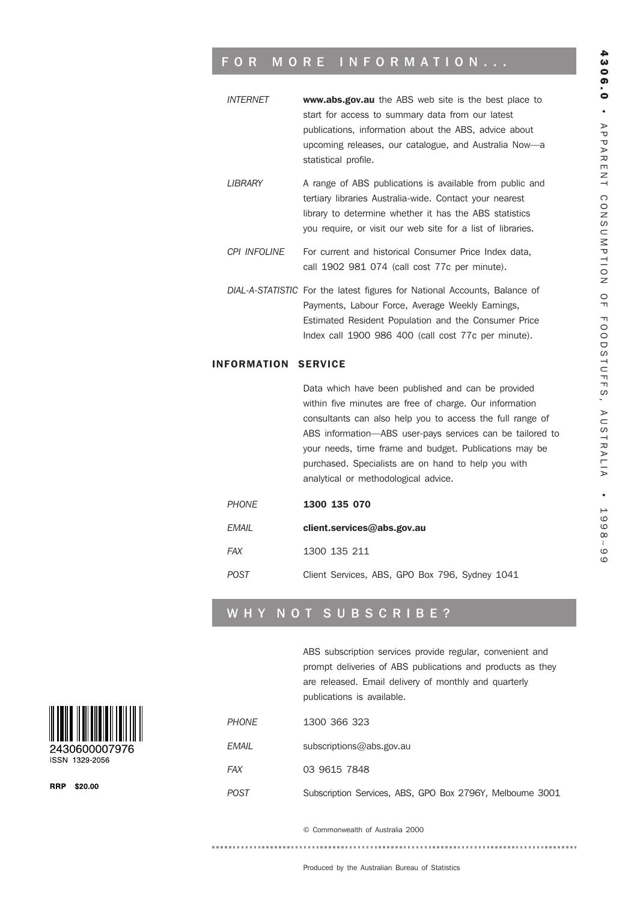## FOR MORE INFORMATION...

| | |
|---|---|
| *INTERNET* | **www.abs.gov.au** the ABS web site is the best place to start for access to summary data from our latest publications, information about the ABS, advice about upcoming releases, our catalogue, and Australia Now—a statistical profile. |
| *LIBRARY* | A range of ABS publications is available from public and tertiary libraries Australia-wide. Contact your nearest library to determine whether it has the ABS statistics you require, or visit our web site for a list of libraries. |
| *CPI INFOLINE* | For current and historical Consumer Price Index data, call 1902 981 074 (call cost 77c per minute). |
| *DIAL-A-STATISTIC* | For the latest figures for National Accounts, Balance of Payments, Labour Force, Average Weekly Earnings, Estimated Resident Population and the Consumer Price Index call 1900 986 400 (call cost 77c per minute). |

### INFORMATION SERVICE

Data which have been published and can be provided within five minutes are free of charge. Our information consultants can also help you to access the full range of ABS information—ABS user-pays services can be tailored to your needs, time frame and budget. Publications may be purchased. Specialists are on hand to help you with analytical or methodological advice.

| | |
|---|---|
| *PHONE* | **1300 135 070** |
| *EMAIL* | **client.services@abs.gov.au** |
| *FAX* | 1300 135 211 |
| *POST* | Client Services, ABS, GPO Box 796, Sydney 1041 |

## WHY NOT SUBSCRIBE?

ABS subscription services provide regular, convenient and prompt deliveries of ABS publications and products as they are released. Email delivery of monthly and quarterly publications is available.

| | |
|---|---|
| *PHONE* | 1300 366 323 |
| *EMAIL* | subscriptions@abs.gov.au |
| *FAX* | 03 9615 7848 |
| *POST* | Subscription Services, ABS, GPO Box 2796Y, Melbourne 3001 |

2430600007976

ISSN 1329-2056

**RRP $20.00**

© Commonwealth of Australia 2000

Produced by the Australian Bureau of Statistics